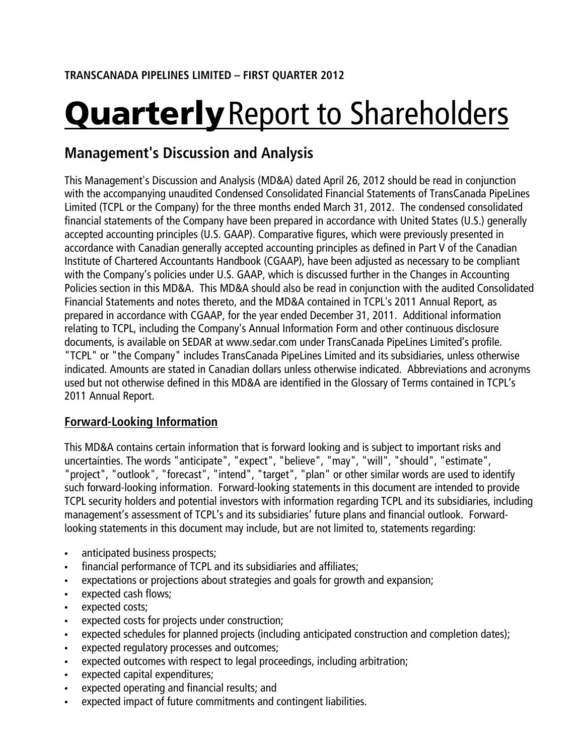**TRANSCANADA PIPELINES LIMITED – FIRST QUARTER 2012**

# Quarterly Report to Shareholders

## Management's Discussion and Analysis

This Management's Discussion and Analysis (MD&A) dated April 26, 2012 should be read in conjunction with the accompanying unaudited Condensed Consolidated Financial Statements of TransCanada PipeLines Limited (TCPL or the Company) for the three months ended March 31, 2012. The condensed consolidated financial statements of the Company have been prepared in accordance with United States (U.S.) generally accepted accounting principles (U.S. GAAP). Comparative figures, which were previously presented in accordance with Canadian generally accepted accounting principles as defined in Part V of the Canadian Institute of Chartered Accountants Handbook (CGAAP), have been adjusted as necessary to be compliant with the Company's policies under U.S. GAAP, which is discussed further in the Changes in Accounting Policies section in this MD&A. This MD&A should also be read in conjunction with the audited Consolidated Financial Statements and notes thereto, and the MD&A contained in TCPL's 2011 Annual Report, as prepared in accordance with CGAAP, for the year ended December 31, 2011. Additional information relating to TCPL, including the Company's Annual Information Form and other continuous disclosure documents, is available on SEDAR at www.sedar.com under TransCanada PipeLines Limited's profile. "TCPL" or "the Company" includes TransCanada PipeLines Limited and its subsidiaries, unless otherwise indicated. Amounts are stated in Canadian dollars unless otherwise indicated. Abbreviations and acronyms used but not otherwise defined in this MD&A are identified in the Glossary of Terms contained in TCPL's 2011 Annual Report.

### Forward-Looking Information

This MD&A contains certain information that is forward looking and is subject to important risks and uncertainties. The words "anticipate", "expect", "believe", "may", "will", "should", "estimate", "project", "outlook", "forecast", "intend", "target", "plan" or other similar words are used to identify such forward-looking information. Forward-looking statements in this document are intended to provide TCPL security holders and potential investors with information regarding TCPL and its subsidiaries, including management's assessment of TCPL's and its subsidiaries' future plans and financial outlook. Forward-looking statements in this document may include, but are not limited to, statements regarding:

- anticipated business prospects;
- financial performance of TCPL and its subsidiaries and affiliates;
- expectations or projections about strategies and goals for growth and expansion;
- expected cash flows;
- expected costs;
- expected costs for projects under construction;
- expected schedules for planned projects (including anticipated construction and completion dates);
- expected regulatory processes and outcomes;
- expected outcomes with respect to legal proceedings, including arbitration;
- expected capital expenditures;
- expected operating and financial results; and
- expected impact of future commitments and contingent liabilities.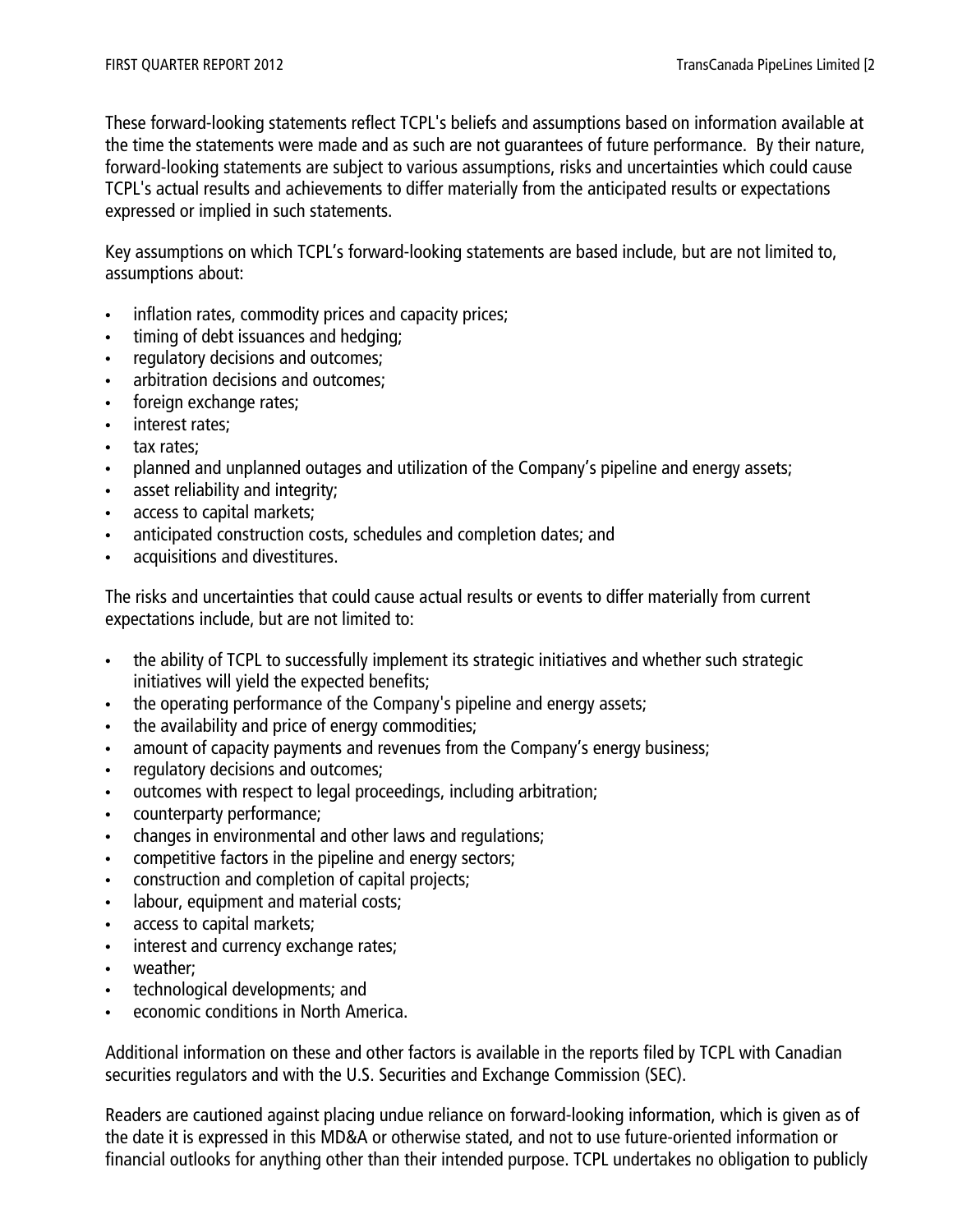These forward-looking statements reflect TCPL's beliefs and assumptions based on information available at the time the statements were made and as such are not guarantees of future performance. By their nature, forward-looking statements are subject to various assumptions, risks and uncertainties which could cause TCPL's actual results and achievements to differ materially from the anticipated results or expectations expressed or implied in such statements.

Key assumptions on which TCPL's forward-looking statements are based include, but are not limited to, assumptions about:

- inflation rates, commodity prices and capacity prices;
- timing of debt issuances and hedging;
- regulatory decisions and outcomes;
- arbitration decisions and outcomes;
- foreign exchange rates;
- interest rates;
- tax rates;
- planned and unplanned outages and utilization of the Company's pipeline and energy assets;
- asset reliability and integrity;
- access to capital markets;
- anticipated construction costs, schedules and completion dates; and
- acquisitions and divestitures.

The risks and uncertainties that could cause actual results or events to differ materially from current expectations include, but are not limited to:

- the ability of TCPL to successfully implement its strategic initiatives and whether such strategic initiatives will yield the expected benefits;
- the operating performance of the Company's pipeline and energy assets;
- the availability and price of energy commodities;
- amount of capacity payments and revenues from the Company's energy business;
- regulatory decisions and outcomes;
- outcomes with respect to legal proceedings, including arbitration;
- counterparty performance;
- changes in environmental and other laws and regulations;
- competitive factors in the pipeline and energy sectors;
- construction and completion of capital projects;
- labour, equipment and material costs;
- access to capital markets;
- interest and currency exchange rates;
- weather;
- technological developments; and
- economic conditions in North America.

Additional information on these and other factors is available in the reports filed by TCPL with Canadian securities regulators and with the U.S. Securities and Exchange Commission (SEC).

Readers are cautioned against placing undue reliance on forward-looking information, which is given as of the date it is expressed in this MD&A or otherwise stated, and not to use future-oriented information or financial outlooks for anything other than their intended purpose. TCPL undertakes no obligation to publicly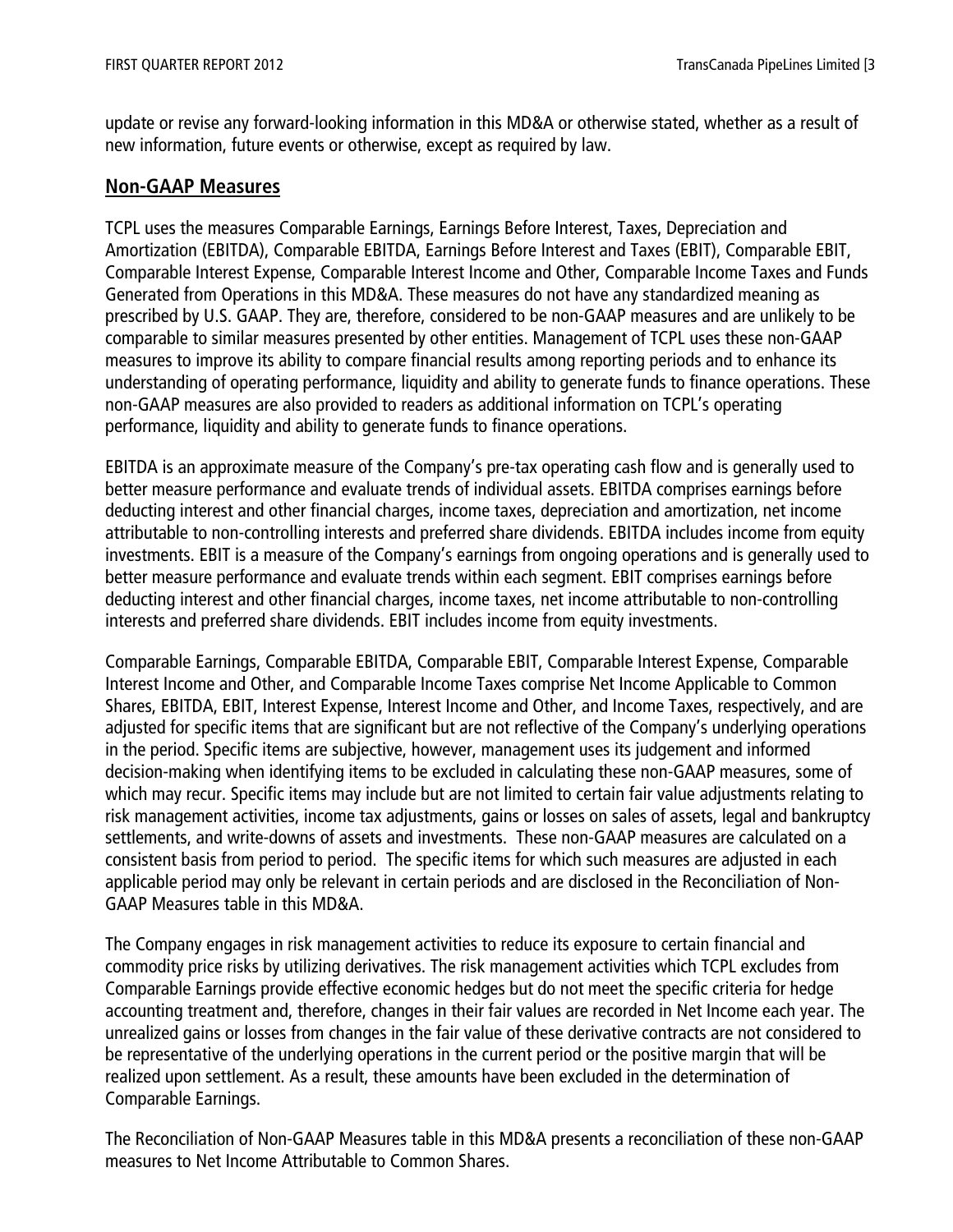update or revise any forward-looking information in this MD&A or otherwise stated, whether as a result of new information, future events or otherwise, except as required by law.

## Non-GAAP Measures

TCPL uses the measures Comparable Earnings, Earnings Before Interest, Taxes, Depreciation and Amortization (EBITDA), Comparable EBITDA, Earnings Before Interest and Taxes (EBIT), Comparable EBIT, Comparable Interest Expense, Comparable Interest Income and Other, Comparable Income Taxes and Funds Generated from Operations in this MD&A. These measures do not have any standardized meaning as prescribed by U.S. GAAP. They are, therefore, considered to be non-GAAP measures and are unlikely to be comparable to similar measures presented by other entities. Management of TCPL uses these non-GAAP measures to improve its ability to compare financial results among reporting periods and to enhance its understanding of operating performance, liquidity and ability to generate funds to finance operations. These non-GAAP measures are also provided to readers as additional information on TCPL's operating performance, liquidity and ability to generate funds to finance operations.

EBITDA is an approximate measure of the Company's pre-tax operating cash flow and is generally used to better measure performance and evaluate trends of individual assets. EBITDA comprises earnings before deducting interest and other financial charges, income taxes, depreciation and amortization, net income attributable to non-controlling interests and preferred share dividends. EBITDA includes income from equity investments. EBIT is a measure of the Company's earnings from ongoing operations and is generally used to better measure performance and evaluate trends within each segment. EBIT comprises earnings before deducting interest and other financial charges, income taxes, net income attributable to non-controlling interests and preferred share dividends. EBIT includes income from equity investments.

Comparable Earnings, Comparable EBITDA, Comparable EBIT, Comparable Interest Expense, Comparable Interest Income and Other, and Comparable Income Taxes comprise Net Income Applicable to Common Shares, EBITDA, EBIT, Interest Expense, Interest Income and Other, and Income Taxes, respectively, and are adjusted for specific items that are significant but are not reflective of the Company's underlying operations in the period. Specific items are subjective, however, management uses its judgement and informed decision-making when identifying items to be excluded in calculating these non-GAAP measures, some of which may recur. Specific items may include but are not limited to certain fair value adjustments relating to risk management activities, income tax adjustments, gains or losses on sales of assets, legal and bankruptcy settlements, and write-downs of assets and investments. These non-GAAP measures are calculated on a consistent basis from period to period. The specific items for which such measures are adjusted in each applicable period may only be relevant in certain periods and are disclosed in the Reconciliation of Non-GAAP Measures table in this MD&A.

The Company engages in risk management activities to reduce its exposure to certain financial and commodity price risks by utilizing derivatives. The risk management activities which TCPL excludes from Comparable Earnings provide effective economic hedges but do not meet the specific criteria for hedge accounting treatment and, therefore, changes in their fair values are recorded in Net Income each year. The unrealized gains or losses from changes in the fair value of these derivative contracts are not considered to be representative of the underlying operations in the current period or the positive margin that will be realized upon settlement. As a result, these amounts have been excluded in the determination of Comparable Earnings.

The Reconciliation of Non-GAAP Measures table in this MD&A presents a reconciliation of these non-GAAP measures to Net Income Attributable to Common Shares.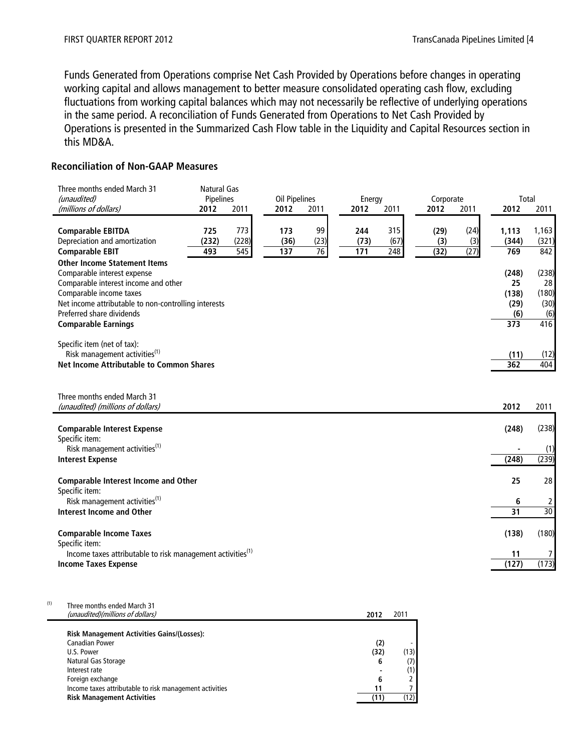Funds Generated from Operations comprise Net Cash Provided by Operations before changes in operating working capital and allows management to better measure consolidated operating cash flow, excluding fluctuations from working capital balances which may not necessarily be reflective of underlying operations in the same period. A reconciliation of Funds Generated from Operations to Net Cash Provided by Operations is presented in the Summarized Cash Flow table in the Liquidity and Capital Resources section in this MD&A.

## Reconciliation of Non-GAAP Measures

| Three months ended March 31 *(unaudited)* *(millions of dollars)* | Natural Gas Pipelines | | Oil Pipelines | | Energy | | Corporate | | Total | |
|---|---|---|---|---|---|---|---|---|---|---|
| | **2012** | 2011 | **2012** | 2011 | **2012** | 2011 | **2012** | 2011 | **2012** | 2011 |
| **Comparable EBITDA** | **725** | 773 | **173** | 99 | **244** | 315 | **(29)** | (24) | **1,113** | 1,163 |
| Depreciation and amortization | **(232)** | (228) | **(36)** | (23) | **(73)** | (67) | **(3)** | (3) | **(344)** | (321) |
| **Comparable EBIT** | **493** | 545 | **137** | 76 | **171** | 248 | **(32)** | (27) | **769** | 842 |
| **Other Income Statement Items** | | | | | | | | | | |
| Comparable interest expense | | | | | | | | | **(248)** | (238) |
| Comparable interest income and other | | | | | | | | | **25** | 28 |
| Comparable income taxes | | | | | | | | | **(138)** | (180) |
| Net income attributable to non-controlling interests | | | | | | | | | **(29)** | (30) |
| Preferred share dividends | | | | | | | | | **(6)** | (6) |
| **Comparable Earnings** | | | | | | | | | **373** | 416 |
| Specific item (net of tax): | | | | | | | | | | |
| Risk management activities[(1)] | | | | | | | | | **(11)** | (12) |
| **Net Income Attributable to Common Shares** | | | | | | | | | **362** | 404 |

| Three months ended March 31 *(unaudited) (millions of dollars)* | **2012** | 2011 |
|---|---|---|
| **Comparable Interest Expense** | **(248)** | (238) |
| Specific item: | | |
| Risk management activities[(1)] | **-** | (1) |
| **Interest Expense** | **(248)** | (239) |
| **Comparable Interest Income and Other** | **25** | 28 |
| Specific item: | | |
| Risk management activities[(1)] | **6** | 2 |
| **Interest Income and Other** | **31** | 30 |
| **Comparable Income Taxes** | **(138)** | (180) |
| Specific item: | | |
| Income taxes attributable to risk management activities[(1)] | **11** | 7 |
| **Income Taxes Expense** | **(127)** | (173) |

(1)

| Three months ended March 31 *(unaudited)(millions of dollars)* | **2012** | 2011 |
|---|---|---|
| **Risk Management Activities Gains/(Losses):** | | |
| Canadian Power | **(2)** | - |
| U.S. Power | **(32)** | (13) |
| Natural Gas Storage | **6** | (7) |
| Interest rate | **-** | (1) |
| Foreign exchange | **6** | 2 |
| Income taxes attributable to risk management activities | **11** | 7 |
| **Risk Management Activities** | **(11)** | (12) |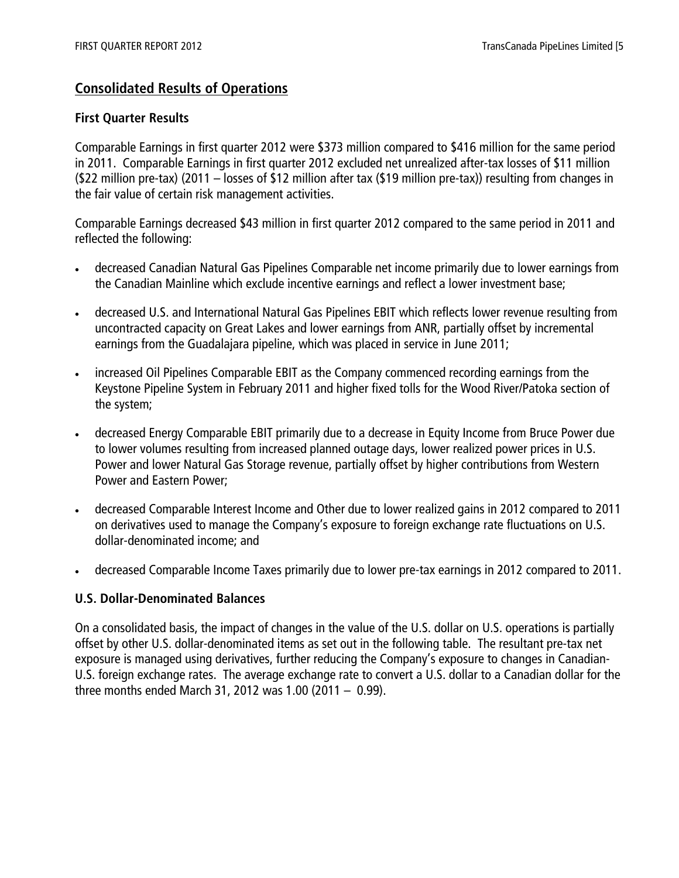## Consolidated Results of Operations

### First Quarter Results

Comparable Earnings in first quarter 2012 were $373 million compared to $416 million for the same period in 2011. Comparable Earnings in first quarter 2012 excluded net unrealized after-tax losses of $11 million ($22 million pre-tax) (2011 – losses of $12 million after tax ($19 million pre-tax)) resulting from changes in the fair value of certain risk management activities.

Comparable Earnings decreased $43 million in first quarter 2012 compared to the same period in 2011 and reflected the following:

- decreased Canadian Natural Gas Pipelines Comparable net income primarily due to lower earnings from the Canadian Mainline which exclude incentive earnings and reflect a lower investment base;
- decreased U.S. and International Natural Gas Pipelines EBIT which reflects lower revenue resulting from uncontracted capacity on Great Lakes and lower earnings from ANR, partially offset by incremental earnings from the Guadalajara pipeline, which was placed in service in June 2011;
- increased Oil Pipelines Comparable EBIT as the Company commenced recording earnings from the Keystone Pipeline System in February 2011 and higher fixed tolls for the Wood River/Patoka section of the system;
- decreased Energy Comparable EBIT primarily due to a decrease in Equity Income from Bruce Power due to lower volumes resulting from increased planned outage days, lower realized power prices in U.S. Power and lower Natural Gas Storage revenue, partially offset by higher contributions from Western Power and Eastern Power;
- decreased Comparable Interest Income and Other due to lower realized gains in 2012 compared to 2011 on derivatives used to manage the Company's exposure to foreign exchange rate fluctuations on U.S. dollar-denominated income; and
- decreased Comparable Income Taxes primarily due to lower pre-tax earnings in 2012 compared to 2011.

### U.S. Dollar-Denominated Balances

On a consolidated basis, the impact of changes in the value of the U.S. dollar on U.S. operations is partially offset by other U.S. dollar-denominated items as set out in the following table. The resultant pre-tax net exposure is managed using derivatives, further reducing the Company's exposure to changes in Canadian-U.S. foreign exchange rates. The average exchange rate to convert a U.S. dollar to a Canadian dollar for the three months ended March 31, 2012 was 1.00 (2011 – 0.99).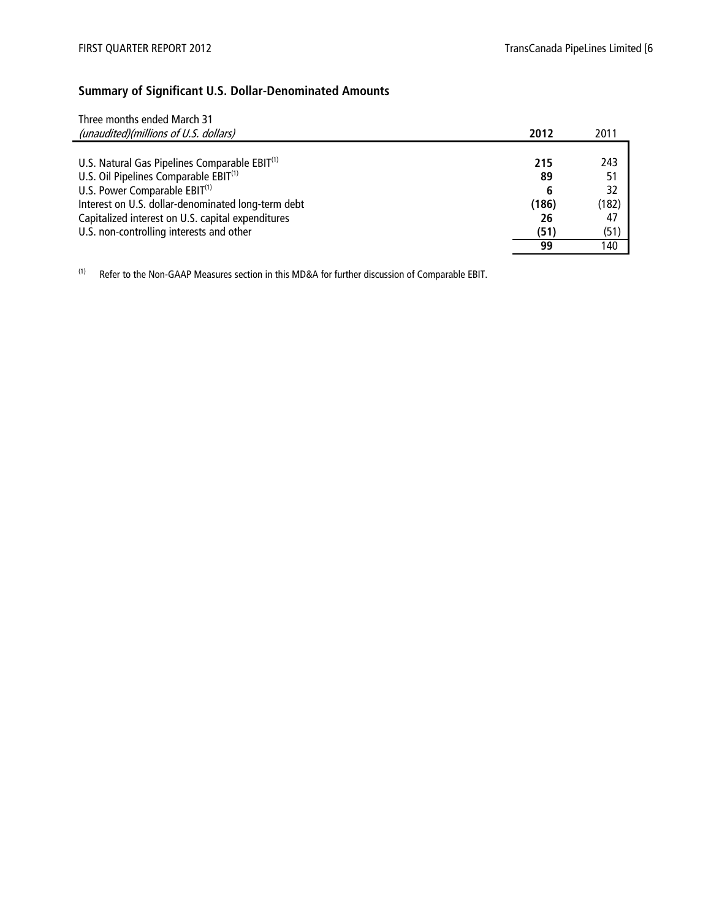## Summary of Significant U.S. Dollar-Denominated Amounts

| Three months ended March 31<br>*(unaudited)(millions of U.S. dollars)* | **2012** | 2011 |
|---|---|---|
| U.S. Natural Gas Pipelines Comparable EBIT[(1)] | **215** | 243 |
| U.S. Oil Pipelines Comparable EBIT[(1)] | **89** | 51 |
| U.S. Power Comparable EBIT[(1)] | **6** | 32 |
| Interest on U.S. dollar-denominated long-term debt | **(186)** | (182) |
| Capitalized interest on U.S. capital expenditures | **26** | 47 |
| U.S. non-controlling interests and other | **(51)** | (51) |
| | **99** | 140 |

(1) Refer to the Non-GAAP Measures section in this MD&A for further discussion of Comparable EBIT.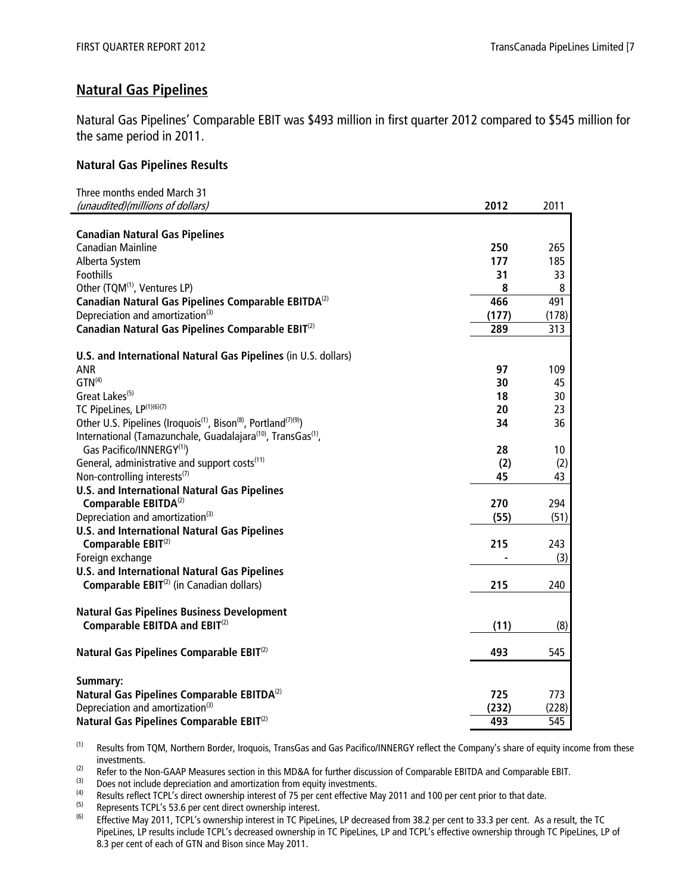## Natural Gas Pipelines

Natural Gas Pipelines' Comparable EBIT was $493 million in first quarter 2012 compared to $545 million for the same period in 2011.

### Natural Gas Pipelines Results

| Three months ended March 31 *(unaudited)(millions of dollars)* | **2012** | 2011 |
|---|---|---|
| **Canadian Natural Gas Pipelines** | | |
| Canadian Mainline | **250** | 265 |
| Alberta System | **177** | 185 |
| Foothills | **31** | 33 |
| Other (TQM[1], Ventures LP) | **8** | 8 |
| **Canadian Natural Gas Pipelines Comparable EBITDA**[2] | **466** | 491 |
| Depreciation and amortization[3] | **(177)** | (178) |
| **Canadian Natural Gas Pipelines Comparable EBIT**[2] | **289** | 313 |
| **U.S. and International Natural Gas Pipelines** (in U.S. dollars) | | |
| ANR | **97** | 109 |
| GTN[4] | **30** | 45 |
| Great Lakes[5] | **18** | 30 |
| TC PipeLines, LP[1][6][7] | **20** | 23 |
| Other U.S. Pipelines (Iroquois[1], Bison[8], Portland[7][9]) | **34** | 36 |
| International (Tamazunchale, Guadalajara[10], TransGas[1], Gas Pacifico/INNERGY[1]) | **28** | 10 |
| General, administrative and support costs[11] | **(2)** | (2) |
| Non-controlling interests[7] | **45** | 43 |
| **U.S. and International Natural Gas Pipelines Comparable EBITDA**[2] | **270** | 294 |
| Depreciation and amortization[3] | **(55)** | (51) |
| **U.S. and International Natural Gas Pipelines Comparable EBIT**[2] | **215** | 243 |
| Foreign exchange | **-** | (3) |
| **U.S. and International Natural Gas Pipelines Comparable EBIT**[2] (in Canadian dollars) | **215** | 240 |
| **Natural Gas Pipelines Business Development Comparable EBITDA and EBIT**[2] | **(11)** | (8) |
| **Natural Gas Pipelines Comparable EBIT**[2] | **493** | 545 |
| **Summary:** | | |
| **Natural Gas Pipelines Comparable EBITDA**[2] | **725** | 773 |
| Depreciation and amortization[3] | **(232)** | (228) |
| **Natural Gas Pipelines Comparable EBIT**[2] | **493** | 545 |

(1) Results from TQM, Northern Border, Iroquois, TransGas and Gas Pacifico/INNERGY reflect the Company's share of equity income from these investments.

(2) Refer to the Non-GAAP Measures section in this MD&A for further discussion of Comparable EBITDA and Comparable EBIT.

(3) Does not include depreciation and amortization from equity investments.

(4) Results reflect TCPL's direct ownership interest of 75 per cent effective May 2011 and 100 per cent prior to that date.

(5) Represents TCPL's 53.6 per cent direct ownership interest.

(6) Effective May 2011, TCPL's ownership interest in TC PipeLines, LP decreased from 38.2 per cent to 33.3 per cent. As a result, the TC PipeLines, LP results include TCPL's decreased ownership in TC PipeLines, LP and TCPL's effective ownership through TC PipeLines, LP of 8.3 per cent of each of GTN and Bison since May 2011.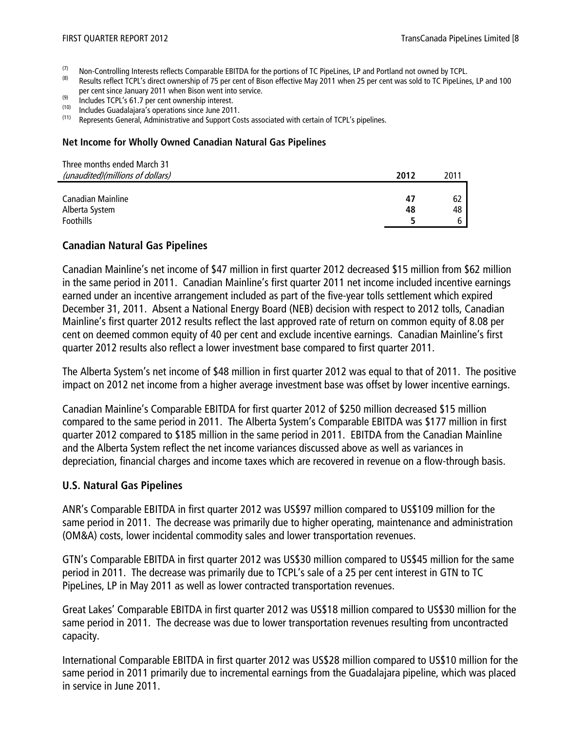(7) Non-Controlling Interests reflects Comparable EBITDA for the portions of TC PipeLines, LP and Portland not owned by TCPL.
(8) Results reflect TCPL's direct ownership of 75 per cent of Bison effective May 2011 when 25 per cent was sold to TC PipeLines, LP and 100 per cent since January 2011 when Bison went into service.
(9) Includes TCPL's 61.7 per cent ownership interest.
(10) Includes Guadalajara's operations since June 2011.
(11) Represents General, Administrative and Support Costs associated with certain of TCPL's pipelines.

**Net Income for Wholly Owned Canadian Natural Gas Pipelines**

| Three months ended March 31<br>*(unaudited)(millions of dollars)* | **2012** | 2011 |
|---|---|---|
| Canadian Mainline | **47** | 62 |
| Alberta System | **48** | 48 |
| Foothills | **5** | 6 |

## Canadian Natural Gas Pipelines

Canadian Mainline's net income of $47 million in first quarter 2012 decreased $15 million from $62 million in the same period in 2011. Canadian Mainline's first quarter 2011 net income included incentive earnings earned under an incentive arrangement included as part of the five-year tolls settlement which expired December 31, 2011. Absent a National Energy Board (NEB) decision with respect to 2012 tolls, Canadian Mainline's first quarter 2012 results reflect the last approved rate of return on common equity of 8.08 per cent on deemed common equity of 40 per cent and exclude incentive earnings. Canadian Mainline's first quarter 2012 results also reflect a lower investment base compared to first quarter 2011.

The Alberta System's net income of $48 million in first quarter 2012 was equal to that of 2011. The positive impact on 2012 net income from a higher average investment base was offset by lower incentive earnings.

Canadian Mainline's Comparable EBITDA for first quarter 2012 of $250 million decreased $15 million compared to the same period in 2011. The Alberta System's Comparable EBITDA was $177 million in first quarter 2012 compared to $185 million in the same period in 2011. EBITDA from the Canadian Mainline and the Alberta System reflect the net income variances discussed above as well as variances in depreciation, financial charges and income taxes which are recovered in revenue on a flow-through basis.

## U.S. Natural Gas Pipelines

ANR's Comparable EBITDA in first quarter 2012 was US$97 million compared to US$109 million for the same period in 2011. The decrease was primarily due to higher operating, maintenance and administration (OM&A) costs, lower incidental commodity sales and lower transportation revenues.

GTN's Comparable EBITDA in first quarter 2012 was US$30 million compared to US$45 million for the same period in 2011. The decrease was primarily due to TCPL's sale of a 25 per cent interest in GTN to TC PipeLines, LP in May 2011 as well as lower contracted transportation revenues.

Great Lakes' Comparable EBITDA in first quarter 2012 was US$18 million compared to US$30 million for the same period in 2011. The decrease was due to lower transportation revenues resulting from uncontracted capacity.

International Comparable EBITDA in first quarter 2012 was US$28 million compared to US$10 million for the same period in 2011 primarily due to incremental earnings from the Guadalajara pipeline, which was placed in service in June 2011.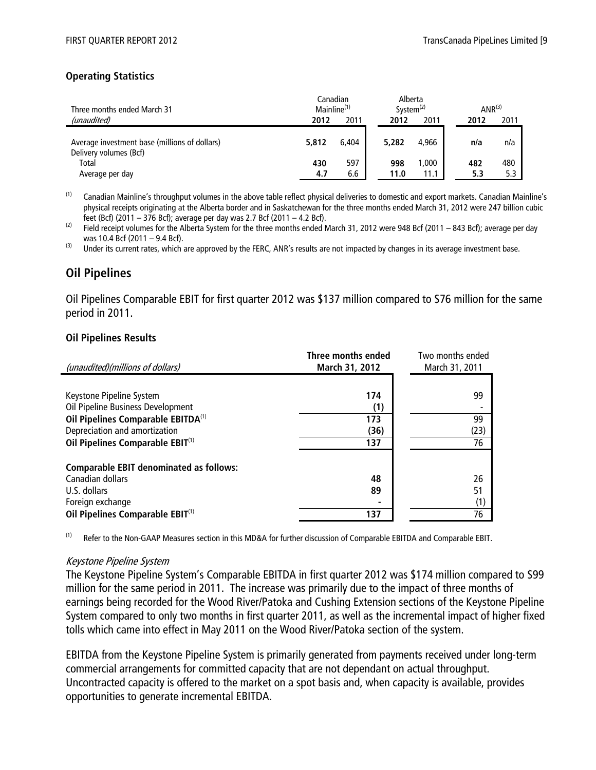### Operating Statistics

| Three months ended March 31 *(unaudited)* | Canadian Mainline[(1)] 2012 | 2011 | Alberta System[(2)] 2012 | 2011 | ANR[(3)] 2012 | 2011 |
|---|---|---|---|---|---|---|
| Average investment base (millions of dollars) | **5,812** | 6,404 | **5,282** | 4,966 | **n/a** | n/a |
| Delivery volumes (Bcf) | | | | | | |
| Total | **430** | 597 | **998** | 1,000 | **482** | 480 |
| Average per day | **4.7** | 6.6 | **11.0** | 11.1 | **5.3** | 5.3 |

(1) Canadian Mainline's throughput volumes in the above table reflect physical deliveries to domestic and export markets. Canadian Mainline's physical receipts originating at the Alberta border and in Saskatchewan for the three months ended March 31, 2012 were 247 billion cubic feet (Bcf) (2011 – 376 Bcf); average per day was 2.7 Bcf (2011 – 4.2 Bcf).

(2) Field receipt volumes for the Alberta System for the three months ended March 31, 2012 were 948 Bcf (2011 – 843 Bcf); average per day was 10.4 Bcf (2011 – 9.4 Bcf).

(3) Under its current rates, which are approved by the FERC, ANR's results are not impacted by changes in its average investment base.

## Oil Pipelines

Oil Pipelines Comparable EBIT for first quarter 2012 was $137 million compared to $76 million for the same period in 2011.

### Oil Pipelines Results

| *(unaudited)(millions of dollars)* | **Three months ended March 31, 2012** | Two months ended March 31, 2011 |
|---|---|---|
| Keystone Pipeline System | **174** | 99 |
| Oil Pipeline Business Development | **(1)** | - |
| **Oil Pipelines Comparable EBITDA[(1)]** | **173** | 99 |
| Depreciation and amortization | **(36)** | (23) |
| **Oil Pipelines Comparable EBIT[(1)]** | **137** | 76 |
| | | |
| **Comparable EBIT denominated as follows:** | | |
| Canadian dollars | **48** | 26 |
| U.S. dollars | **89** | 51 |
| Foreign exchange | **-** | (1) |
| **Oil Pipelines Comparable EBIT[(1)]** | **137** | 76 |

(1) Refer to the Non-GAAP Measures section in this MD&A for further discussion of Comparable EBITDA and Comparable EBIT.

*Keystone Pipeline System*

The Keystone Pipeline System's Comparable EBITDA in first quarter 2012 was $174 million compared to $99 million for the same period in 2011. The increase was primarily due to the impact of three months of earnings being recorded for the Wood River/Patoka and Cushing Extension sections of the Keystone Pipeline System compared to only two months in first quarter 2011, as well as the incremental impact of higher fixed tolls which came into effect in May 2011 on the Wood River/Patoka section of the system.

EBITDA from the Keystone Pipeline System is primarily generated from payments received under long-term commercial arrangements for committed capacity that are not dependant on actual throughput. Uncontracted capacity is offered to the market on a spot basis and, when capacity is available, provides opportunities to generate incremental EBITDA.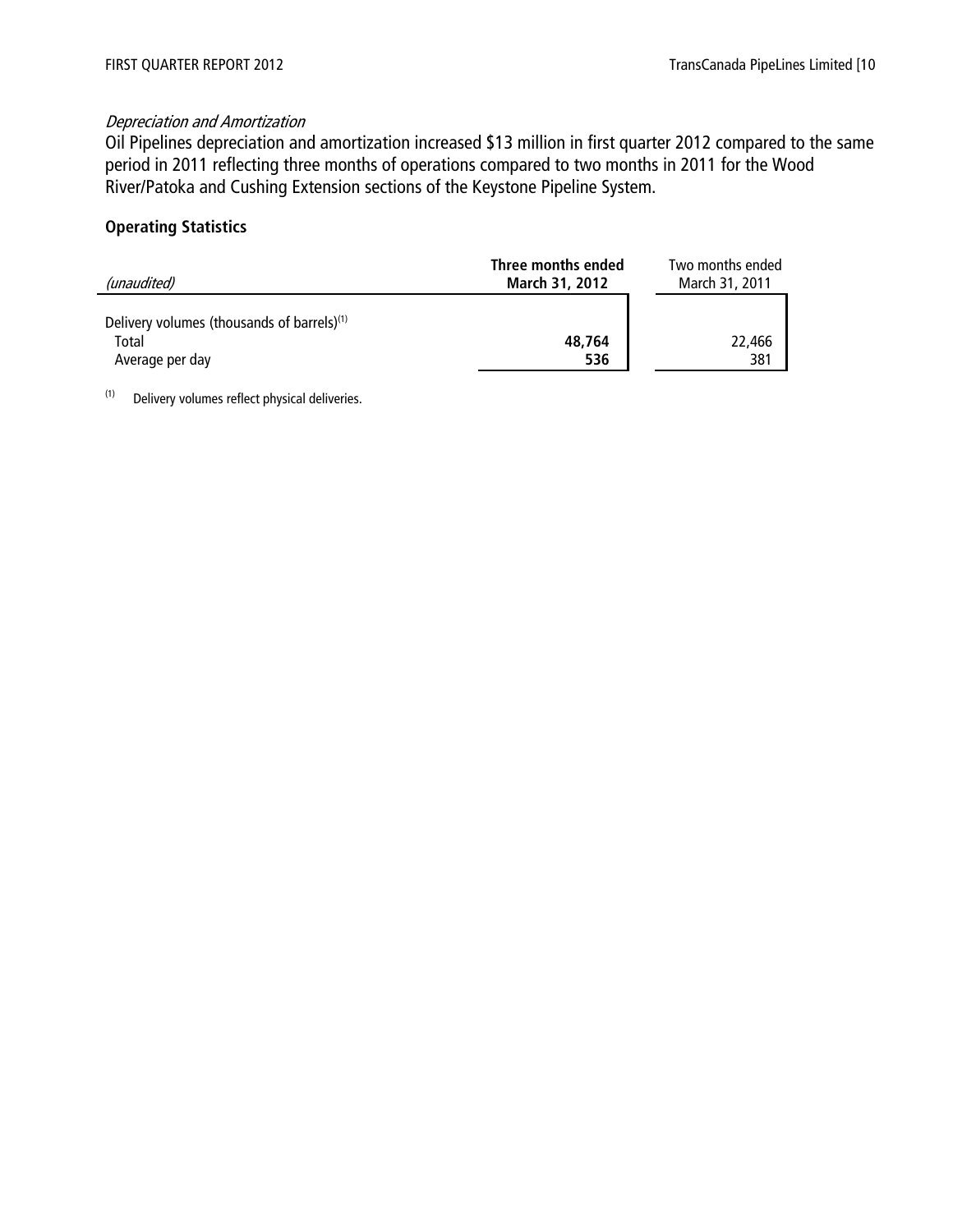*Depreciation and Amortization*

Oil Pipelines depreciation and amortization increased $13 million in first quarter 2012 compared to the same period in 2011 reflecting three months of operations compared to two months in 2011 for the Wood River/Patoka and Cushing Extension sections of the Keystone Pipeline System.

**Operating Statistics**

| *(unaudited)* | **Three months ended March 31, 2012** | Two months ended March 31, 2011 |
|---|---|---|
| Delivery volumes (thousands of barrels)(1) | | |
| Total | **48,764** | 22,466 |
| Average per day | **536** | 381 |

(1) Delivery volumes reflect physical deliveries.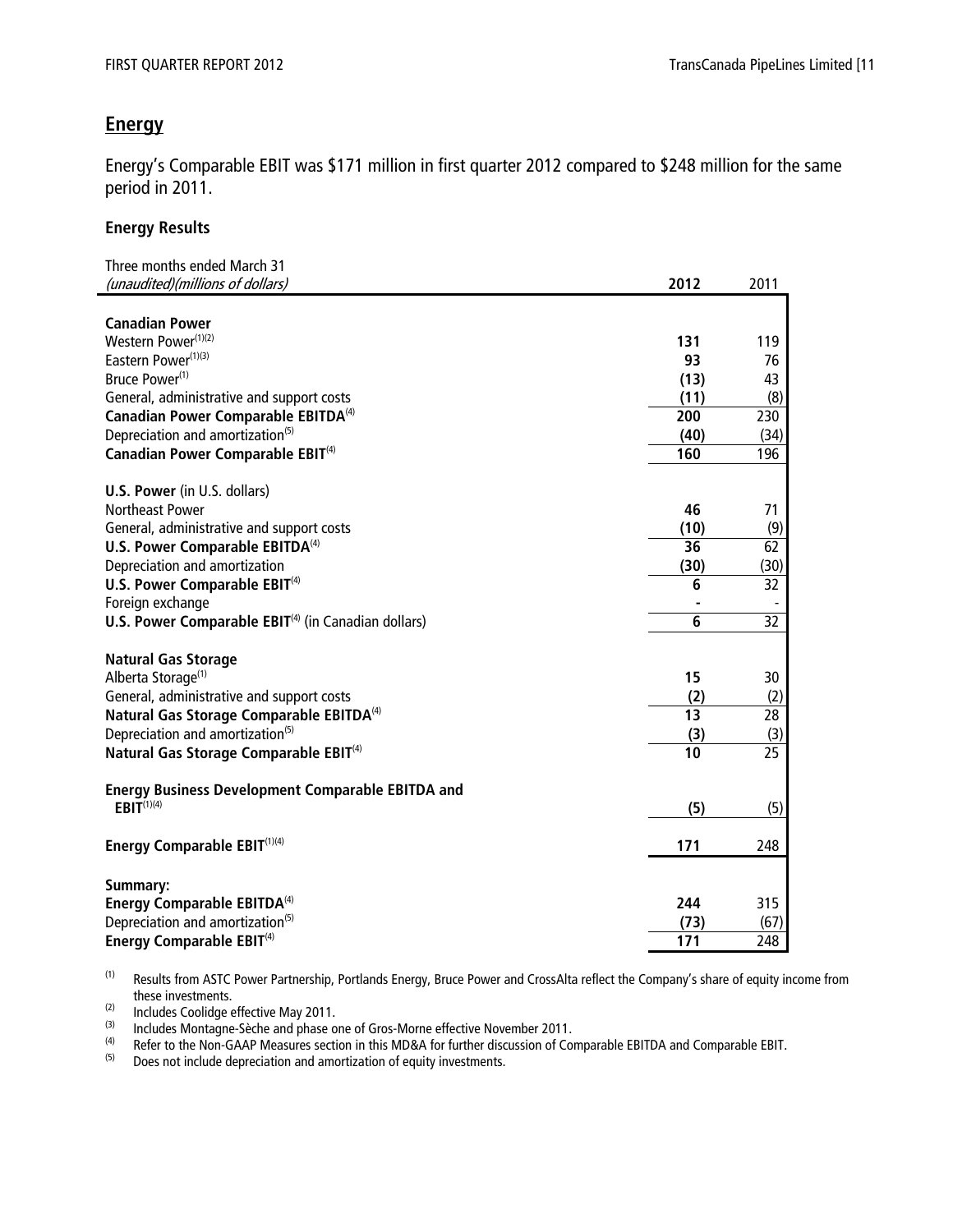## Energy

Energy's Comparable EBIT was $171 million in first quarter 2012 compared to $248 million for the same period in 2011.

### Energy Results

| Three months ended March 31 *(unaudited)(millions of dollars)* | **2012** | 2011 |
|---|---|---|
| **Canadian Power** | | |
| Western Power[(1)(2)] | **131** | 119 |
| Eastern Power[(1)(3)] | **93** | 76 |
| Bruce Power[(1)] | **(13)** | 43 |
| General, administrative and support costs | **(11)** | (8) |
| **Canadian Power Comparable EBITDA[(4)]** | **200** | 230 |
| Depreciation and amortization[(5)] | **(40)** | (34) |
| **Canadian Power Comparable EBIT[(4)]** | **160** | 196 |
| **U.S. Power** (in U.S. dollars) | | |
| Northeast Power | **46** | 71 |
| General, administrative and support costs | **(10)** | (9) |
| **U.S. Power Comparable EBITDA[(4)]** | **36** | 62 |
| Depreciation and amortization | **(30)** | (30) |
| **U.S. Power Comparable EBIT[(4)]** | **6** | 32 |
| Foreign exchange | **-** | - |
| **U.S. Power Comparable EBIT[(4)]** (in Canadian dollars) | **6** | 32 |
| **Natural Gas Storage** | | |
| Alberta Storage[(1)] | **15** | 30 |
| General, administrative and support costs | **(2)** | (2) |
| **Natural Gas Storage Comparable EBITDA[(4)]** | **13** | 28 |
| Depreciation and amortization[(5)] | **(3)** | (3) |
| **Natural Gas Storage Comparable EBIT[(4)]** | **10** | 25 |
| **Energy Business Development Comparable EBITDA and EBIT[(1)(4)]** | **(5)** | (5) |
| **Energy Comparable EBIT[(1)(4)]** | **171** | 248 |
| **Summary:** | | |
| **Energy Comparable EBITDA[(4)]** | **244** | 315 |
| Depreciation and amortization[(5)] | **(73)** | (67) |
| **Energy Comparable EBIT[(4)]** | **171** | 248 |

(1) Results from ASTC Power Partnership, Portlands Energy, Bruce Power and CrossAlta reflect the Company's share of equity income from these investments.

(2) Includes Coolidge effective May 2011.

(3) Includes Montagne-Sèche and phase one of Gros-Morne effective November 2011.

(4) Refer to the Non-GAAP Measures section in this MD&A for further discussion of Comparable EBITDA and Comparable EBIT.

(5) Does not include depreciation and amortization of equity investments.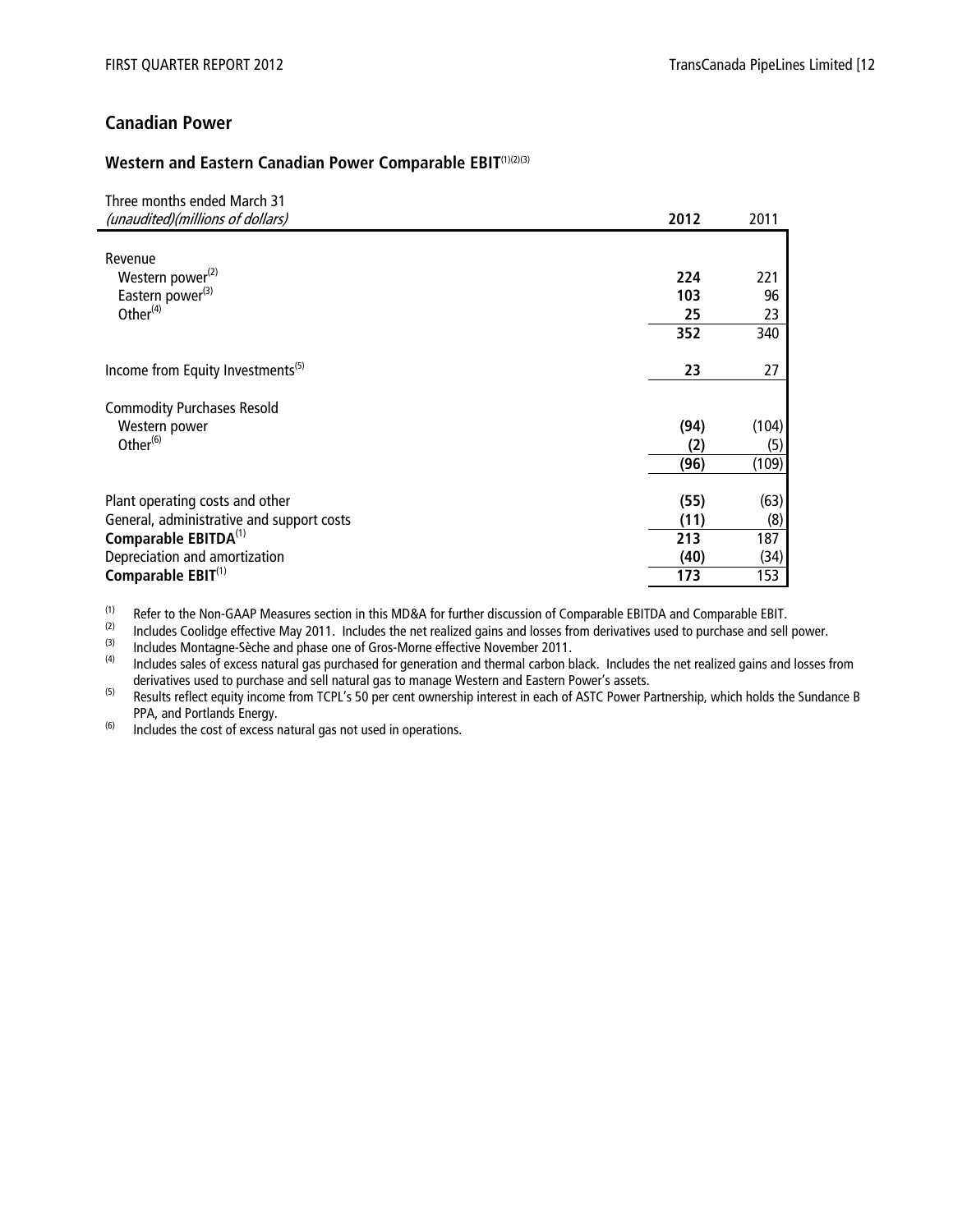## Canadian Power

### Western and Eastern Canadian Power Comparable EBIT[(1)(2)(3)]

| Three months ended March 31 *(unaudited)(millions of dollars)* | 2012 | 2011 |
|---|---|---|
| Revenue | | |
| Western power[(2)] | **224** | 221 |
| Eastern power[(3)] | **103** | 96 |
| Other[(4)] | **25** | 23 |
| | **352** | 340 |
| Income from Equity Investments[(5)] | **23** | 27 |
| Commodity Purchases Resold | | |
| Western power | **(94)** | (104) |
| Other[(6)] | **(2)** | (5) |
| | **(96)** | (109) |
| Plant operating costs and other | **(55)** | (63) |
| General, administrative and support costs | **(11)** | (8) |
| **Comparable EBITDA**[(1)] | **213** | 187 |
| Depreciation and amortization | **(40)** | (34) |
| **Comparable EBIT**[(1)] | **173** | 153 |

(1) Refer to the Non-GAAP Measures section in this MD&A for further discussion of Comparable EBITDA and Comparable EBIT.

(2) Includes Coolidge effective May 2011. Includes the net realized gains and losses from derivatives used to purchase and sell power.

(3) Includes Montagne-Sèche and phase one of Gros-Morne effective November 2011.

(4) Includes sales of excess natural gas purchased for generation and thermal carbon black. Includes the net realized gains and losses from derivatives used to purchase and sell natural gas to manage Western and Eastern Power's assets.

(5) Results reflect equity income from TCPL's 50 per cent ownership interest in each of ASTC Power Partnership, which holds the Sundance B PPA, and Portlands Energy.

(6) Includes the cost of excess natural gas not used in operations.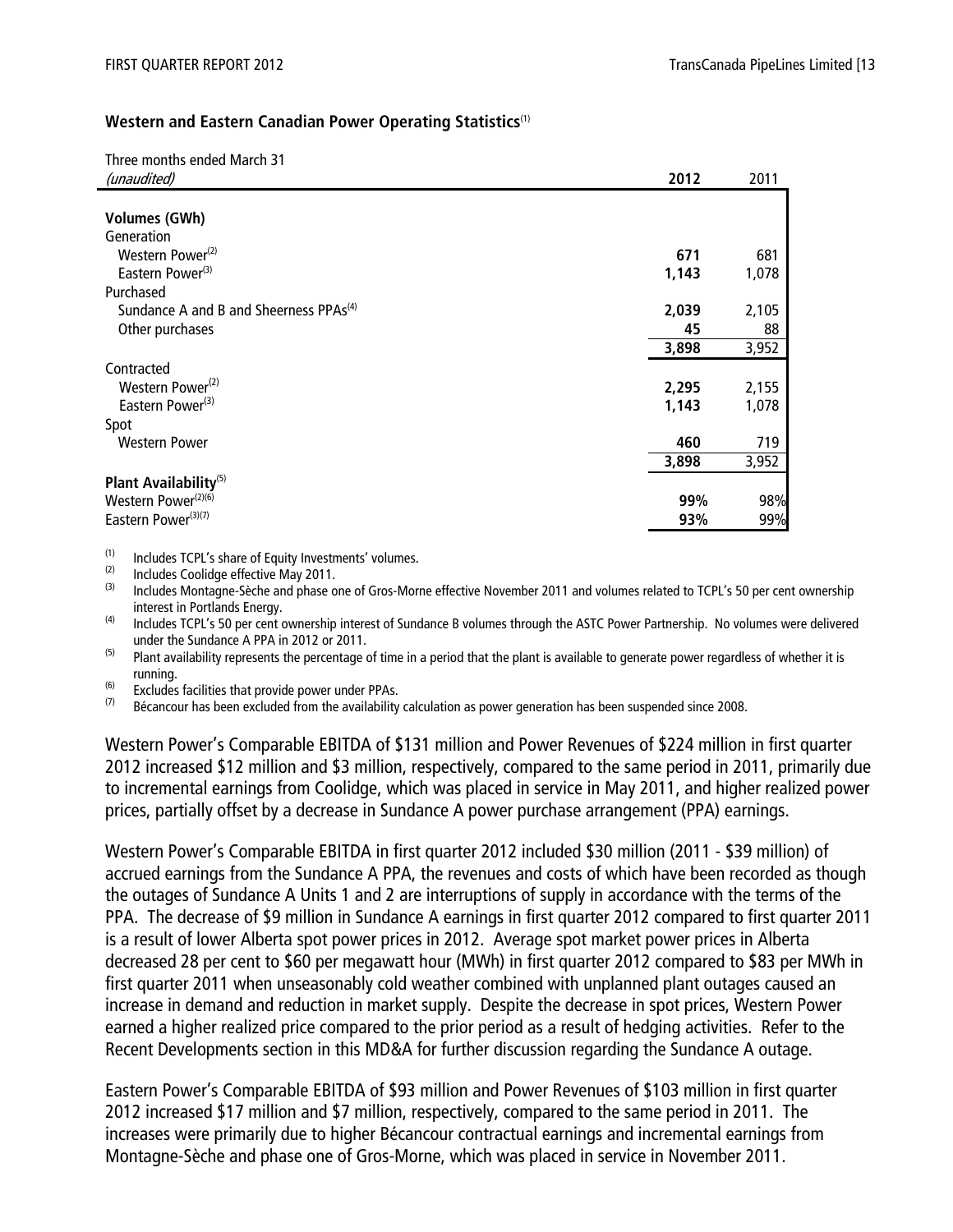**Western and Eastern Canadian Power Operating Statistics**[1]

| Three months ended March 31<br>*(unaudited)* | **2012** | 2011 |
|---|---|---|
| **Volumes (GWh)** | | |
| Generation | | |
| Western Power[2] | **671** | 681 |
| Eastern Power[3] | **1,143** | 1,078 |
| Purchased | | |
| Sundance A and B and Sheerness PPAs[4] | **2,039** | 2,105 |
| Other purchases | **45** | 88 |
| | **3,898** | 3,952 |
| Contracted | | |
| Western Power[2] | **2,295** | 2,155 |
| Eastern Power[3] | **1,143** | 1,078 |
| Spot | | |
| Western Power | **460** | 719 |
| | **3,898** | 3,952 |
| **Plant Availability**[5] | | |
| Western Power[2][6] | **99%** | 98% |
| Eastern Power[3][7] | **93%** | 99% |

(1) Includes TCPL's share of Equity Investments' volumes.
(2) Includes Coolidge effective May 2011.
(3) Includes Montagne-Sèche and phase one of Gros-Morne effective November 2011 and volumes related to TCPL's 50 per cent ownership interest in Portlands Energy.
(4) Includes TCPL's 50 per cent ownership interest of Sundance B volumes through the ASTC Power Partnership. No volumes were delivered under the Sundance A PPA in 2012 or 2011.
(5) Plant availability represents the percentage of time in a period that the plant is available to generate power regardless of whether it is running.
(6) Excludes facilities that provide power under PPAs.
(7) Bécancour has been excluded from the availability calculation as power generation has been suspended since 2008.

Western Power's Comparable EBITDA of $131 million and Power Revenues of $224 million in first quarter 2012 increased $12 million and $3 million, respectively, compared to the same period in 2011, primarily due to incremental earnings from Coolidge, which was placed in service in May 2011, and higher realized power prices, partially offset by a decrease in Sundance A power purchase arrangement (PPA) earnings.

Western Power's Comparable EBITDA in first quarter 2012 included $30 million (2011 - $39 million) of accrued earnings from the Sundance A PPA, the revenues and costs of which have been recorded as though the outages of Sundance A Units 1 and 2 are interruptions of supply in accordance with the terms of the PPA. The decrease of $9 million in Sundance A earnings in first quarter 2012 compared to first quarter 2011 is a result of lower Alberta spot power prices in 2012. Average spot market power prices in Alberta decreased 28 per cent to $60 per megawatt hour (MWh) in first quarter 2012 compared to $83 per MWh in first quarter 2011 when unseasonably cold weather combined with unplanned plant outages caused an increase in demand and reduction in market supply. Despite the decrease in spot prices, Western Power earned a higher realized price compared to the prior period as a result of hedging activities. Refer to the Recent Developments section in this MD&A for further discussion regarding the Sundance A outage.

Eastern Power's Comparable EBITDA of $93 million and Power Revenues of $103 million in first quarter 2012 increased $17 million and $7 million, respectively, compared to the same period in 2011. The increases were primarily due to higher Bécancour contractual earnings and incremental earnings from Montagne-Sèche and phase one of Gros-Morne, which was placed in service in November 2011.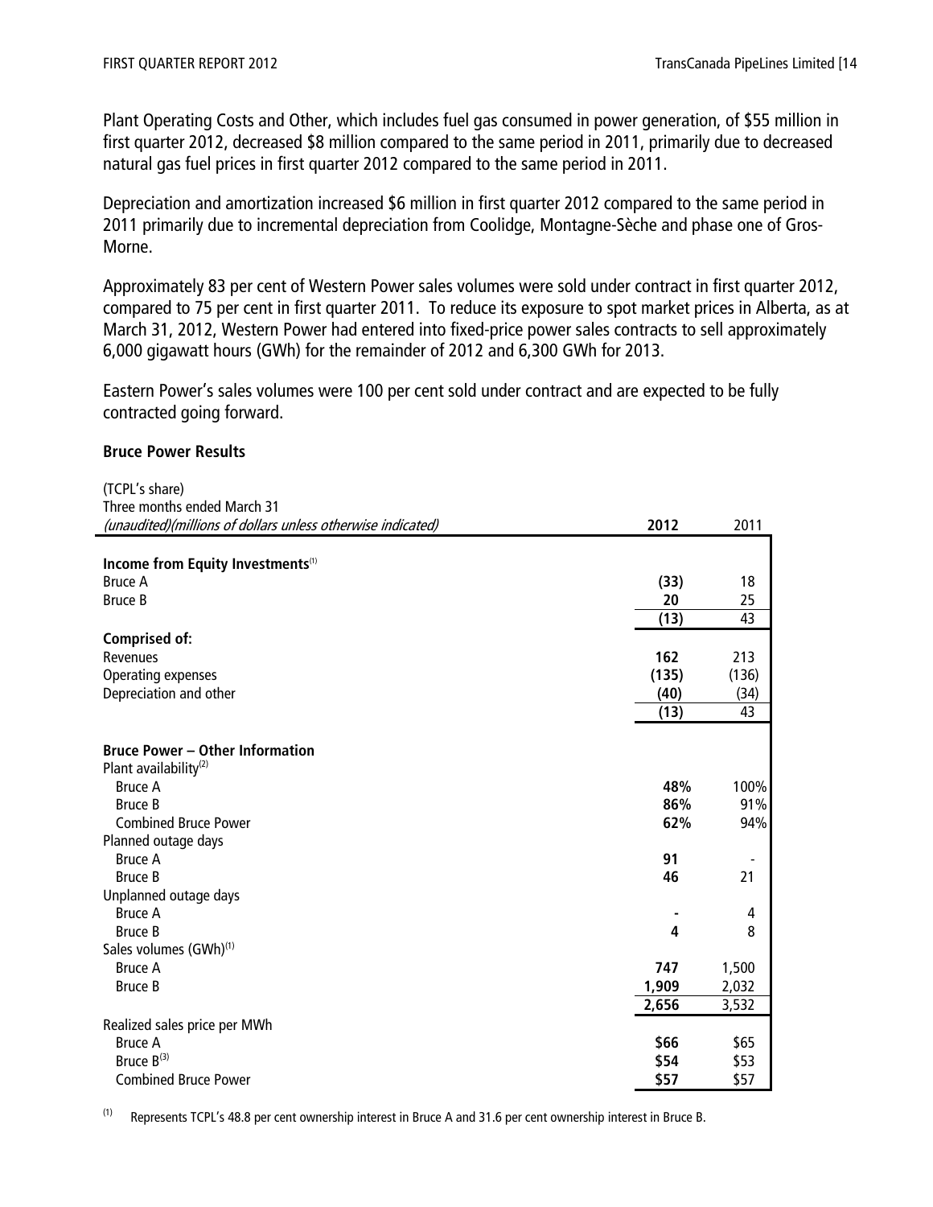Plant Operating Costs and Other, which includes fuel gas consumed in power generation, of $55 million in first quarter 2012, decreased $8 million compared to the same period in 2011, primarily due to decreased natural gas fuel prices in first quarter 2012 compared to the same period in 2011.

Depreciation and amortization increased $6 million in first quarter 2012 compared to the same period in 2011 primarily due to incremental depreciation from Coolidge, Montagne-Sèche and phase one of Gros-Morne.

Approximately 83 per cent of Western Power sales volumes were sold under contract in first quarter 2012, compared to 75 per cent in first quarter 2011. To reduce its exposure to spot market prices in Alberta, as at March 31, 2012, Western Power had entered into fixed-price power sales contracts to sell approximately 6,000 gigawatt hours (GWh) for the remainder of 2012 and 6,300 GWh for 2013.

Eastern Power's sales volumes were 100 per cent sold under contract and are expected to be fully contracted going forward.

**Bruce Power Results**

| (TCPL's share)<br>Three months ended March 31<br>*(unaudited)(millions of dollars unless otherwise indicated)* | **2012** | 2011 |
|---|---|---|
| **Income from Equity Investments**[1] | | |
| Bruce A | **(33)** | 18 |
| Bruce B | **20** | 25 |
| | **(13)** | 43 |
| **Comprised of:** | | |
| Revenues | **162** | 213 |
| Operating expenses | **(135)** | (136) |
| Depreciation and other | **(40)** | (34) |
| | **(13)** | 43 |
| | | |
| **Bruce Power – Other Information** | | |
| Plant availability[2] | | |
| Bruce A | **48%** | 100% |
| Bruce B | **86%** | 91% |
| Combined Bruce Power | **62%** | 94% |
| Planned outage days | | |
| Bruce A | **91** | - |
| Bruce B | **46** | 21 |
| Unplanned outage days | | |
| Bruce A | **-** | 4 |
| Bruce B | **4** | 8 |
| Sales volumes (GWh)[1] | | |
| Bruce A | **747** | 1,500 |
| Bruce B | **1,909** | 2,032 |
| | **2,656** | 3,532 |
| Realized sales price per MWh | | |
| Bruce A | **$66** | $65 |
| Bruce B[3] | **$54** | $53 |
| Combined Bruce Power | **$57** | $57 |

(1) Represents TCPL's 48.8 per cent ownership interest in Bruce A and 31.6 per cent ownership interest in Bruce B.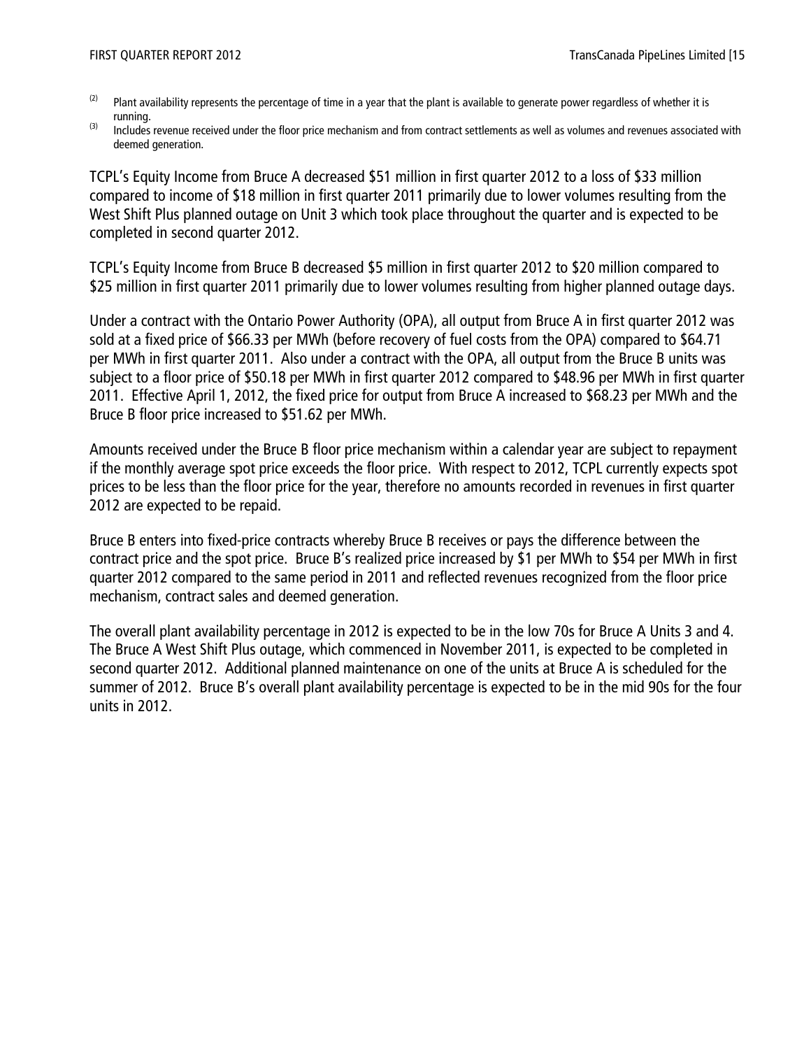(2) Plant availability represents the percentage of time in a year that the plant is available to generate power regardless of whether it is running.

(3) Includes revenue received under the floor price mechanism and from contract settlements as well as volumes and revenues associated with deemed generation.

TCPL's Equity Income from Bruce A decreased $51 million in first quarter 2012 to a loss of $33 million compared to income of $18 million in first quarter 2011 primarily due to lower volumes resulting from the West Shift Plus planned outage on Unit 3 which took place throughout the quarter and is expected to be completed in second quarter 2012.

TCPL's Equity Income from Bruce B decreased $5 million in first quarter 2012 to $20 million compared to $25 million in first quarter 2011 primarily due to lower volumes resulting from higher planned outage days.

Under a contract with the Ontario Power Authority (OPA), all output from Bruce A in first quarter 2012 was sold at a fixed price of $66.33 per MWh (before recovery of fuel costs from the OPA) compared to $64.71 per MWh in first quarter 2011. Also under a contract with the OPA, all output from the Bruce B units was subject to a floor price of $50.18 per MWh in first quarter 2012 compared to $48.96 per MWh in first quarter 2011. Effective April 1, 2012, the fixed price for output from Bruce A increased to $68.23 per MWh and the Bruce B floor price increased to $51.62 per MWh.

Amounts received under the Bruce B floor price mechanism within a calendar year are subject to repayment if the monthly average spot price exceeds the floor price. With respect to 2012, TCPL currently expects spot prices to be less than the floor price for the year, therefore no amounts recorded in revenues in first quarter 2012 are expected to be repaid.

Bruce B enters into fixed-price contracts whereby Bruce B receives or pays the difference between the contract price and the spot price. Bruce B's realized price increased by $1 per MWh to $54 per MWh in first quarter 2012 compared to the same period in 2011 and reflected revenues recognized from the floor price mechanism, contract sales and deemed generation.

The overall plant availability percentage in 2012 is expected to be in the low 70s for Bruce A Units 3 and 4. The Bruce A West Shift Plus outage, which commenced in November 2011, is expected to be completed in second quarter 2012. Additional planned maintenance on one of the units at Bruce A is scheduled for the summer of 2012. Bruce B's overall plant availability percentage is expected to be in the mid 90s for the four units in 2012.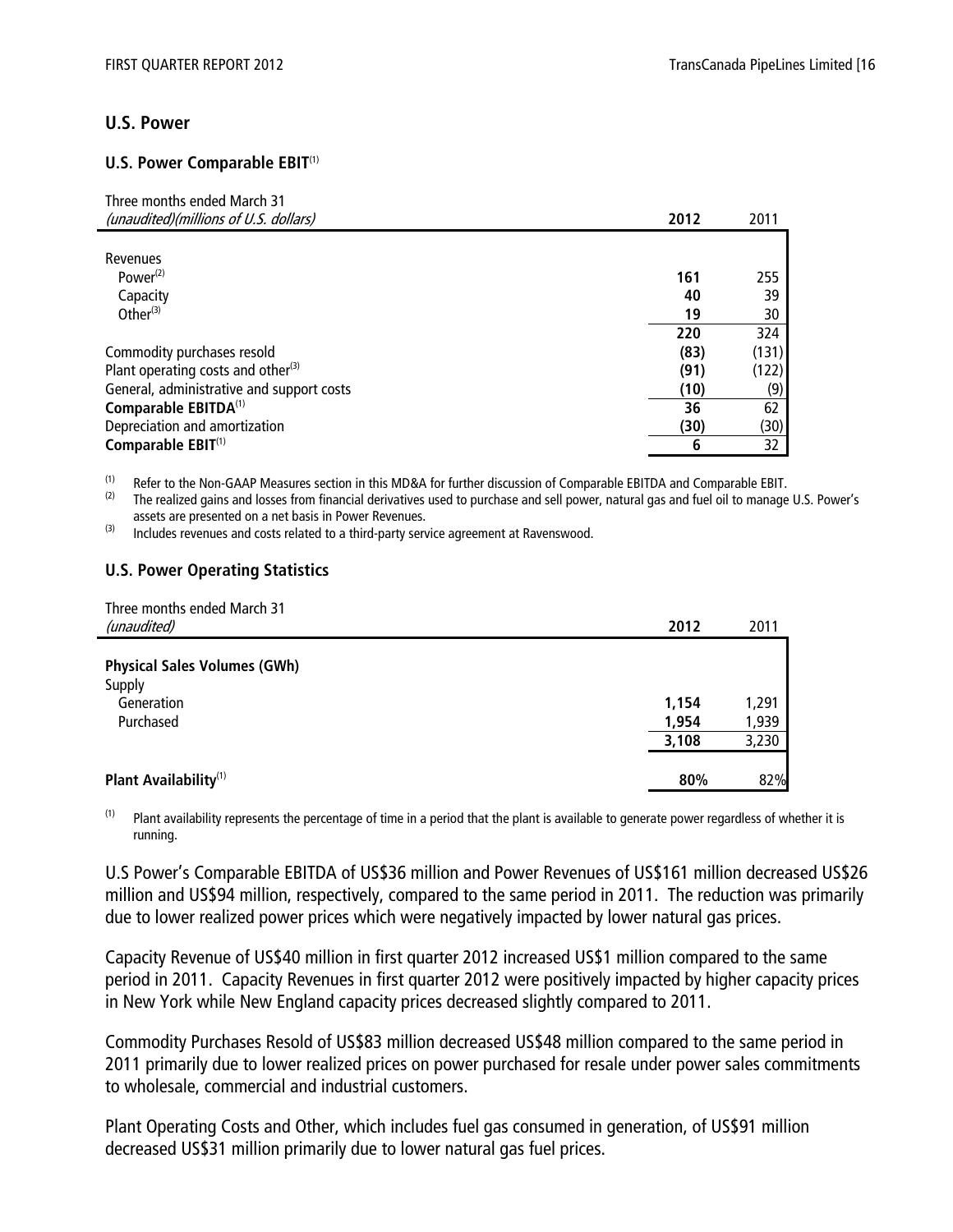## U.S. Power

### U.S. Power Comparable EBIT[1]

| Three months ended March 31 *(unaudited)(millions of U.S. dollars)* | **2012** | 2011 |
|---|---|---|
| Revenues | | |
| Power[2] | **161** | 255 |
| Capacity | **40** | 39 |
| Other[3] | **19** | 30 |
| | **220** | 324 |
| Commodity purchases resold | **(83)** | (131) |
| Plant operating costs and other[3] | **(91)** | (122) |
| General, administrative and support costs | **(10)** | (9) |
| **Comparable EBITDA**[1] | **36** | 62 |
| Depreciation and amortization | **(30)** | (30) |
| **Comparable EBIT**[1] | **6** | 32 |

(1) Refer to the Non-GAAP Measures section in this MD&A for further discussion of Comparable EBITDA and Comparable EBIT.

(2) The realized gains and losses from financial derivatives used to purchase and sell power, natural gas and fuel oil to manage U.S. Power's assets are presented on a net basis in Power Revenues.

(3) Includes revenues and costs related to a third-party service agreement at Ravenswood.

### U.S. Power Operating Statistics

| Three months ended March 31 *(unaudited)* | **2012** | 2011 |
|---|---|---|
| **Physical Sales Volumes (GWh)** | | |
| Supply | | |
| Generation | **1,154** | 1,291 |
| Purchased | **1,954** | 1,939 |
| | **3,108** | 3,230 |
| **Plant Availability**[1] | **80%** | 82% |

(1) Plant availability represents the percentage of time in a period that the plant is available to generate power regardless of whether it is running.

U.S Power's Comparable EBITDA of US$36 million and Power Revenues of US$161 million decreased US$26 million and US$94 million, respectively, compared to the same period in 2011. The reduction was primarily due to lower realized power prices which were negatively impacted by lower natural gas prices.

Capacity Revenue of US$40 million in first quarter 2012 increased US$1 million compared to the same period in 2011. Capacity Revenues in first quarter 2012 were positively impacted by higher capacity prices in New York while New England capacity prices decreased slightly compared to 2011.

Commodity Purchases Resold of US$83 million decreased US$48 million compared to the same period in 2011 primarily due to lower realized prices on power purchased for resale under power sales commitments to wholesale, commercial and industrial customers.

Plant Operating Costs and Other, which includes fuel gas consumed in generation, of US$91 million decreased US$31 million primarily due to lower natural gas fuel prices.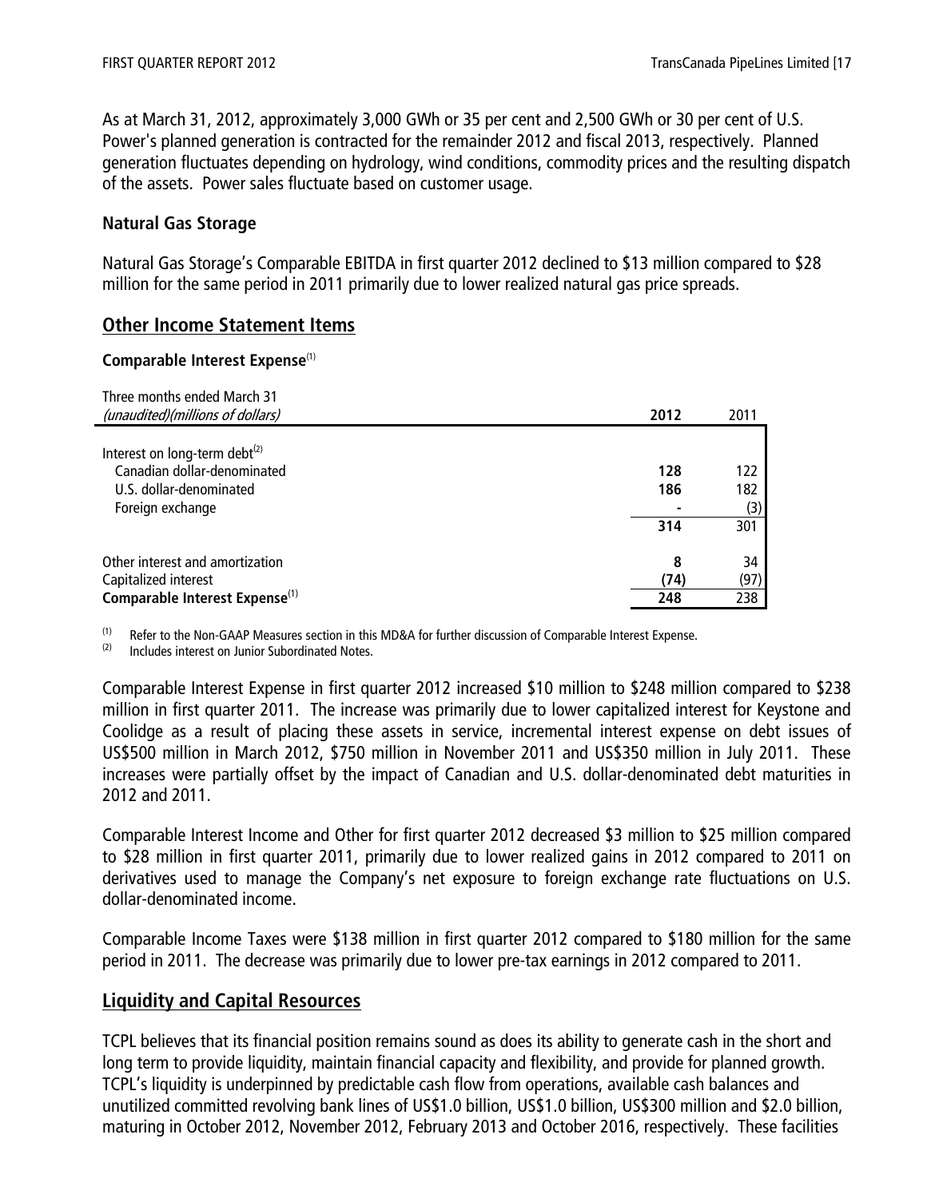As at March 31, 2012, approximately 3,000 GWh or 35 per cent and 2,500 GWh or 30 per cent of U.S. Power's planned generation is contracted for the remainder 2012 and fiscal 2013, respectively. Planned generation fluctuates depending on hydrology, wind conditions, commodity prices and the resulting dispatch of the assets. Power sales fluctuate based on customer usage.

### Natural Gas Storage

Natural Gas Storage's Comparable EBITDA in first quarter 2012 declined to $13 million compared to $28 million for the same period in 2011 primarily due to lower realized natural gas price spreads.

## Other Income Statement Items

**Comparable Interest Expense**[1]

| Three months ended March 31<br>*(unaudited)(millions of dollars)* | **2012** | 2011 |
|---|---|---|
| Interest on long-term debt[2] | | |
| Canadian dollar-denominated | **128** | 122 |
| U.S. dollar-denominated | **186** | 182 |
| Foreign exchange | **-** | (3) |
| | **314** | 301 |
| Other interest and amortization | **8** | 34 |
| Capitalized interest | **(74)** | (97) |
| **Comparable Interest Expense**[1] | **248** | 238 |

(1) Refer to the Non-GAAP Measures section in this MD&A for further discussion of Comparable Interest Expense.
(2) Includes interest on Junior Subordinated Notes.

Comparable Interest Expense in first quarter 2012 increased $10 million to $248 million compared to $238 million in first quarter 2011. The increase was primarily due to lower capitalized interest for Keystone and Coolidge as a result of placing these assets in service, incremental interest expense on debt issues of US$500 million in March 2012, $750 million in November 2011 and US$350 million in July 2011. These increases were partially offset by the impact of Canadian and U.S. dollar-denominated debt maturities in 2012 and 2011.

Comparable Interest Income and Other for first quarter 2012 decreased $3 million to $25 million compared to $28 million in first quarter 2011, primarily due to lower realized gains in 2012 compared to 2011 on derivatives used to manage the Company's net exposure to foreign exchange rate fluctuations on U.S. dollar-denominated income.

Comparable Income Taxes were $138 million in first quarter 2012 compared to $180 million for the same period in 2011. The decrease was primarily due to lower pre-tax earnings in 2012 compared to 2011.

## Liquidity and Capital Resources

TCPL believes that its financial position remains sound as does its ability to generate cash in the short and long term to provide liquidity, maintain financial capacity and flexibility, and provide for planned growth. TCPL's liquidity is underpinned by predictable cash flow from operations, available cash balances and unutilized committed revolving bank lines of US$1.0 billion, US$1.0 billion, US$300 million and $2.0 billion, maturing in October 2012, November 2012, February 2013 and October 2016, respectively. These facilities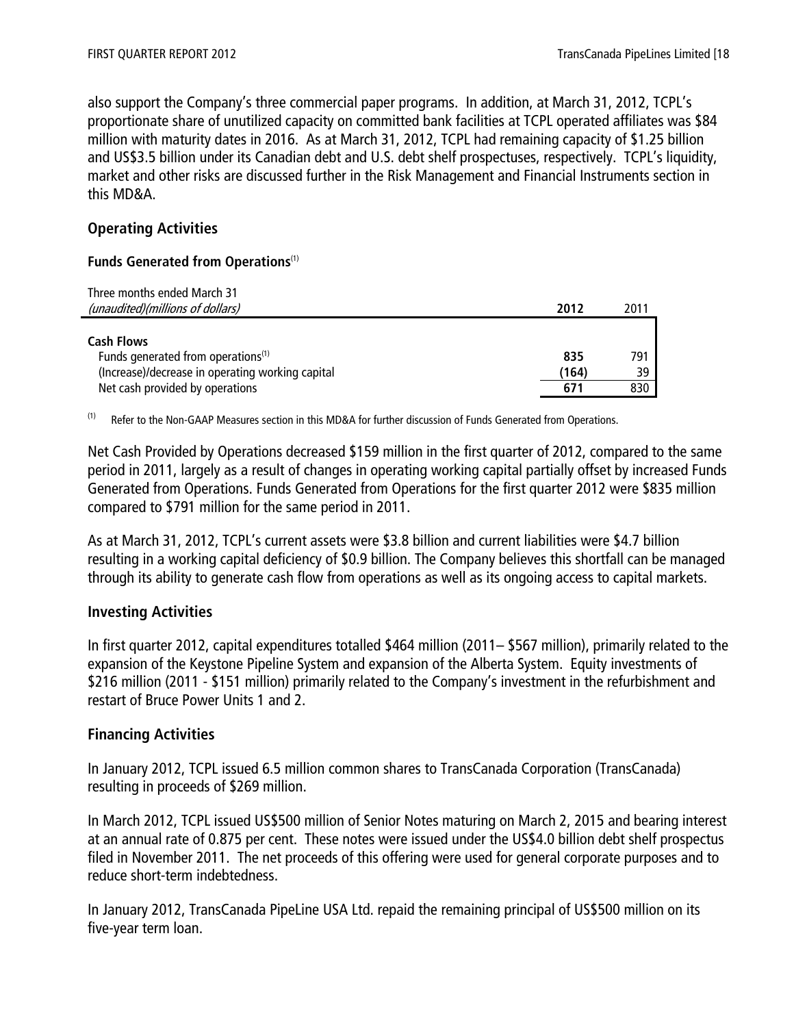also support the Company's three commercial paper programs. In addition, at March 31, 2012, TCPL's proportionate share of unutilized capacity on committed bank facilities at TCPL operated affiliates was $84 million with maturity dates in 2016. As at March 31, 2012, TCPL had remaining capacity of $1.25 billion and US$3.5 billion under its Canadian debt and U.S. debt shelf prospectuses, respectively. TCPL's liquidity, market and other risks are discussed further in the Risk Management and Financial Instruments section in this MD&A.

## Operating Activities

### Funds Generated from Operations[(1)]

| Three months ended March 31<br>*(unaudited)(millions of dollars)* | **2012** | 2011 |
|---|---|---|
| **Cash Flows** | | |
| Funds generated from operations[(1)] | **835** | 791 |
| (Increase)/decrease in operating working capital | **(164)** | 39 |
| Net cash provided by operations | **671** | 830 |

(1) Refer to the Non-GAAP Measures section in this MD&A for further discussion of Funds Generated from Operations.

Net Cash Provided by Operations decreased $159 million in the first quarter of 2012, compared to the same period in 2011, largely as a result of changes in operating working capital partially offset by increased Funds Generated from Operations. Funds Generated from Operations for the first quarter 2012 were $835 million compared to $791 million for the same period in 2011.

As at March 31, 2012, TCPL's current assets were $3.8 billion and current liabilities were $4.7 billion resulting in a working capital deficiency of $0.9 billion. The Company believes this shortfall can be managed through its ability to generate cash flow from operations as well as its ongoing access to capital markets.

## Investing Activities

In first quarter 2012, capital expenditures totalled $464 million (2011– $567 million), primarily related to the expansion of the Keystone Pipeline System and expansion of the Alberta System. Equity investments of $216 million (2011 - $151 million) primarily related to the Company's investment in the refurbishment and restart of Bruce Power Units 1 and 2.

## Financing Activities

In January 2012, TCPL issued 6.5 million common shares to TransCanada Corporation (TransCanada) resulting in proceeds of $269 million.

In March 2012, TCPL issued US$500 million of Senior Notes maturing on March 2, 2015 and bearing interest at an annual rate of 0.875 per cent. These notes were issued under the US$4.0 billion debt shelf prospectus filed in November 2011. The net proceeds of this offering were used for general corporate purposes and to reduce short-term indebtedness.

In January 2012, TransCanada PipeLine USA Ltd. repaid the remaining principal of US$500 million on its five-year term loan.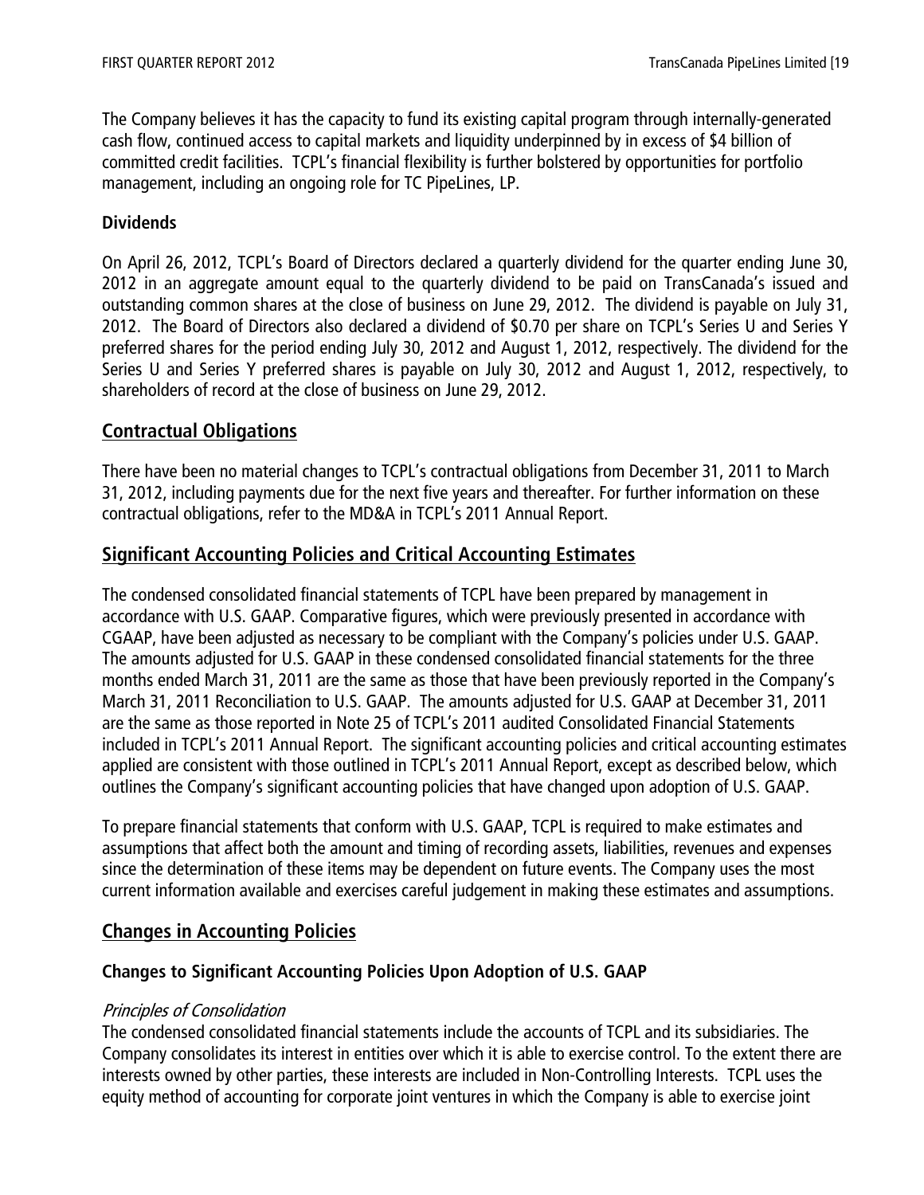The Company believes it has the capacity to fund its existing capital program through internally-generated cash flow, continued access to capital markets and liquidity underpinned by in excess of $4 billion of committed credit facilities. TCPL's financial flexibility is further bolstered by opportunities for portfolio management, including an ongoing role for TC PipeLines, LP.

### Dividends

On April 26, 2012, TCPL's Board of Directors declared a quarterly dividend for the quarter ending June 30, 2012 in an aggregate amount equal to the quarterly dividend to be paid on TransCanada's issued and outstanding common shares at the close of business on June 29, 2012. The dividend is payable on July 31, 2012. The Board of Directors also declared a dividend of $0.70 per share on TCPL's Series U and Series Y preferred shares for the period ending July 30, 2012 and August 1, 2012, respectively. The dividend for the Series U and Series Y preferred shares is payable on July 30, 2012 and August 1, 2012, respectively, to shareholders of record at the close of business on June 29, 2012.

## Contractual Obligations

There have been no material changes to TCPL's contractual obligations from December 31, 2011 to March 31, 2012, including payments due for the next five years and thereafter. For further information on these contractual obligations, refer to the MD&A in TCPL's 2011 Annual Report.

## Significant Accounting Policies and Critical Accounting Estimates

The condensed consolidated financial statements of TCPL have been prepared by management in accordance with U.S. GAAP. Comparative figures, which were previously presented in accordance with CGAAP, have been adjusted as necessary to be compliant with the Company's policies under U.S. GAAP. The amounts adjusted for U.S. GAAP in these condensed consolidated financial statements for the three months ended March 31, 2011 are the same as those that have been previously reported in the Company's March 31, 2011 Reconciliation to U.S. GAAP. The amounts adjusted for U.S. GAAP at December 31, 2011 are the same as those reported in Note 25 of TCPL's 2011 audited Consolidated Financial Statements included in TCPL's 2011 Annual Report. The significant accounting policies and critical accounting estimates applied are consistent with those outlined in TCPL's 2011 Annual Report, except as described below, which outlines the Company's significant accounting policies that have changed upon adoption of U.S. GAAP.

To prepare financial statements that conform with U.S. GAAP, TCPL is required to make estimates and assumptions that affect both the amount and timing of recording assets, liabilities, revenues and expenses since the determination of these items may be dependent on future events. The Company uses the most current information available and exercises careful judgement in making these estimates and assumptions.

## Changes in Accounting Policies

### Changes to Significant Accounting Policies Upon Adoption of U.S. GAAP

*Principles of Consolidation*

The condensed consolidated financial statements include the accounts of TCPL and its subsidiaries. The Company consolidates its interest in entities over which it is able to exercise control. To the extent there are interests owned by other parties, these interests are included in Non-Controlling Interests. TCPL uses the equity method of accounting for corporate joint ventures in which the Company is able to exercise joint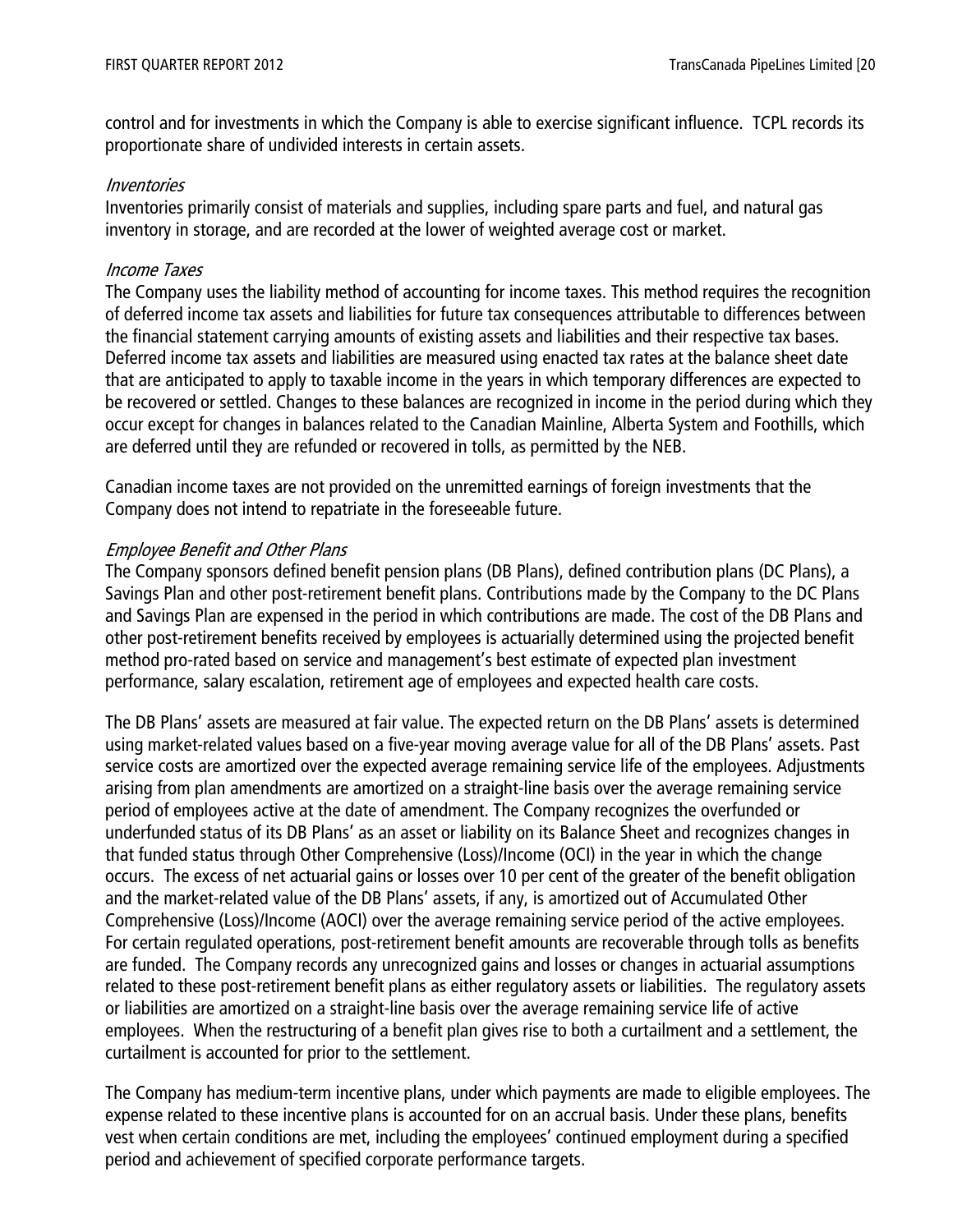control and for investments in which the Company is able to exercise significant influence. TCPL records its proportionate share of undivided interests in certain assets.

*Inventories*

Inventories primarily consist of materials and supplies, including spare parts and fuel, and natural gas inventory in storage, and are recorded at the lower of weighted average cost or market.

*Income Taxes*

The Company uses the liability method of accounting for income taxes. This method requires the recognition of deferred income tax assets and liabilities for future tax consequences attributable to differences between the financial statement carrying amounts of existing assets and liabilities and their respective tax bases. Deferred income tax assets and liabilities are measured using enacted tax rates at the balance sheet date that are anticipated to apply to taxable income in the years in which temporary differences are expected to be recovered or settled. Changes to these balances are recognized in income in the period during which they occur except for changes in balances related to the Canadian Mainline, Alberta System and Foothills, which are deferred until they are refunded or recovered in tolls, as permitted by the NEB.

Canadian income taxes are not provided on the unremitted earnings of foreign investments that the Company does not intend to repatriate in the foreseeable future.

*Employee Benefit and Other Plans*

The Company sponsors defined benefit pension plans (DB Plans), defined contribution plans (DC Plans), a Savings Plan and other post-retirement benefit plans. Contributions made by the Company to the DC Plans and Savings Plan are expensed in the period in which contributions are made. The cost of the DB Plans and other post-retirement benefits received by employees is actuarially determined using the projected benefit method pro-rated based on service and management's best estimate of expected plan investment performance, salary escalation, retirement age of employees and expected health care costs.

The DB Plans' assets are measured at fair value. The expected return on the DB Plans' assets is determined using market-related values based on a five-year moving average value for all of the DB Plans' assets. Past service costs are amortized over the expected average remaining service life of the employees. Adjustments arising from plan amendments are amortized on a straight-line basis over the average remaining service period of employees active at the date of amendment. The Company recognizes the overfunded or underfunded status of its DB Plans' as an asset or liability on its Balance Sheet and recognizes changes in that funded status through Other Comprehensive (Loss)/Income (OCI) in the year in which the change occurs. The excess of net actuarial gains or losses over 10 per cent of the greater of the benefit obligation and the market-related value of the DB Plans' assets, if any, is amortized out of Accumulated Other Comprehensive (Loss)/Income (AOCI) over the average remaining service period of the active employees. For certain regulated operations, post-retirement benefit amounts are recoverable through tolls as benefits are funded. The Company records any unrecognized gains and losses or changes in actuarial assumptions related to these post-retirement benefit plans as either regulatory assets or liabilities. The regulatory assets or liabilities are amortized on a straight-line basis over the average remaining service life of active employees. When the restructuring of a benefit plan gives rise to both a curtailment and a settlement, the curtailment is accounted for prior to the settlement.

The Company has medium-term incentive plans, under which payments are made to eligible employees. The expense related to these incentive plans is accounted for on an accrual basis. Under these plans, benefits vest when certain conditions are met, including the employees' continued employment during a specified period and achievement of specified corporate performance targets.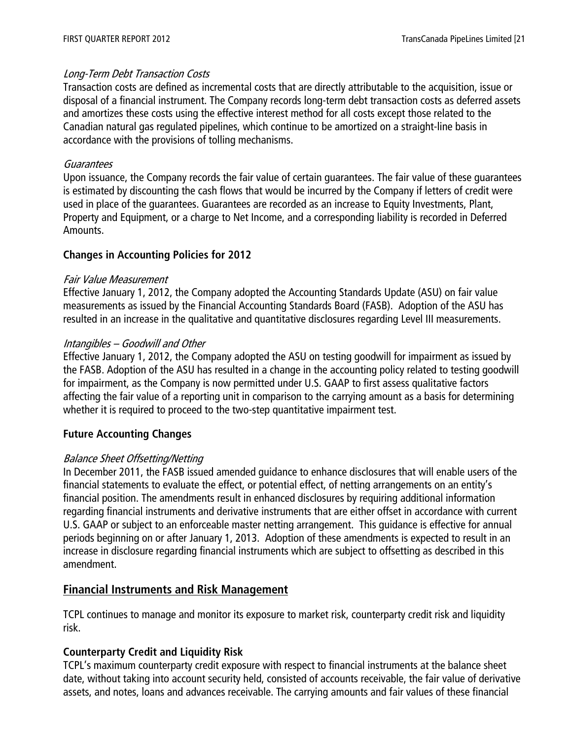*Long-Term Debt Transaction Costs*
Transaction costs are defined as incremental costs that are directly attributable to the acquisition, issue or disposal of a financial instrument. The Company records long-term debt transaction costs as deferred assets and amortizes these costs using the effective interest method for all costs except those related to the Canadian natural gas regulated pipelines, which continue to be amortized on a straight-line basis in accordance with the provisions of tolling mechanisms.

*Guarantees*
Upon issuance, the Company records the fair value of certain guarantees. The fair value of these guarantees is estimated by discounting the cash flows that would be incurred by the Company if letters of credit were used in place of the guarantees. Guarantees are recorded as an increase to Equity Investments, Plant, Property and Equipment, or a charge to Net Income, and a corresponding liability is recorded in Deferred Amounts.

### Changes in Accounting Policies for 2012

*Fair Value Measurement*
Effective January 1, 2012, the Company adopted the Accounting Standards Update (ASU) on fair value measurements as issued by the Financial Accounting Standards Board (FASB). Adoption of the ASU has resulted in an increase in the qualitative and quantitative disclosures regarding Level III measurements.

*Intangibles – Goodwill and Other*
Effective January 1, 2012, the Company adopted the ASU on testing goodwill for impairment as issued by the FASB. Adoption of the ASU has resulted in a change in the accounting policy related to testing goodwill for impairment, as the Company is now permitted under U.S. GAAP to first assess qualitative factors affecting the fair value of a reporting unit in comparison to the carrying amount as a basis for determining whether it is required to proceed to the two-step quantitative impairment test.

### Future Accounting Changes

*Balance Sheet Offsetting/Netting*
In December 2011, the FASB issued amended guidance to enhance disclosures that will enable users of the financial statements to evaluate the effect, or potential effect, of netting arrangements on an entity's financial position. The amendments result in enhanced disclosures by requiring additional information regarding financial instruments and derivative instruments that are either offset in accordance with current U.S. GAAP or subject to an enforceable master netting arrangement. This guidance is effective for annual periods beginning on or after January 1, 2013. Adoption of these amendments is expected to result in an increase in disclosure regarding financial instruments which are subject to offsetting as described in this amendment.

## Financial Instruments and Risk Management

TCPL continues to manage and monitor its exposure to market risk, counterparty credit risk and liquidity risk.

### Counterparty Credit and Liquidity Risk

TCPL's maximum counterparty credit exposure with respect to financial instruments at the balance sheet date, without taking into account security held, consisted of accounts receivable, the fair value of derivative assets, and notes, loans and advances receivable. The carrying amounts and fair values of these financial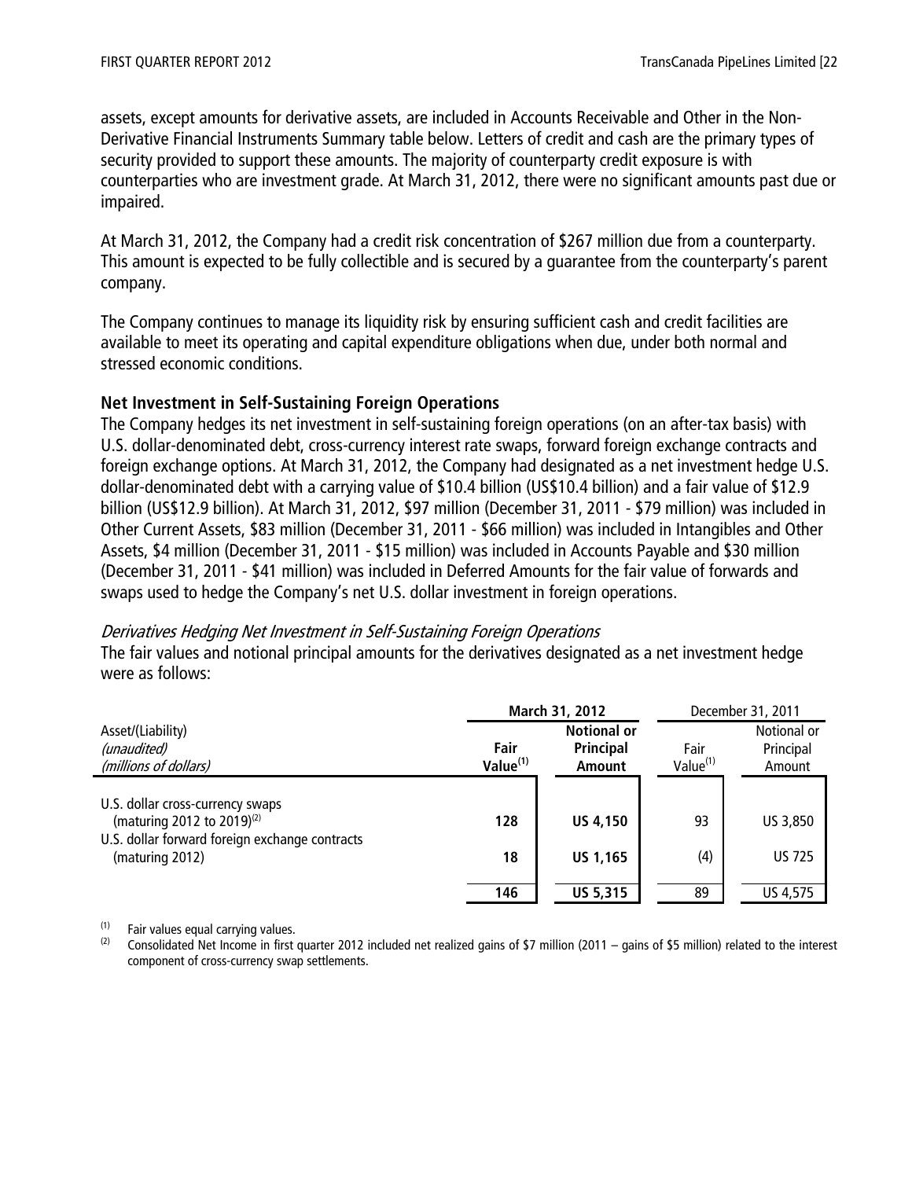assets, except amounts for derivative assets, are included in Accounts Receivable and Other in the Non-Derivative Financial Instruments Summary table below. Letters of credit and cash are the primary types of security provided to support these amounts. The majority of counterparty credit exposure is with counterparties who are investment grade. At March 31, 2012, there were no significant amounts past due or impaired.

At March 31, 2012, the Company had a credit risk concentration of $267 million due from a counterparty. This amount is expected to be fully collectible and is secured by a guarantee from the counterparty's parent company.

The Company continues to manage its liquidity risk by ensuring sufficient cash and credit facilities are available to meet its operating and capital expenditure obligations when due, under both normal and stressed economic conditions.

### Net Investment in Self-Sustaining Foreign Operations

The Company hedges its net investment in self-sustaining foreign operations (on an after-tax basis) with U.S. dollar-denominated debt, cross-currency interest rate swaps, forward foreign exchange contracts and foreign exchange options. At March 31, 2012, the Company had designated as a net investment hedge U.S. dollar-denominated debt with a carrying value of $10.4 billion (US$10.4 billion) and a fair value of $12.9 billion (US$12.9 billion). At March 31, 2012, $97 million (December 31, 2011 - $79 million) was included in Other Current Assets, $83 million (December 31, 2011 - $66 million) was included in Intangibles and Other Assets, $4 million (December 31, 2011 - $15 million) was included in Accounts Payable and $30 million (December 31, 2011 - $41 million) was included in Deferred Amounts for the fair value of forwards and swaps used to hedge the Company's net U.S. dollar investment in foreign operations.

*Derivatives Hedging Net Investment in Self-Sustaining Foreign Operations*

The fair values and notional principal amounts for the derivatives designated as a net investment hedge were as follows:

| Asset/(Liability) *(unaudited)* *(millions of dollars)* | **March 31, 2012** | | December 31, 2011 | |
|---|---|---|---|---|
| | **Fair Value(1)** | **Notional or Principal Amount** | Fair Value(1) | Notional or Principal Amount |
| U.S. dollar cross-currency swaps (maturing 2012 to 2019)(2) | **128** | **US 4,150** | 93 | US 3,850 |
| U.S. dollar forward foreign exchange contracts (maturing 2012) | **18** | **US 1,165** | (4) | US 725 |
| | **146** | **US 5,315** | 89 | US 4,575 |

(1) Fair values equal carrying values.

(2) Consolidated Net Income in first quarter 2012 included net realized gains of $7 million (2011 – gains of $5 million) related to the interest component of cross-currency swap settlements.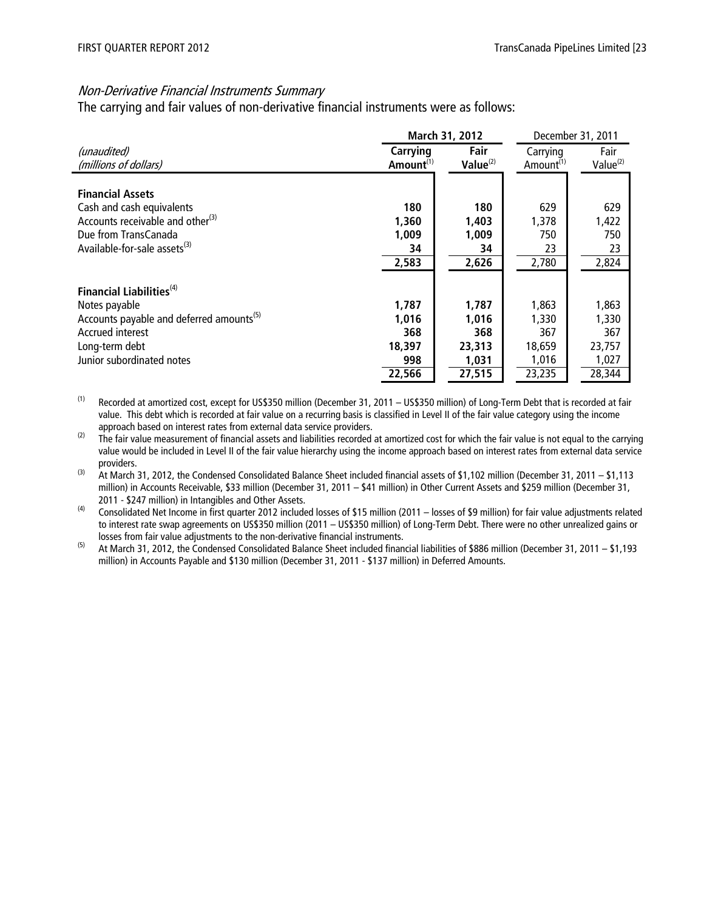### *Non-Derivative Financial Instruments Summary*

The carrying and fair values of non-derivative financial instruments were as follows:

| *(unaudited)* *(millions of dollars)* | **March 31, 2012** | | December 31, 2011 | |
|---|---|---|---|---|
| | **Carrying Amount**[(1)] | **Fair Value**[(2)] | Carrying Amount[(1)] | Fair Value[(2)] |
| **Financial Assets** | | | | |
| Cash and cash equivalents | **180** | **180** | 629 | 629 |
| Accounts receivable and other[(3)] | **1,360** | **1,403** | 1,378 | 1,422 |
| Due from TransCanada | **1,009** | **1,009** | 750 | 750 |
| Available-for-sale assets[(3)] | **34** | **34** | 23 | 23 |
| | **2,583** | **2,626** | 2,780 | 2,824 |
| **Financial Liabilities**[(4)] | | | | |
| Notes payable | **1,787** | **1,787** | 1,863 | 1,863 |
| Accounts payable and deferred amounts[(5)] | **1,016** | **1,016** | 1,330 | 1,330 |
| Accrued interest | **368** | **368** | 367 | 367 |
| Long-term debt | **18,397** | **23,313** | 18,659 | 23,757 |
| Junior subordinated notes | **998** | **1,031** | 1,016 | 1,027 |
| | **22,566** | **27,515** | 23,235 | 28,344 |

(1) Recorded at amortized cost, except for US$350 million (December 31, 2011 – US$350 million) of Long-Term Debt that is recorded at fair value. This debt which is recorded at fair value on a recurring basis is classified in Level II of the fair value category using the income approach based on interest rates from external data service providers.

(2) The fair value measurement of financial assets and liabilities recorded at amortized cost for which the fair value is not equal to the carrying value would be included in Level II of the fair value hierarchy using the income approach based on interest rates from external data service providers.

(3) At March 31, 2012, the Condensed Consolidated Balance Sheet included financial assets of $1,102 million (December 31, 2011 – $1,113 million) in Accounts Receivable, $33 million (December 31, 2011 – $41 million) in Other Current Assets and $259 million (December 31, 2011 - $247 million) in Intangibles and Other Assets.

(4) Consolidated Net Income in first quarter 2012 included losses of $15 million (2011 – losses of $9 million) for fair value adjustments related to interest rate swap agreements on US$350 million (2011 – US$350 million) of Long-Term Debt. There were no other unrealized gains or losses from fair value adjustments to the non-derivative financial instruments.

(5) At March 31, 2012, the Condensed Consolidated Balance Sheet included financial liabilities of $886 million (December 31, 2011 – $1,193 million) in Accounts Payable and $130 million (December 31, 2011 - $137 million) in Deferred Amounts.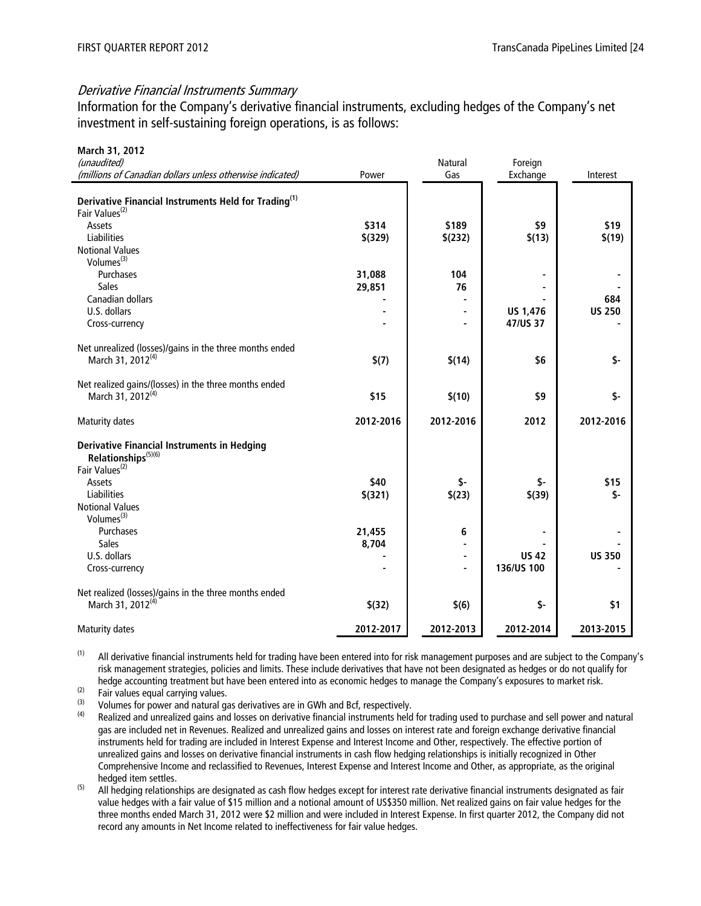### *Derivative Financial Instruments Summary*

Information for the Company's derivative financial instruments, excluding hedges of the Company's net investment in self-sustaining foreign operations, is as follows:

| **March 31, 2012**<br>*(unaudited)*<br>*(millions of Canadian dollars unless otherwise indicated)* | Power | Natural Gas | Foreign Exchange | Interest |
|---|---|---|---|---|
| **Derivative Financial Instruments Held for Trading**[(1)] | | | | |
| Fair Values[(2)] | | | | |
| Assets | **\$314** | **\$189** | **\$9** | **\$19** |
| Liabilities | **\$(329)** | **\$(232)** | **\$(13)** | **\$(19)** |
| Notional Values | | | | |
| Volumes[(3)] | | | | |
| Purchases | **31,088** | **104** | **-** | **-** |
| Sales | **29,851** | **76** | **-** | **-** |
| Canadian dollars | **-** | **-** | **-** | **684** |
| U.S. dollars | **-** | **-** | **US 1,476** | **US 250** |
| Cross-currency | **-** | **-** | **47/US 37** | **-** |
| Net unrealized (losses)/gains in the three months ended March 31, 2012[(4)] | **\$(7)** | **\$(14)** | **\$6** | **\$-** |
| Net realized gains/(losses) in the three months ended March 31, 2012[(4)] | **\$15** | **\$(10)** | **\$9** | **\$-** |
| Maturity dates | **2012-2016** | **2012-2016** | **2012** | **2012-2016** |
| **Derivative Financial Instruments in Hedging Relationships**[(5)(6)] | | | | |
| Fair Values[(2)] | | | | |
| Assets | **\$40** | **\$-** | **\$-** | **\$15** |
| Liabilities | **\$(321)** | **\$(23)** | **\$(39)** | **\$-** |
| Notional Values | | | | |
| Volumes[(3)] | | | | |
| Purchases | **21,455** | **6** | **-** | **-** |
| Sales | **8,704** | **-** | **-** | **-** |
| U.S. dollars | **-** | **-** | **US 42** | **US 350** |
| Cross-currency | **-** | **-** | **136/US 100** | **-** |
| Net realized (losses)/gains in the three months ended March 31, 2012[(4)] | **\$(32)** | **\$(6)** | **\$-** | **\$1** |
| Maturity dates | **2012-2017** | **2012-2013** | **2012-2014** | **2013-2015** |

(1) All derivative financial instruments held for trading have been entered into for risk management purposes and are subject to the Company's risk management strategies, policies and limits. These include derivatives that have not been designated as hedges or do not qualify for hedge accounting treatment but have been entered into as economic hedges to manage the Company's exposures to market risk.

(2) Fair values equal carrying values.

(3) Volumes for power and natural gas derivatives are in GWh and Bcf, respectively.

(4) Realized and unrealized gains and losses on derivative financial instruments held for trading used to purchase and sell power and natural gas are included net in Revenues. Realized and unrealized gains and losses on interest rate and foreign exchange derivative financial instruments held for trading are included in Interest Expense and Interest Income and Other, respectively. The effective portion of unrealized gains and losses on derivative financial instruments in cash flow hedging relationships is initially recognized in Other Comprehensive Income and reclassified to Revenues, Interest Expense and Interest Income and Other, as appropriate, as the original hedged item settles.

(5) All hedging relationships are designated as cash flow hedges except for interest rate derivative financial instruments designated as fair value hedges with a fair value of \$15 million and a notional amount of US\$350 million. Net realized gains on fair value hedges for the three months ended March 31, 2012 were \$2 million and were included in Interest Expense. In first quarter 2012, the Company did not record any amounts in Net Income related to ineffectiveness for fair value hedges.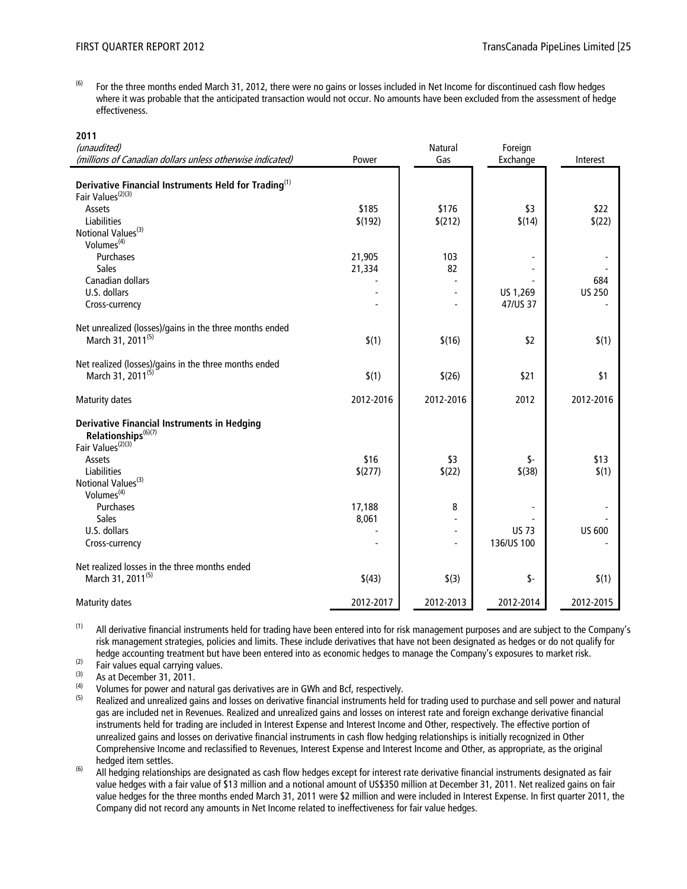(6) For the three months ended March 31, 2012, there were no gains or losses included in Net Income for discontinued cash flow hedges where it was probable that the anticipated transaction would not occur. No amounts have been excluded from the assessment of hedge effectiveness.

**2011**

| *(unaudited)* *(millions of Canadian dollars unless otherwise indicated)* | Power | Natural Gas | Foreign Exchange | Interest |
|---|---|---|---|---|
| **Derivative Financial Instruments Held for Trading**[1] | | | | |
| Fair Values[2][3] | | | | |
| Assets | $185 | $176 | $3 | $22 |
| Liabilities | $(192) | $(212) | $(14) | $(22) |
| Notional Values[3] | | | | |
| Volumes[4] | | | | |
| Purchases | 21,905 | 103 | - | - |
| Sales | 21,334 | 82 | - | - |
| Canadian dollars | - | - | - | 684 |
| U.S. dollars | - | - | US 1,269 | US 250 |
| Cross-currency | - | - | 47/US 37 | - |
| Net unrealized (losses)/gains in the three months ended March 31, 2011[5] | $(1) | $(16) | $2 | $(1) |
| Net realized (losses)/gains in the three months ended March 31, 2011[5] | $(1) | $(26) | $21 | $1 |
| Maturity dates | 2012-2016 | 2012-2016 | 2012 | 2012-2016 |
| **Derivative Financial Instruments in Hedging Relationships**[6][7] | | | | |
| Fair Values[2][3] | | | | |
| Assets | $16 | $3 | $- | $13 |
| Liabilities | $(277) | $(22) | $(38) | $(1) |
| Notional Values[3] | | | | |
| Volumes[4] | | | | |
| Purchases | 17,188 | 8 | - | - |
| Sales | 8,061 | - | - | - |
| U.S. dollars | - | - | US 73 | US 600 |
| Cross-currency | - | - | 136/US 100 | - |
| Net realized losses in the three months ended March 31, 2011[5] | $(43) | $(3) | $- | $(1) |
| Maturity dates | 2012-2017 | 2012-2013 | 2012-2014 | 2012-2015 |

(1) All derivative financial instruments held for trading have been entered into for risk management purposes and are subject to the Company's risk management strategies, policies and limits. These include derivatives that have not been designated as hedges or do not qualify for hedge accounting treatment but have been entered into as economic hedges to manage the Company's exposures to market risk.

(2) Fair values equal carrying values.

(3) As at December 31, 2011.

(4) Volumes for power and natural gas derivatives are in GWh and Bcf, respectively.

(5) Realized and unrealized gains and losses on derivative financial instruments held for trading used to purchase and sell power and natural gas are included net in Revenues. Realized and unrealized gains and losses on interest rate and foreign exchange derivative financial instruments held for trading are included in Interest Expense and Interest Income and Other, respectively. The effective portion of unrealized gains and losses on derivative financial instruments in cash flow hedging relationships is initially recognized in Other Comprehensive Income and reclassified to Revenues, Interest Expense and Interest Income and Other, as appropriate, as the original hedged item settles.

(6) All hedging relationships are designated as cash flow hedges except for interest rate derivative financial instruments designated as fair value hedges with a fair value of $13 million and a notional amount of US$350 million at December 31, 2011. Net realized gains on fair value hedges for the three months ended March 31, 2011 were $2 million and were included in Interest Expense. In first quarter 2011, the Company did not record any amounts in Net Income related to ineffectiveness for fair value hedges.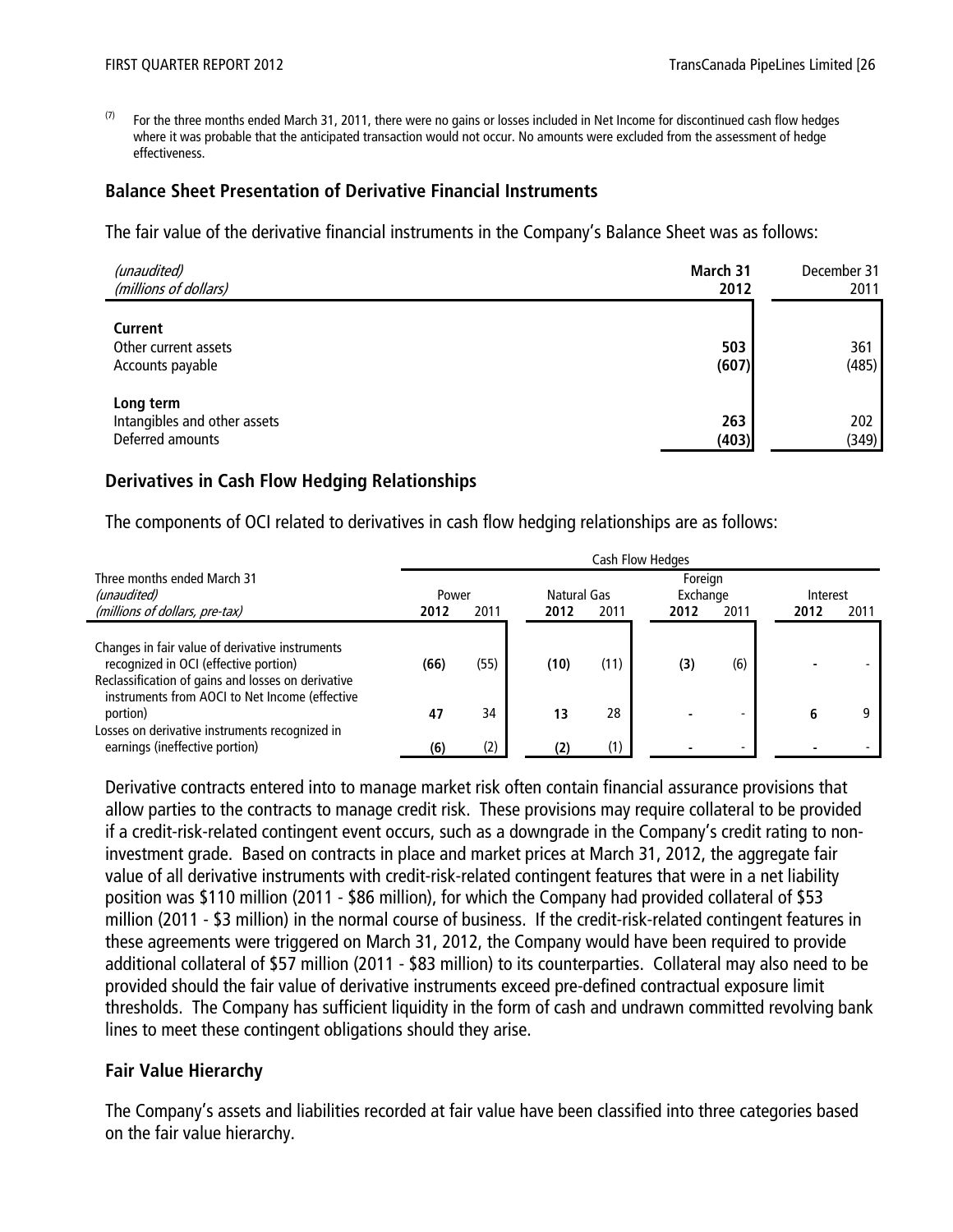(7) For the three months ended March 31, 2011, there were no gains or losses included in Net Income for discontinued cash flow hedges where it was probable that the anticipated transaction would not occur. No amounts were excluded from the assessment of hedge effectiveness.

## Balance Sheet Presentation of Derivative Financial Instruments

The fair value of the derivative financial instruments in the Company's Balance Sheet was as follows:

| *(unaudited)* *(millions of dollars)* | **March 31 2012** | December 31 2011 |
|---|---|---|
| **Current** | | |
| Other current assets | **503** | 361 |
| Accounts payable | **(607)** | (485) |
| **Long term** | | |
| Intangibles and other assets | **263** | 202 |
| Deferred amounts | **(403)** | (349) |

## Derivatives in Cash Flow Hedging Relationships

The components of OCI related to derivatives in cash flow hedging relationships are as follows:

| Three months ended March 31 *(unaudited)* *(millions of dollars, pre-tax)* | Cash Flow Hedges | | | | | | | |
|---|---|---|---|---|---|---|---|---|
| | Power | | Natural Gas | | Foreign Exchange | | Interest | |
| | **2012** | 2011 | **2012** | 2011 | **2012** | 2011 | **2012** | 2011 |
| Changes in fair value of derivative instruments recognized in OCI (effective portion) | **(66)** | (55) | **(10)** | (11) | **(3)** | (6) | **-** | - |
| Reclassification of gains and losses on derivative instruments from AOCI to Net Income (effective portion) | **47** | 34 | **13** | 28 | **-** | - | **6** | 9 |
| Losses on derivative instruments recognized in earnings (ineffective portion) | **(6)** | (2) | **(2)** | (1) | **-** | - | **-** | - |

Derivative contracts entered into to manage market risk often contain financial assurance provisions that allow parties to the contracts to manage credit risk. These provisions may require collateral to be provided if a credit-risk-related contingent event occurs, such as a downgrade in the Company's credit rating to non-investment grade. Based on contracts in place and market prices at March 31, 2012, the aggregate fair value of all derivative instruments with credit-risk-related contingent features that were in a net liability position was $110 million (2011 - $86 million), for which the Company had provided collateral of $53 million (2011 - $3 million) in the normal course of business. If the credit-risk-related contingent features in these agreements were triggered on March 31, 2012, the Company would have been required to provide additional collateral of $57 million (2011 - $83 million) to its counterparties. Collateral may also need to be provided should the fair value of derivative instruments exceed pre-defined contractual exposure limit thresholds. The Company has sufficient liquidity in the form of cash and undrawn committed revolving bank lines to meet these contingent obligations should they arise.

## Fair Value Hierarchy

The Company's assets and liabilities recorded at fair value have been classified into three categories based on the fair value hierarchy.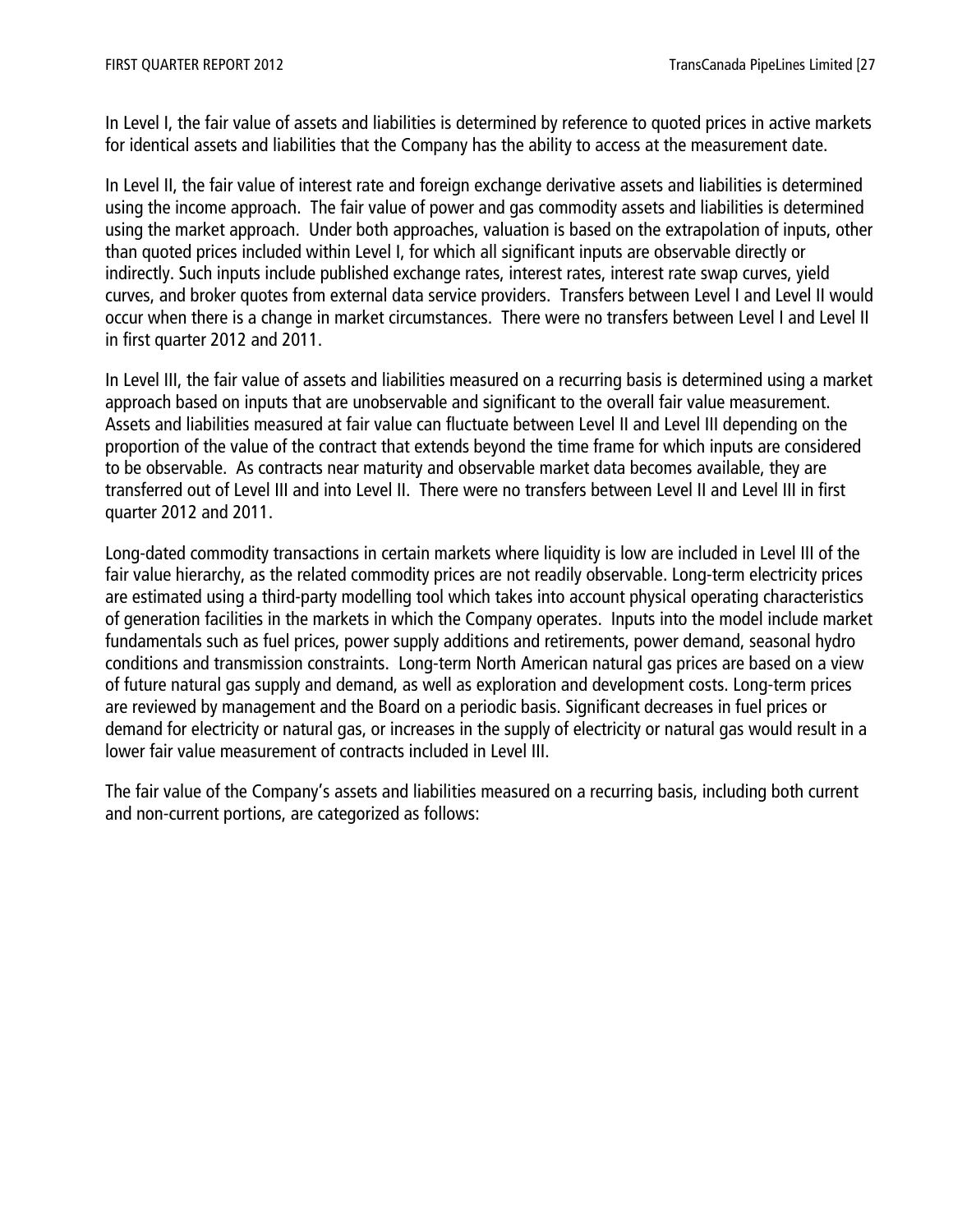In Level I, the fair value of assets and liabilities is determined by reference to quoted prices in active markets for identical assets and liabilities that the Company has the ability to access at the measurement date.

In Level II, the fair value of interest rate and foreign exchange derivative assets and liabilities is determined using the income approach. The fair value of power and gas commodity assets and liabilities is determined using the market approach. Under both approaches, valuation is based on the extrapolation of inputs, other than quoted prices included within Level I, for which all significant inputs are observable directly or indirectly. Such inputs include published exchange rates, interest rates, interest rate swap curves, yield curves, and broker quotes from external data service providers. Transfers between Level I and Level II would occur when there is a change in market circumstances. There were no transfers between Level I and Level II in first quarter 2012 and 2011.

In Level III, the fair value of assets and liabilities measured on a recurring basis is determined using a market approach based on inputs that are unobservable and significant to the overall fair value measurement. Assets and liabilities measured at fair value can fluctuate between Level II and Level III depending on the proportion of the value of the contract that extends beyond the time frame for which inputs are considered to be observable. As contracts near maturity and observable market data becomes available, they are transferred out of Level III and into Level II. There were no transfers between Level II and Level III in first quarter 2012 and 2011.

Long-dated commodity transactions in certain markets where liquidity is low are included in Level III of the fair value hierarchy, as the related commodity prices are not readily observable. Long-term electricity prices are estimated using a third-party modelling tool which takes into account physical operating characteristics of generation facilities in the markets in which the Company operates. Inputs into the model include market fundamentals such as fuel prices, power supply additions and retirements, power demand, seasonal hydro conditions and transmission constraints. Long-term North American natural gas prices are based on a view of future natural gas supply and demand, as well as exploration and development costs. Long-term prices are reviewed by management and the Board on a periodic basis. Significant decreases in fuel prices or demand for electricity or natural gas, or increases in the supply of electricity or natural gas would result in a lower fair value measurement of contracts included in Level III.

The fair value of the Company's assets and liabilities measured on a recurring basis, including both current and non-current portions, are categorized as follows: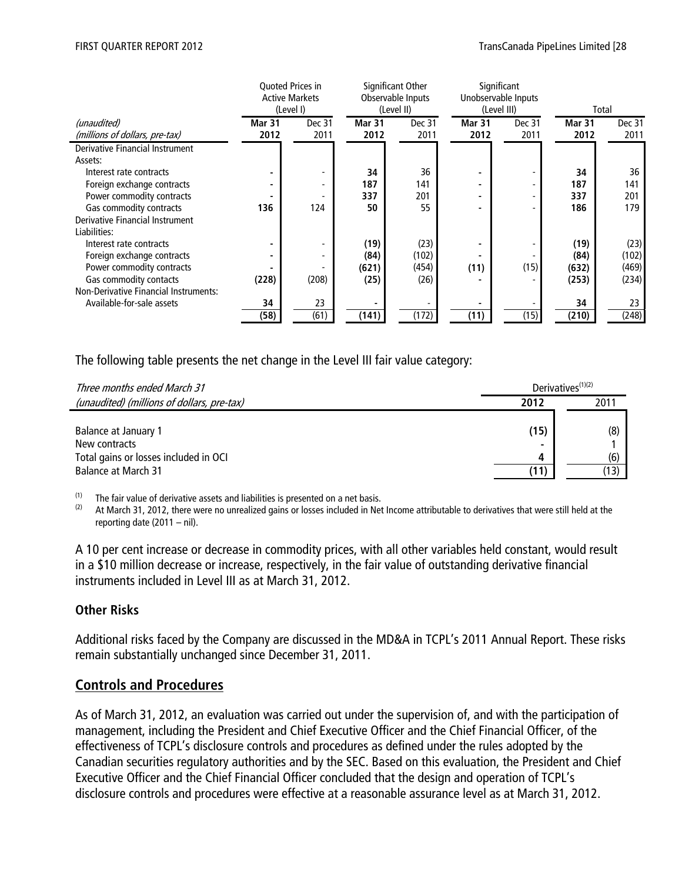| (unaudited) (millions of dollars, pre-tax) | Quoted Prices in Active Markets (Level I) | | Significant Other Observable Inputs (Level II) | | Significant Unobservable Inputs (Level III) | | Total | |
|---|---|---|---|---|---|---|---|---|
| | **Mar 31 2012** | Dec 31 2011 | **Mar 31 2012** | Dec 31 2011 | **Mar 31 2012** | Dec 31 2011 | **Mar 31 2012** | Dec 31 2011 |
| Derivative Financial Instrument Assets: | | | | | | | | |
| Interest rate contracts | **-** | - | **34** | 36 | **-** | - | **34** | 36 |
| Foreign exchange contracts | **-** | - | **187** | 141 | **-** | - | **187** | 141 |
| Power commodity contracts | **-** | - | **337** | 201 | **-** | - | **337** | 201 |
| Gas commodity contracts | **136** | 124 | **50** | 55 | **-** | - | **186** | 179 |
| Derivative Financial Instrument Liabilities: | | | | | | | | |
| Interest rate contracts | **-** | - | **(19)** | (23) | **-** | - | **(19)** | (23) |
| Foreign exchange contracts | **-** | - | **(84)** | (102) | **-** | - | **(84)** | (102) |
| Power commodity contracts | **-** | - | **(621)** | (454) | **(11)** | (15) | **(632)** | (469) |
| Gas commodity contacts | **(228)** | (208) | **(25)** | (26) | **-** | - | **(253)** | (234) |
| Non-Derivative Financial Instruments: | | | | | | | | |
| Available-for-sale assets | **34** | 23 | **-** | - | **-** | - | **34** | 23 |
| | **(58)** | (61) | **(141)** | (172) | **(11)** | (15) | **(210)** | (248) |

The following table presents the net change in the Level III fair value category:

| *Three months ended March 31* *(unaudited) (millions of dollars, pre-tax)* | Derivatives[(1)(2)] | |
|---|---|---|
| | **2012** | 2011 |
| Balance at January 1 | **(15)** | (8) |
| New contracts | **-** | 1 |
| Total gains or losses included in OCI | **4** | (6) |
| Balance at March 31 | **(11)** | (13) |

(1) The fair value of derivative assets and liabilities is presented on a net basis.
(2) At March 31, 2012, there were no unrealized gains or losses included in Net Income attributable to derivatives that were still held at the reporting date (2011 – nil).

A 10 per cent increase or decrease in commodity prices, with all other variables held constant, would result in a $10 million decrease or increase, respectively, in the fair value of outstanding derivative financial instruments included in Level III as at March 31, 2012.

### Other Risks

Additional risks faced by the Company are discussed in the MD&A in TCPL's 2011 Annual Report. These risks remain substantially unchanged since December 31, 2011.

## Controls and Procedures

As of March 31, 2012, an evaluation was carried out under the supervision of, and with the participation of management, including the President and Chief Executive Officer and the Chief Financial Officer, of the effectiveness of TCPL's disclosure controls and procedures as defined under the rules adopted by the Canadian securities regulatory authorities and by the SEC. Based on this evaluation, the President and Chief Executive Officer and the Chief Financial Officer concluded that the design and operation of TCPL's disclosure controls and procedures were effective at a reasonable assurance level as at March 31, 2012.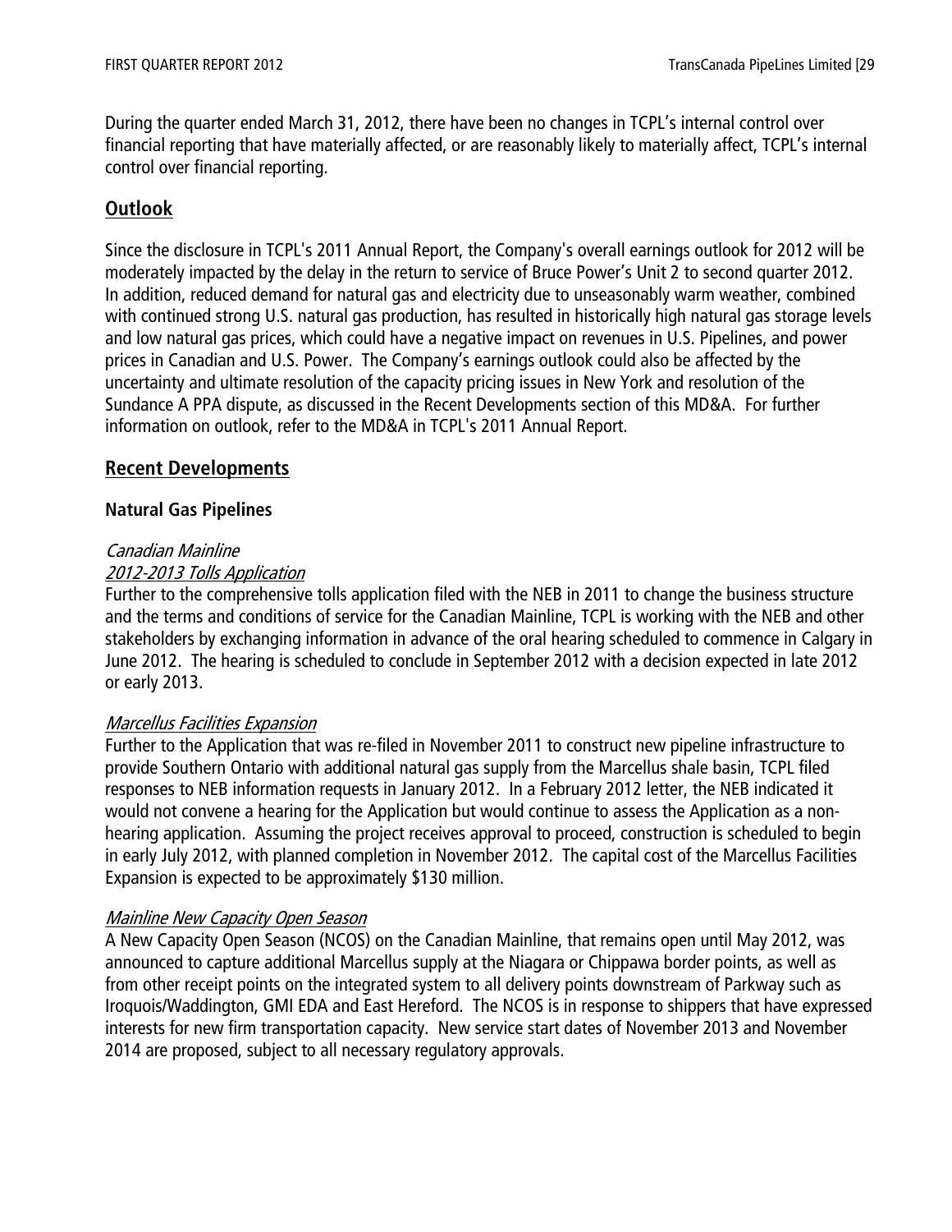During the quarter ended March 31, 2012, there have been no changes in TCPL's internal control over financial reporting that have materially affected, or are reasonably likely to materially affect, TCPL's internal control over financial reporting.

## Outlook

Since the disclosure in TCPL's 2011 Annual Report, the Company's overall earnings outlook for 2012 will be moderately impacted by the delay in the return to service of Bruce Power's Unit 2 to second quarter 2012. In addition, reduced demand for natural gas and electricity due to unseasonably warm weather, combined with continued strong U.S. natural gas production, has resulted in historically high natural gas storage levels and low natural gas prices, which could have a negative impact on revenues in U.S. Pipelines, and power prices in Canadian and U.S. Power. The Company's earnings outlook could also be affected by the uncertainty and ultimate resolution of the capacity pricing issues in New York and resolution of the Sundance A PPA dispute, as discussed in the Recent Developments section of this MD&A. For further information on outlook, refer to the MD&A in TCPL's 2011 Annual Report.

## Recent Developments

### Natural Gas Pipelines

*Canadian Mainline*

*2012-2013 Tolls Application*

Further to the comprehensive tolls application filed with the NEB in 2011 to change the business structure and the terms and conditions of service for the Canadian Mainline, TCPL is working with the NEB and other stakeholders by exchanging information in advance of the oral hearing scheduled to commence in Calgary in June 2012. The hearing is scheduled to conclude in September 2012 with a decision expected in late 2012 or early 2013.

*Marcellus Facilities Expansion*

Further to the Application that was re-filed in November 2011 to construct new pipeline infrastructure to provide Southern Ontario with additional natural gas supply from the Marcellus shale basin, TCPL filed responses to NEB information requests in January 2012. In a February 2012 letter, the NEB indicated it would not convene a hearing for the Application but would continue to assess the Application as a non-hearing application. Assuming the project receives approval to proceed, construction is scheduled to begin in early July 2012, with planned completion in November 2012. The capital cost of the Marcellus Facilities Expansion is expected to be approximately $130 million.

*Mainline New Capacity Open Season*

A New Capacity Open Season (NCOS) on the Canadian Mainline, that remains open until May 2012, was announced to capture additional Marcellus supply at the Niagara or Chippawa border points, as well as from other receipt points on the integrated system to all delivery points downstream of Parkway such as Iroquois/Waddington, GMI EDA and East Hereford. The NCOS is in response to shippers that have expressed interests for new firm transportation capacity. New service start dates of November 2013 and November 2014 are proposed, subject to all necessary regulatory approvals.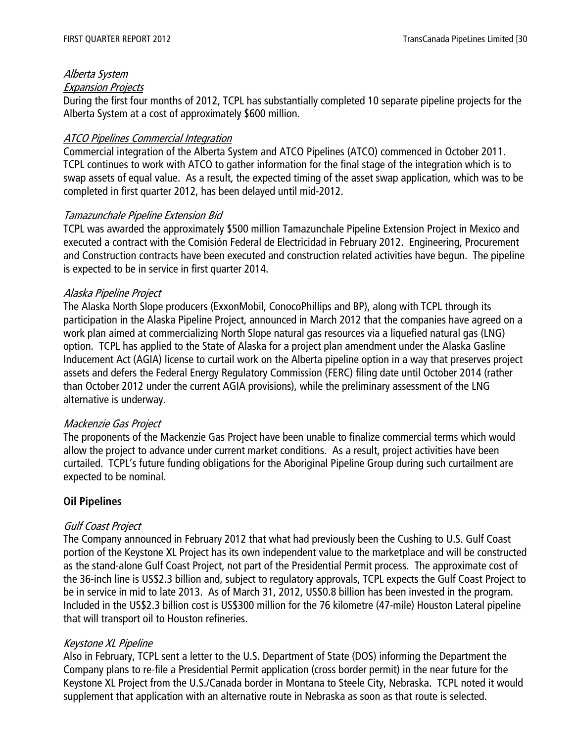*Alberta System*

*Expansion Projects*

During the first four months of 2012, TCPL has substantially completed 10 separate pipeline projects for the Alberta System at a cost of approximately $600 million.

*ATCO Pipelines Commercial Integration*

Commercial integration of the Alberta System and ATCO Pipelines (ATCO) commenced in October 2011. TCPL continues to work with ATCO to gather information for the final stage of the integration which is to swap assets of equal value. As a result, the expected timing of the asset swap application, which was to be completed in first quarter 2012, has been delayed until mid-2012.

*Tamazunchale Pipeline Extension Bid*

TCPL was awarded the approximately $500 million Tamazunchale Pipeline Extension Project in Mexico and executed a contract with the Comisión Federal de Electricidad in February 2012. Engineering, Procurement and Construction contracts have been executed and construction related activities have begun. The pipeline is expected to be in service in first quarter 2014.

*Alaska Pipeline Project*

The Alaska North Slope producers (ExxonMobil, ConocoPhillips and BP), along with TCPL through its participation in the Alaska Pipeline Project, announced in March 2012 that the companies have agreed on a work plan aimed at commercializing North Slope natural gas resources via a liquefied natural gas (LNG) option. TCPL has applied to the State of Alaska for a project plan amendment under the Alaska Gasline Inducement Act (AGIA) license to curtail work on the Alberta pipeline option in a way that preserves project assets and defers the Federal Energy Regulatory Commission (FERC) filing date until October 2014 (rather than October 2012 under the current AGIA provisions), while the preliminary assessment of the LNG alternative is underway.

*Mackenzie Gas Project*

The proponents of the Mackenzie Gas Project have been unable to finalize commercial terms which would allow the project to advance under current market conditions. As a result, project activities have been curtailed. TCPL's future funding obligations for the Aboriginal Pipeline Group during such curtailment are expected to be nominal.

**Oil Pipelines**

*Gulf Coast Project*

The Company announced in February 2012 that what had previously been the Cushing to U.S. Gulf Coast portion of the Keystone XL Project has its own independent value to the marketplace and will be constructed as the stand-alone Gulf Coast Project, not part of the Presidential Permit process. The approximate cost of the 36-inch line is US$2.3 billion and, subject to regulatory approvals, TCPL expects the Gulf Coast Project to be in service in mid to late 2013. As of March 31, 2012, US$0.8 billion has been invested in the program. Included in the US$2.3 billion cost is US$300 million for the 76 kilometre (47-mile) Houston Lateral pipeline that will transport oil to Houston refineries.

*Keystone XL Pipeline*

Also in February, TCPL sent a letter to the U.S. Department of State (DOS) informing the Department the Company plans to re-file a Presidential Permit application (cross border permit) in the near future for the Keystone XL Project from the U.S./Canada border in Montana to Steele City, Nebraska. TCPL noted it would supplement that application with an alternative route in Nebraska as soon as that route is selected.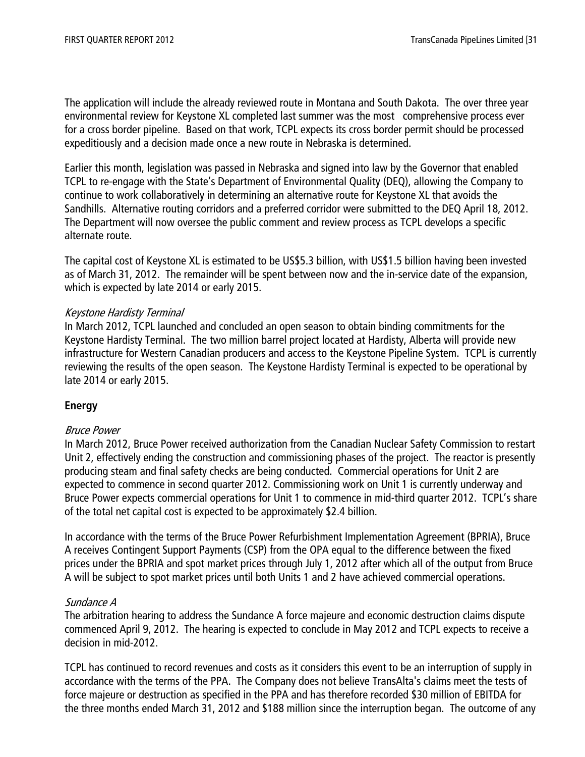The application will include the already reviewed route in Montana and South Dakota. The over three year environmental review for Keystone XL completed last summer was the most comprehensive process ever for a cross border pipeline. Based on that work, TCPL expects its cross border permit should be processed expeditiously and a decision made once a new route in Nebraska is determined.

Earlier this month, legislation was passed in Nebraska and signed into law by the Governor that enabled TCPL to re-engage with the State's Department of Environmental Quality (DEQ), allowing the Company to continue to work collaboratively in determining an alternative route for Keystone XL that avoids the Sandhills. Alternative routing corridors and a preferred corridor were submitted to the DEQ April 18, 2012. The Department will now oversee the public comment and review process as TCPL develops a specific alternate route.

The capital cost of Keystone XL is estimated to be US$5.3 billion, with US$1.5 billion having been invested as of March 31, 2012. The remainder will be spent between now and the in-service date of the expansion, which is expected by late 2014 or early 2015.

*Keystone Hardisty Terminal*

In March 2012, TCPL launched and concluded an open season to obtain binding commitments for the Keystone Hardisty Terminal. The two million barrel project located at Hardisty, Alberta will provide new infrastructure for Western Canadian producers and access to the Keystone Pipeline System. TCPL is currently reviewing the results of the open season. The Keystone Hardisty Terminal is expected to be operational by late 2014 or early 2015.

**Energy**

*Bruce Power*

In March 2012, Bruce Power received authorization from the Canadian Nuclear Safety Commission to restart Unit 2, effectively ending the construction and commissioning phases of the project. The reactor is presently producing steam and final safety checks are being conducted. Commercial operations for Unit 2 are expected to commence in second quarter 2012. Commissioning work on Unit 1 is currently underway and Bruce Power expects commercial operations for Unit 1 to commence in mid-third quarter 2012. TCPL's share of the total net capital cost is expected to be approximately $2.4 billion.

In accordance with the terms of the Bruce Power Refurbishment Implementation Agreement (BPRIA), Bruce A receives Contingent Support Payments (CSP) from the OPA equal to the difference between the fixed prices under the BPRIA and spot market prices through July 1, 2012 after which all of the output from Bruce A will be subject to spot market prices until both Units 1 and 2 have achieved commercial operations.

*Sundance A*

The arbitration hearing to address the Sundance A force majeure and economic destruction claims dispute commenced April 9, 2012. The hearing is expected to conclude in May 2012 and TCPL expects to receive a decision in mid-2012.

TCPL has continued to record revenues and costs as it considers this event to be an interruption of supply in accordance with the terms of the PPA. The Company does not believe TransAlta's claims meet the tests of force majeure or destruction as specified in the PPA and has therefore recorded $30 million of EBITDA for the three months ended March 31, 2012 and $188 million since the interruption began. The outcome of any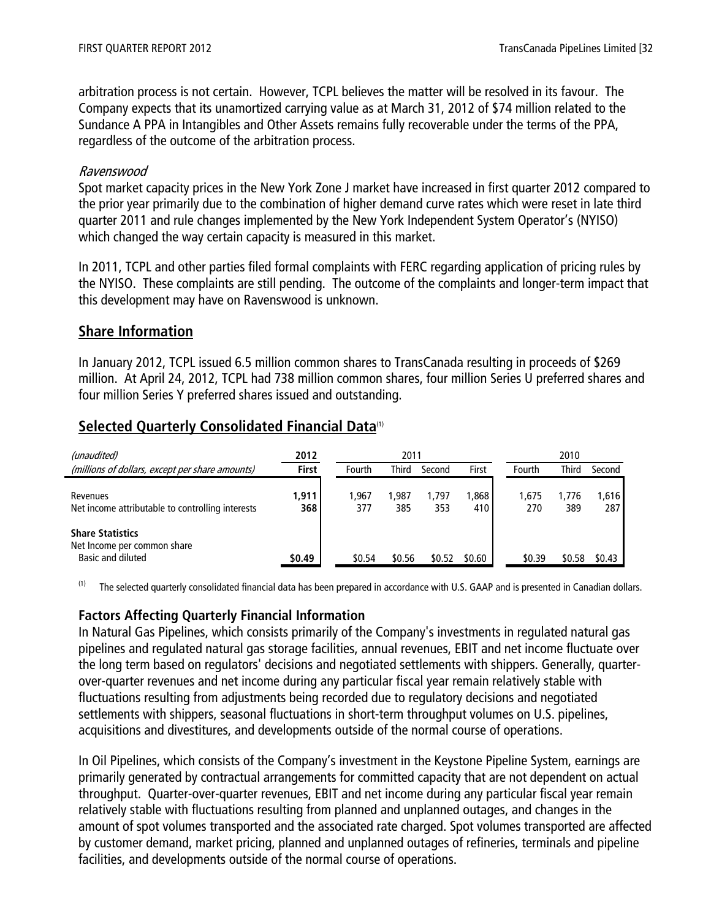arbitration process is not certain. However, TCPL believes the matter will be resolved in its favour. The Company expects that its unamortized carrying value as at March 31, 2012 of $74 million related to the Sundance A PPA in Intangibles and Other Assets remains fully recoverable under the terms of the PPA, regardless of the outcome of the arbitration process.

*Ravenswood*

Spot market capacity prices in the New York Zone J market have increased in first quarter 2012 compared to the prior year primarily due to the combination of higher demand curve rates which were reset in late third quarter 2011 and rule changes implemented by the New York Independent System Operator's (NYISO) which changed the way certain capacity is measured in this market.

In 2011, TCPL and other parties filed formal complaints with FERC regarding application of pricing rules by the NYISO. These complaints are still pending. The outcome of the complaints and longer-term impact that this development may have on Ravenswood is unknown.

## Share Information

In January 2012, TCPL issued 6.5 million common shares to TransCanada resulting in proceeds of $269 million. At April 24, 2012, TCPL had 738 million common shares, four million Series U preferred shares and four million Series Y preferred shares issued and outstanding.

## Selected Quarterly Consolidated Financial Data[1]

| *(unaudited)* | 2012 | 2011 | | | | 2010 | | |
|---|---|---|---|---|---|---|---|---|
| *(millions of dollars, except per share amounts)* | **First** | Fourth | Third | Second | First | Fourth | Third | Second |
| Revenues | **1,911** | 1,967 | 1,987 | 1,797 | 1,868 | 1,675 | 1,776 | 1,616 |
| Net income attributable to controlling interests | **368** | 377 | 385 | 353 | 410 | 270 | 389 | 287 |
| **Share Statistics** | | | | | | | | |
| Net Income per common share | | | | | | | | |
| Basic and diluted | **$0.49** | $0.54 | $0.56 | $0.52 | $0.60 | $0.39 | $0.58 | $0.43 |

(1) The selected quarterly consolidated financial data has been prepared in accordance with U.S. GAAP and is presented in Canadian dollars.

### Factors Affecting Quarterly Financial Information

In Natural Gas Pipelines, which consists primarily of the Company's investments in regulated natural gas pipelines and regulated natural gas storage facilities, annual revenues, EBIT and net income fluctuate over the long term based on regulators' decisions and negotiated settlements with shippers. Generally, quarter-over-quarter revenues and net income during any particular fiscal year remain relatively stable with fluctuations resulting from adjustments being recorded due to regulatory decisions and negotiated settlements with shippers, seasonal fluctuations in short-term throughput volumes on U.S. pipelines, acquisitions and divestitures, and developments outside of the normal course of operations.

In Oil Pipelines, which consists of the Company's investment in the Keystone Pipeline System, earnings are primarily generated by contractual arrangements for committed capacity that are not dependent on actual throughput. Quarter-over-quarter revenues, EBIT and net income during any particular fiscal year remain relatively stable with fluctuations resulting from planned and unplanned outages, and changes in the amount of spot volumes transported and the associated rate charged. Spot volumes transported are affected by customer demand, market pricing, planned and unplanned outages of refineries, terminals and pipeline facilities, and developments outside of the normal course of operations.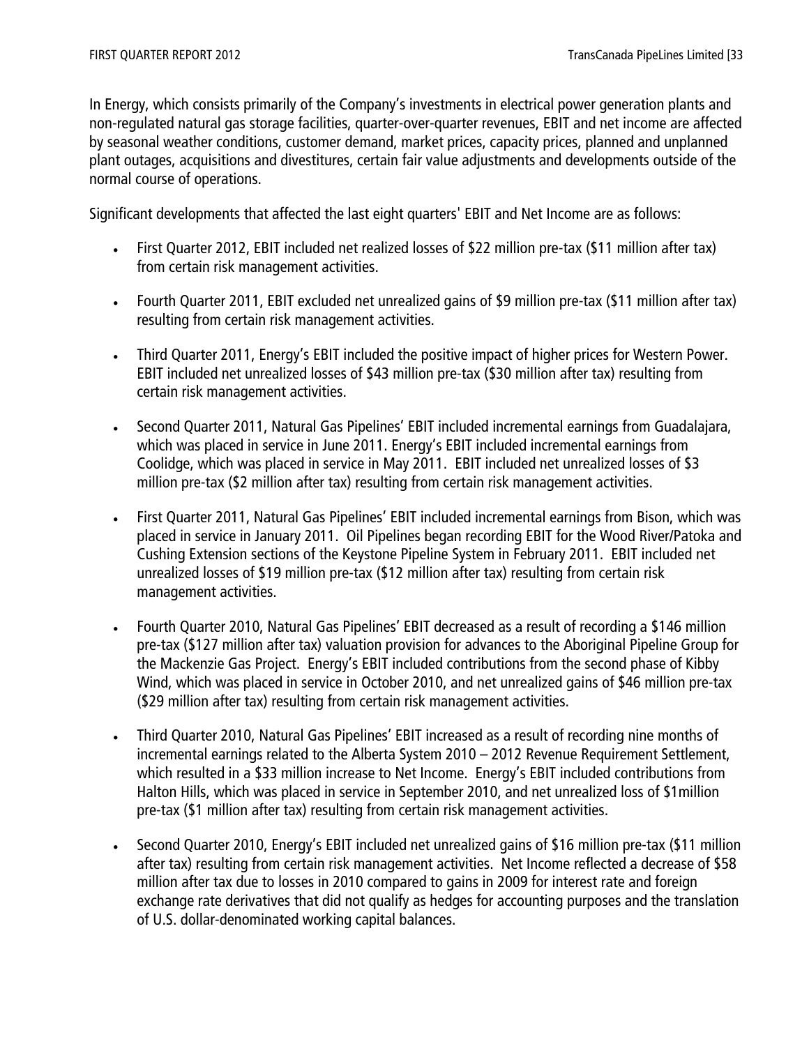In Energy, which consists primarily of the Company's investments in electrical power generation plants and non-regulated natural gas storage facilities, quarter-over-quarter revenues, EBIT and net income are affected by seasonal weather conditions, customer demand, market prices, capacity prices, planned and unplanned plant outages, acquisitions and divestitures, certain fair value adjustments and developments outside of the normal course of operations.

Significant developments that affected the last eight quarters' EBIT and Net Income are as follows:

- First Quarter 2012, EBIT included net realized losses of $22 million pre-tax ($11 million after tax) from certain risk management activities.
- Fourth Quarter 2011, EBIT excluded net unrealized gains of $9 million pre-tax ($11 million after tax) resulting from certain risk management activities.
- Third Quarter 2011, Energy's EBIT included the positive impact of higher prices for Western Power. EBIT included net unrealized losses of $43 million pre-tax ($30 million after tax) resulting from certain risk management activities.
- Second Quarter 2011, Natural Gas Pipelines' EBIT included incremental earnings from Guadalajara, which was placed in service in June 2011. Energy's EBIT included incremental earnings from Coolidge, which was placed in service in May 2011. EBIT included net unrealized losses of $3 million pre-tax ($2 million after tax) resulting from certain risk management activities.
- First Quarter 2011, Natural Gas Pipelines' EBIT included incremental earnings from Bison, which was placed in service in January 2011. Oil Pipelines began recording EBIT for the Wood River/Patoka and Cushing Extension sections of the Keystone Pipeline System in February 2011. EBIT included net unrealized losses of $19 million pre-tax ($12 million after tax) resulting from certain risk management activities.
- Fourth Quarter 2010, Natural Gas Pipelines' EBIT decreased as a result of recording a $146 million pre-tax ($127 million after tax) valuation provision for advances to the Aboriginal Pipeline Group for the Mackenzie Gas Project. Energy's EBIT included contributions from the second phase of Kibby Wind, which was placed in service in October 2010, and net unrealized gains of $46 million pre-tax ($29 million after tax) resulting from certain risk management activities.
- Third Quarter 2010, Natural Gas Pipelines' EBIT increased as a result of recording nine months of incremental earnings related to the Alberta System 2010 – 2012 Revenue Requirement Settlement, which resulted in a $33 million increase to Net Income. Energy's EBIT included contributions from Halton Hills, which was placed in service in September 2010, and net unrealized loss of $1million pre-tax ($1 million after tax) resulting from certain risk management activities.
- Second Quarter 2010, Energy's EBIT included net unrealized gains of $16 million pre-tax ($11 million after tax) resulting from certain risk management activities. Net Income reflected a decrease of $58 million after tax due to losses in 2010 compared to gains in 2009 for interest rate and foreign exchange rate derivatives that did not qualify as hedges for accounting purposes and the translation of U.S. dollar-denominated working capital balances.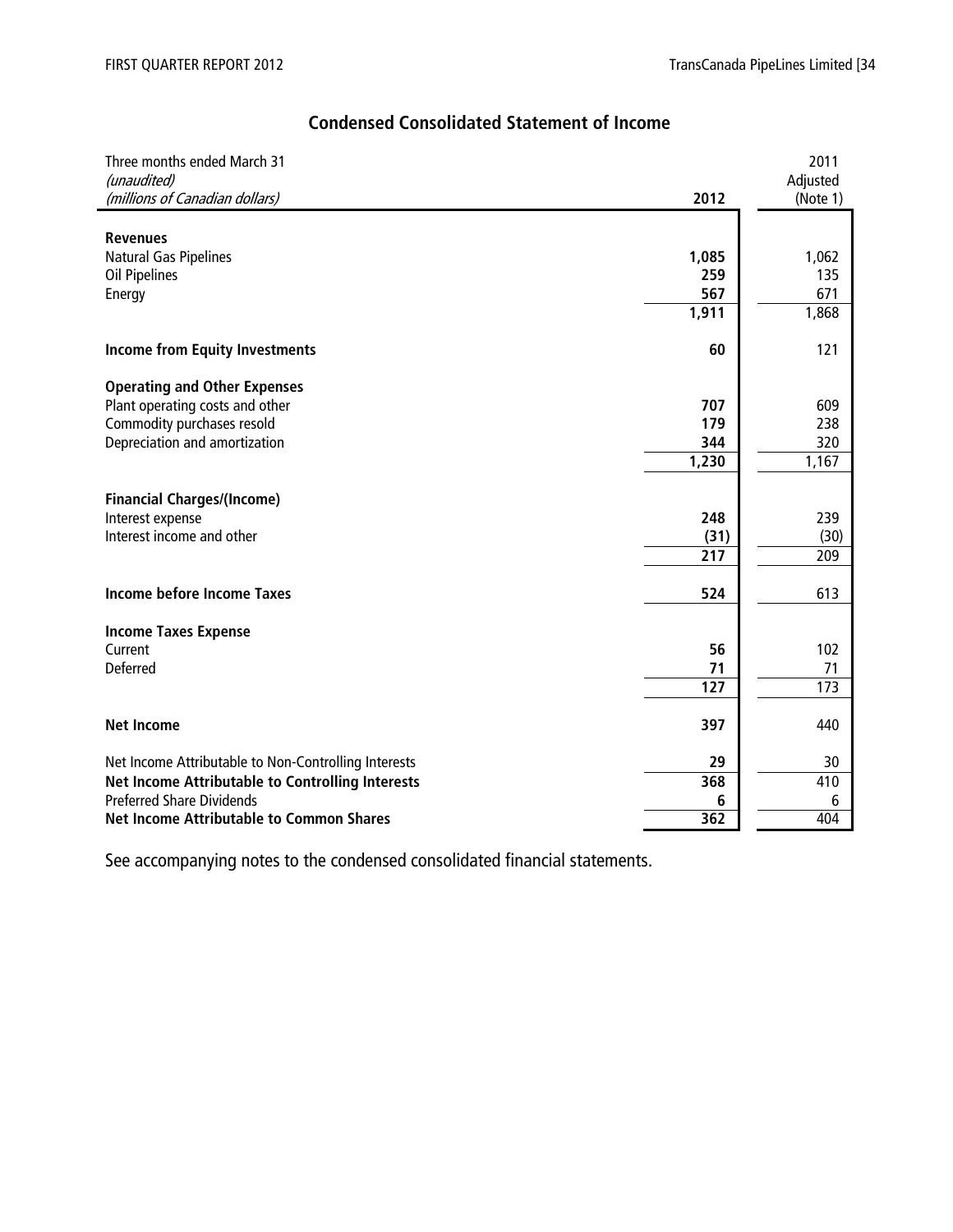## Condensed Consolidated Statement of Income

| Three months ended March 31<br>*(unaudited)*<br>*(millions of Canadian dollars)* | 2012 | 2011 Adjusted (Note 1) |
|---|---|---|
| **Revenues** | | |
| Natural Gas Pipelines | **1,085** | 1,062 |
| Oil Pipelines | **259** | 135 |
| Energy | **567** | 671 |
| | **1,911** | 1,868 |
| **Income from Equity Investments** | **60** | 121 |
| **Operating and Other Expenses** | | |
| Plant operating costs and other | **707** | 609 |
| Commodity purchases resold | **179** | 238 |
| Depreciation and amortization | **344** | 320 |
| | **1,230** | 1,167 |
| **Financial Charges/(Income)** | | |
| Interest expense | **248** | 239 |
| Interest income and other | **(31)** | (30) |
| | **217** | 209 |
| **Income before Income Taxes** | **524** | 613 |
| **Income Taxes Expense** | | |
| Current | **56** | 102 |
| Deferred | **71** | 71 |
| | **127** | 173 |
| **Net Income** | **397** | 440 |
| Net Income Attributable to Non-Controlling Interests | **29** | 30 |
| **Net Income Attributable to Controlling Interests** | **368** | 410 |
| Preferred Share Dividends | **6** | 6 |
| **Net Income Attributable to Common Shares** | **362** | 404 |

See accompanying notes to the condensed consolidated financial statements.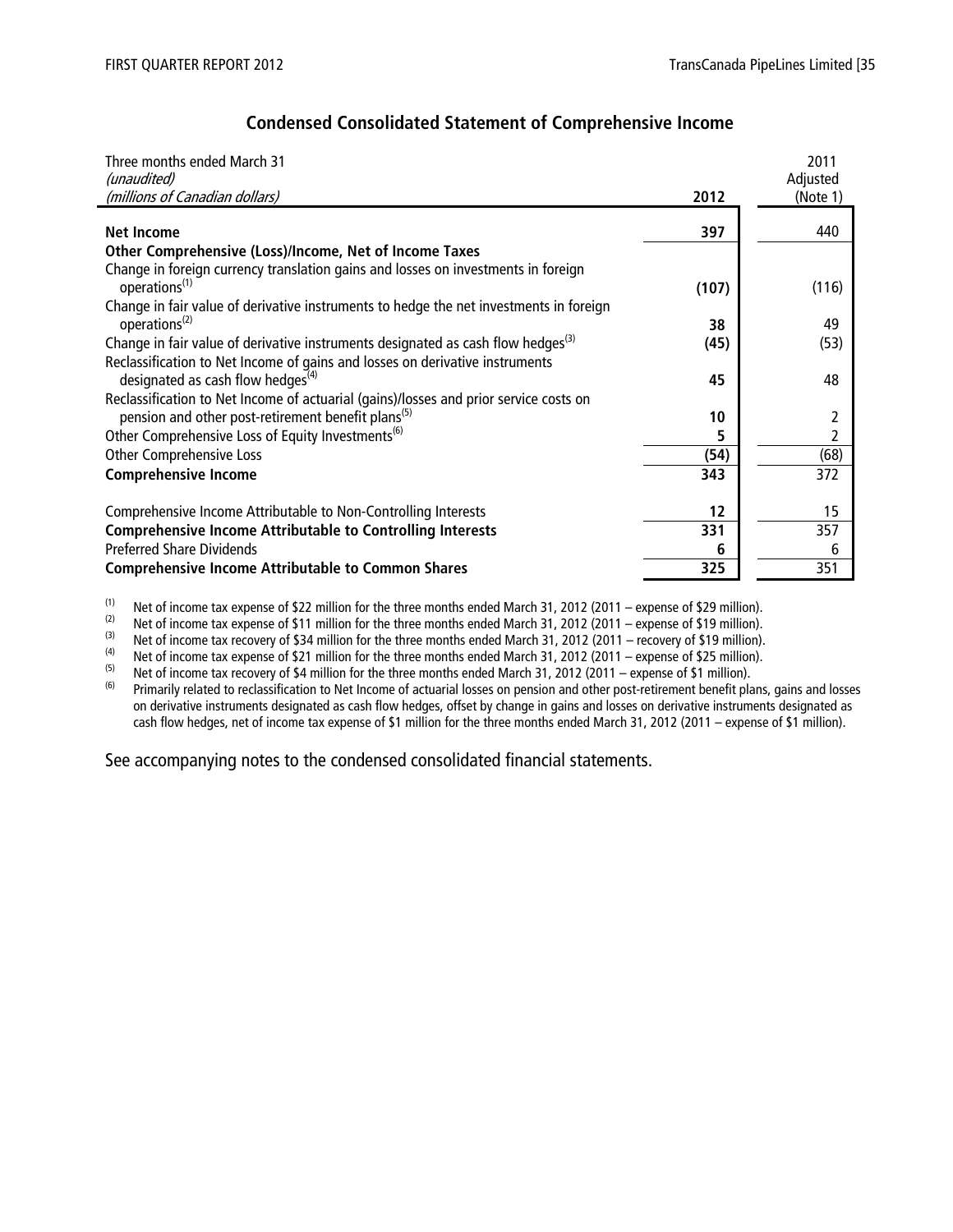## Condensed Consolidated Statement of Comprehensive Income

| Three months ended March 31 *(unaudited)* *(millions of Canadian dollars)* | 2012 | 2011 Adjusted (Note 1) |
|---|---|---|
| **Net Income** | **397** | 440 |
| **Other Comprehensive (Loss)/Income, Net of Income Taxes** | | |
| Change in foreign currency translation gains and losses on investments in foreign operations[1] | **(107)** | (116) |
| Change in fair value of derivative instruments to hedge the net investments in foreign operations[2] | **38** | 49 |
| Change in fair value of derivative instruments designated as cash flow hedges[3] | **(45)** | (53) |
| Reclassification to Net Income of gains and losses on derivative instruments designated as cash flow hedges[4] | **45** | 48 |
| Reclassification to Net Income of actuarial (gains)/losses and prior service costs on pension and other post-retirement benefit plans[5] | **10** | 2 |
| Other Comprehensive Loss of Equity Investments[6] | **5** | 2 |
| Other Comprehensive Loss | **(54)** | (68) |
| **Comprehensive Income** | **343** | 372 |
| | | |
| Comprehensive Income Attributable to Non-Controlling Interests | **12** | 15 |
| **Comprehensive Income Attributable to Controlling Interests** | **331** | 357 |
| Preferred Share Dividends | **6** | 6 |
| **Comprehensive Income Attributable to Common Shares** | **325** | 351 |

(1) Net of income tax expense of $22 million for the three months ended March 31, 2012 (2011 – expense of $29 million).

(2) Net of income tax expense of $11 million for the three months ended March 31, 2012 (2011 – expense of $19 million).

(3) Net of income tax recovery of $34 million for the three months ended March 31, 2012 (2011 – recovery of $19 million).

(4) Net of income tax expense of $21 million for the three months ended March 31, 2012 (2011 – expense of $25 million).

(5) Net of income tax recovery of $4 million for the three months ended March 31, 2012 (2011 – expense of $1 million).

(6) Primarily related to reclassification to Net Income of actuarial losses on pension and other post-retirement benefit plans, gains and losses on derivative instruments designated as cash flow hedges, offset by change in gains and losses on derivative instruments designated as cash flow hedges, net of income tax expense of $1 million for the three months ended March 31, 2012 (2011 – expense of $1 million).

See accompanying notes to the condensed consolidated financial statements.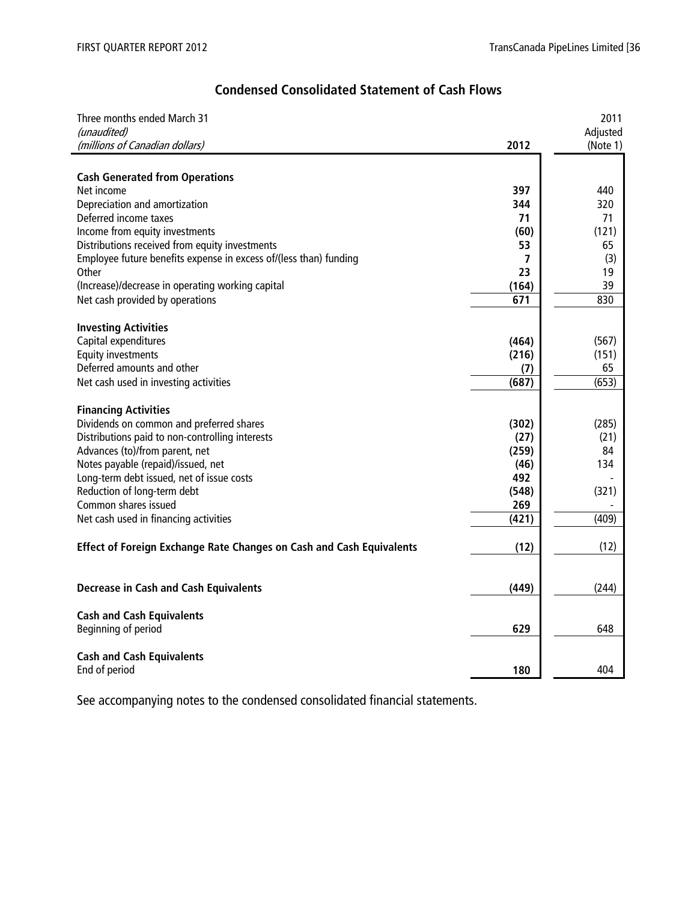## Condensed Consolidated Statement of Cash Flows

| Three months ended March 31<br>*(unaudited)*<br>*(millions of Canadian dollars)* | **2012** | 2011<br>Adjusted<br>(Note 1) |
|---|---|---|
| **Cash Generated from Operations** | | |
| Net income | **397** | 440 |
| Depreciation and amortization | **344** | 320 |
| Deferred income taxes | **71** | 71 |
| Income from equity investments | **(60)** | (121) |
| Distributions received from equity investments | **53** | 65 |
| Employee future benefits expense in excess of/(less than) funding | **7** | (3) |
| Other | **23** | 19 |
| (Increase)/decrease in operating working capital | **(164)** | 39 |
| Net cash provided by operations | **671** | 830 |
| **Investing Activities** | | |
| Capital expenditures | **(464)** | (567) |
| Equity investments | **(216)** | (151) |
| Deferred amounts and other | **(7)** | 65 |
| Net cash used in investing activities | **(687)** | (653) |
| **Financing Activities** | | |
| Dividends on common and preferred shares | **(302)** | (285) |
| Distributions paid to non-controlling interests | **(27)** | (21) |
| Advances (to)/from parent, net | **(259)** | 84 |
| Notes payable (repaid)/issued, net | **(46)** | 134 |
| Long-term debt issued, net of issue costs | **492** | - |
| Reduction of long-term debt | **(548)** | (321) |
| Common shares issued | **269** | - |
| Net cash used in financing activities | **(421)** | (409) |
| **Effect of Foreign Exchange Rate Changes on Cash and Cash Equivalents** | **(12)** | (12) |
| **Decrease in Cash and Cash Equivalents** | **(449)** | (244) |
| **Cash and Cash Equivalents** | | |
| Beginning of period | **629** | 648 |
| **Cash and Cash Equivalents** | | |
| End of period | **180** | 404 |

See accompanying notes to the condensed consolidated financial statements.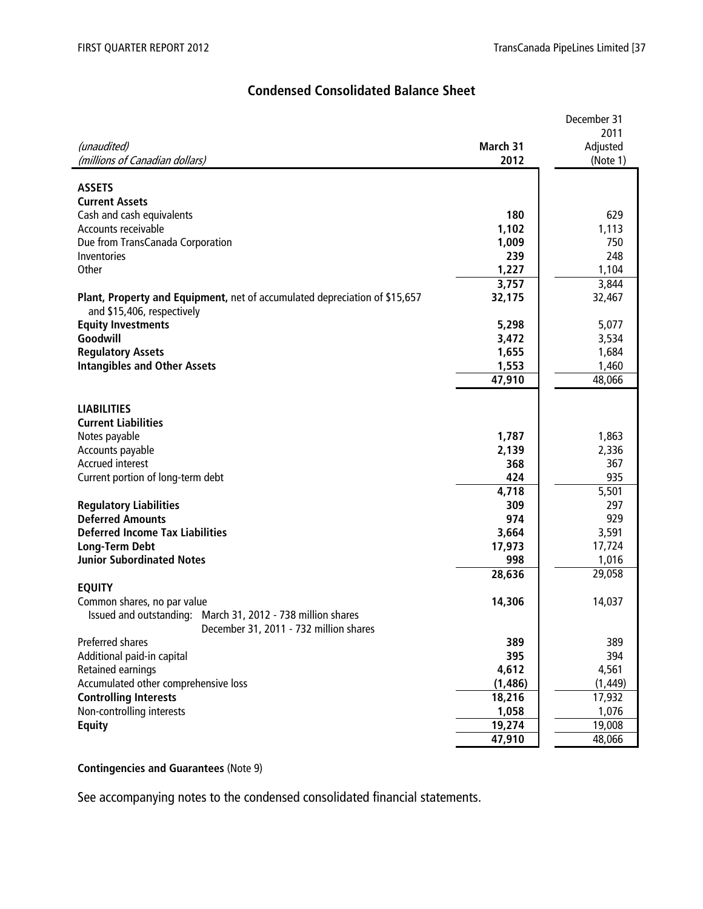# Condensed Consolidated Balance Sheet

| *(unaudited)*<br>*(millions of Canadian dollars)* | March 31 2012 | December 31 2011 Adjusted (Note 1) |
|---|---|---|
| **ASSETS** | | |
| **Current Assets** | | |
| Cash and cash equivalents | **180** | 629 |
| Accounts receivable | **1,102** | 1,113 |
| Due from TransCanada Corporation | **1,009** | 750 |
| Inventories | **239** | 248 |
| Other | **1,227** | 1,104 |
| | **3,757** | 3,844 |
| **Plant, Property and Equipment,** net of accumulated depreciation of $15,657 and $15,406, respectively | **32,175** | 32,467 |
| **Equity Investments** | **5,298** | 5,077 |
| **Goodwill** | **3,472** | 3,534 |
| **Regulatory Assets** | **1,655** | 1,684 |
| **Intangibles and Other Assets** | **1,553** | 1,460 |
| | **47,910** | 48,066 |
| **LIABILITIES** | | |
| **Current Liabilities** | | |
| Notes payable | **1,787** | 1,863 |
| Accounts payable | **2,139** | 2,336 |
| Accrued interest | **368** | 367 |
| Current portion of long-term debt | **424** | 935 |
| | **4,718** | 5,501 |
| **Regulatory Liabilities** | **309** | 297 |
| **Deferred Amounts** | **974** | 929 |
| **Deferred Income Tax Liabilities** | **3,664** | 3,591 |
| **Long-Term Debt** | **17,973** | 17,724 |
| **Junior Subordinated Notes** | **998** | 1,016 |
| | **28,636** | 29,058 |
| **EQUITY** | | |
| Common shares, no par value<br>Issued and outstanding: March 31, 2012 - 738 million shares<br>December 31, 2011 - 732 million shares | **14,306** | 14,037 |
| Preferred shares | **389** | 389 |
| Additional paid-in capital | **395** | 394 |
| Retained earnings | **4,612** | 4,561 |
| Accumulated other comprehensive loss | **(1,486)** | (1,449) |
| **Controlling Interests** | **18,216** | 17,932 |
| Non-controlling interests | **1,058** | 1,076 |
| **Equity** | **19,274** | 19,008 |
| | **47,910** | 48,066 |

**Contingencies and Guarantees** (Note 9)

See accompanying notes to the condensed consolidated financial statements.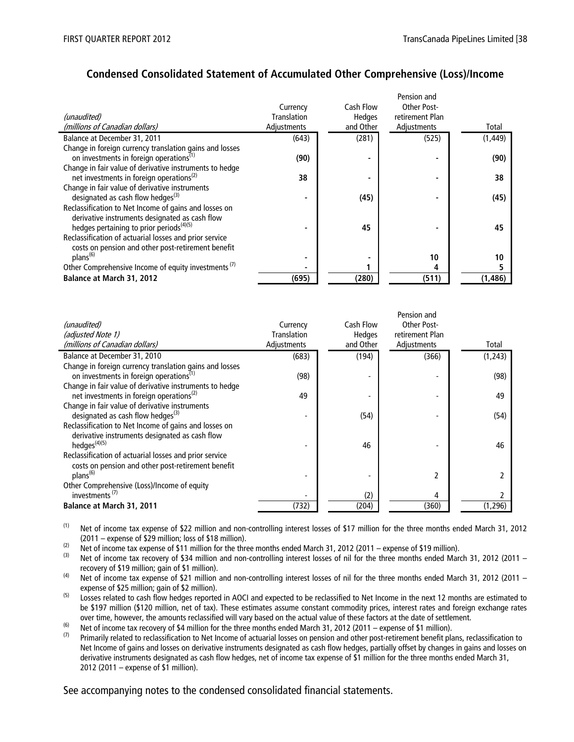## Condensed Consolidated Statement of Accumulated Other Comprehensive (Loss)/Income

| *(unaudited)* *(millions of Canadian dollars)* | Currency Translation Adjustments | Cash Flow Hedges and Other | Pension and Other Post-retirement Plan Adjustments | Total |
|---|---|---|---|---|
| Balance at December 31, 2011 | (643) | (281) | (525) | (1,449) |
| Change in foreign currency translation gains and losses on investments in foreign operations[(1)] | **(90)** | **-** | **-** | **(90)** |
| Change in fair value of derivative instruments to hedge net investments in foreign operations[(2)] | **38** | **-** | **-** | **38** |
| Change in fair value of derivative instruments designated as cash flow hedges[(3)] | **-** | **(45)** | **-** | **(45)** |
| Reclassification to Net Income of gains and losses on derivative instruments designated as cash flow hedges pertaining to prior periods[(4)(5)] | **-** | **45** | **-** | **45** |
| Reclassification of actuarial losses and prior service costs on pension and other post-retirement benefit plans[(6)] | **-** | **-** | **10** | **10** |
| Other Comprehensive Income of equity investments[(7)] | **-** | **1** | **4** | **5** |
| **Balance at March 31, 2012** | **(695)** | **(280)** | **(511)** | **(1,486)** |

| *(unaudited)* *(adjusted Note 1)* *(millions of Canadian dollars)* | Currency Translation Adjustments | Cash Flow Hedges and Other | Pension and Other Post-retirement Plan Adjustments | Total |
|---|---|---|---|---|
| Balance at December 31, 2010 | (683) | (194) | (366) | (1,243) |
| Change in foreign currency translation gains and losses on investments in foreign operations[(1)] | (98) | - | - | (98) |
| Change in fair value of derivative instruments to hedge net investments in foreign operations[(2)] | 49 | - | - | 49 |
| Change in fair value of derivative instruments designated as cash flow hedges[(3)] | - | (54) | - | (54) |
| Reclassification to Net Income of gains and losses on derivative instruments designated as cash flow hedges[(4)(5)] | - | 46 | - | 46 |
| Reclassification of actuarial losses and prior service costs on pension and other post-retirement benefit plans[(6)] | - | - | 2 | 2 |
| Other Comprehensive (Loss)/Income of equity investments[(7)] | - | (2) | 4 | 2 |
| **Balance at March 31, 2011** | (732) | (204) | (360) | (1,296) |

(1) Net of income tax expense of $22 million and non-controlling interest losses of $17 million for the three months ended March 31, 2012 (2011 – expense of $29 million; loss of $18 million).

(2) Net of income tax expense of $11 million for the three months ended March 31, 2012 (2011 – expense of $19 million).

(3) Net of income tax recovery of $34 million and non-controlling interest losses of nil for the three months ended March 31, 2012 (2011 – recovery of $19 million; gain of $1 million).

(4) Net of income tax expense of $21 million and non-controlling interest losses of nil for the three months ended March 31, 2012 (2011 – expense of $25 million; gain of $2 million).

(5) Losses related to cash flow hedges reported in AOCI and expected to be reclassified to Net Income in the next 12 months are estimated to be $197 million ($120 million, net of tax). These estimates assume constant commodity prices, interest rates and foreign exchange rates over time, however, the amounts reclassified will vary based on the actual value of these factors at the date of settlement.

(6) Net of income tax recovery of $4 million for the three months ended March 31, 2012 (2011 – expense of $1 million).

(7) Primarily related to reclassification to Net Income of actuarial losses on pension and other post-retirement benefit plans, reclassification to Net Income of gains and losses on derivative instruments designated as cash flow hedges, partially offset by changes in gains and losses on derivative instruments designated as cash flow hedges, net of income tax expense of $1 million for the three months ended March 31, 2012 (2011 – expense of $1 million).

See accompanying notes to the condensed consolidated financial statements.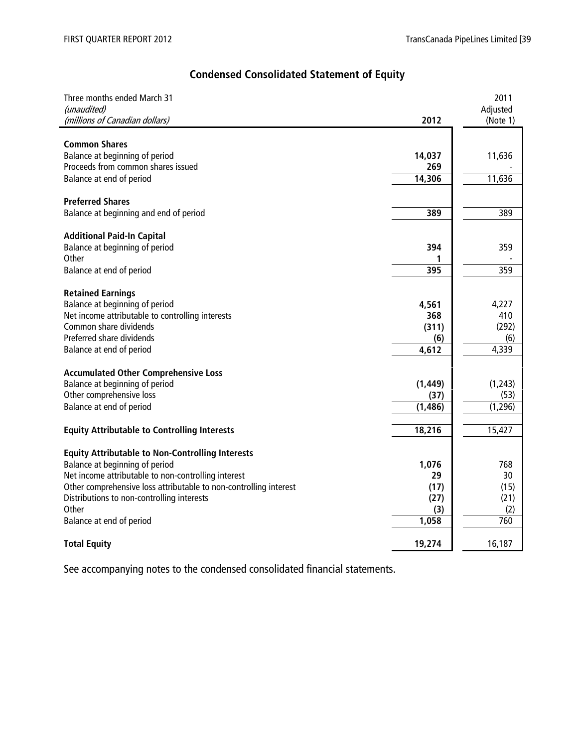## Condensed Consolidated Statement of Equity

| Three months ended March 31<br>*(unaudited)*<br>*(millions of Canadian dollars)* | 2012 | 2011<br>Adjusted<br>(Note 1) |
|---|---|---|
| **Common Shares** | | |
| Balance at beginning of period | **14,037** | 11,636 |
| Proceeds from common shares issued | **269** | - |
| Balance at end of period | **14,306** | 11,636 |
| **Preferred Shares** | | |
| Balance at beginning and end of period | **389** | 389 |
| **Additional Paid-In Capital** | | |
| Balance at beginning of period | **394** | 359 |
| Other | **1** | - |
| Balance at end of period | **395** | 359 |
| **Retained Earnings** | | |
| Balance at beginning of period | **4,561** | 4,227 |
| Net income attributable to controlling interests | **368** | 410 |
| Common share dividends | **(311)** | (292) |
| Preferred share dividends | **(6)** | (6) |
| Balance at end of period | **4,612** | 4,339 |
| **Accumulated Other Comprehensive Loss** | | |
| Balance at beginning of period | **(1,449)** | (1,243) |
| Other comprehensive loss | **(37)** | (53) |
| Balance at end of period | **(1,486)** | (1,296) |
| **Equity Attributable to Controlling Interests** | **18,216** | 15,427 |
| **Equity Attributable to Non-Controlling Interests** | | |
| Balance at beginning of period | **1,076** | 768 |
| Net income attributable to non-controlling interest | **29** | 30 |
| Other comprehensive loss attributable to non-controlling interest | **(17)** | (15) |
| Distributions to non-controlling interests | **(27)** | (21) |
| Other | **(3)** | (2) |
| Balance at end of period | **1,058** | 760 |
| **Total Equity** | **19,274** | 16,187 |

See accompanying notes to the condensed consolidated financial statements.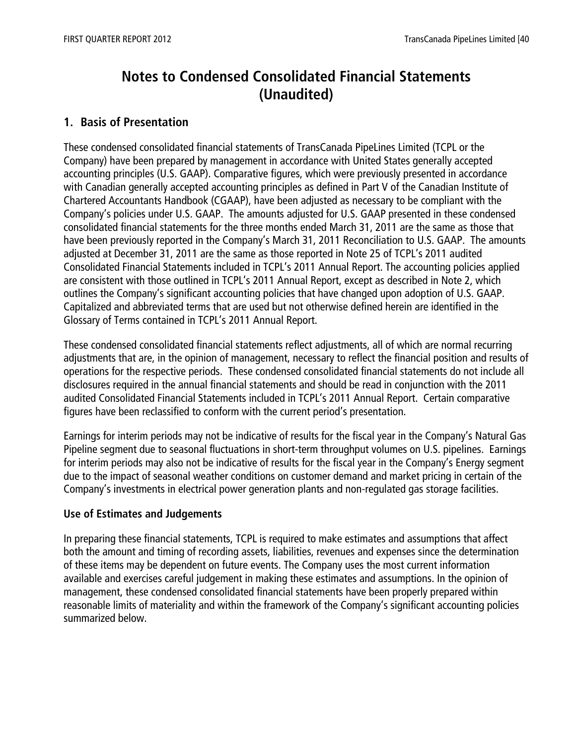# Notes to Condensed Consolidated Financial Statements (Unaudited)

## 1. Basis of Presentation

These condensed consolidated financial statements of TransCanada PipeLines Limited (TCPL or the Company) have been prepared by management in accordance with United States generally accepted accounting principles (U.S. GAAP). Comparative figures, which were previously presented in accordance with Canadian generally accepted accounting principles as defined in Part V of the Canadian Institute of Chartered Accountants Handbook (CGAAP), have been adjusted as necessary to be compliant with the Company's policies under U.S. GAAP. The amounts adjusted for U.S. GAAP presented in these condensed consolidated financial statements for the three months ended March 31, 2011 are the same as those that have been previously reported in the Company's March 31, 2011 Reconciliation to U.S. GAAP. The amounts adjusted at December 31, 2011 are the same as those reported in Note 25 of TCPL's 2011 audited Consolidated Financial Statements included in TCPL's 2011 Annual Report. The accounting policies applied are consistent with those outlined in TCPL's 2011 Annual Report, except as described in Note 2, which outlines the Company's significant accounting policies that have changed upon adoption of U.S. GAAP. Capitalized and abbreviated terms that are used but not otherwise defined herein are identified in the Glossary of Terms contained in TCPL's 2011 Annual Report.

These condensed consolidated financial statements reflect adjustments, all of which are normal recurring adjustments that are, in the opinion of management, necessary to reflect the financial position and results of operations for the respective periods. These condensed consolidated financial statements do not include all disclosures required in the annual financial statements and should be read in conjunction with the 2011 audited Consolidated Financial Statements included in TCPL's 2011 Annual Report. Certain comparative figures have been reclassified to conform with the current period's presentation.

Earnings for interim periods may not be indicative of results for the fiscal year in the Company's Natural Gas Pipeline segment due to seasonal fluctuations in short-term throughput volumes on U.S. pipelines. Earnings for interim periods may also not be indicative of results for the fiscal year in the Company's Energy segment due to the impact of seasonal weather conditions on customer demand and market pricing in certain of the Company's investments in electrical power generation plants and non-regulated gas storage facilities.

### Use of Estimates and Judgements

In preparing these financial statements, TCPL is required to make estimates and assumptions that affect both the amount and timing of recording assets, liabilities, revenues and expenses since the determination of these items may be dependent on future events. The Company uses the most current information available and exercises careful judgement in making these estimates and assumptions. In the opinion of management, these condensed consolidated financial statements have been properly prepared within reasonable limits of materiality and within the framework of the Company's significant accounting policies summarized below.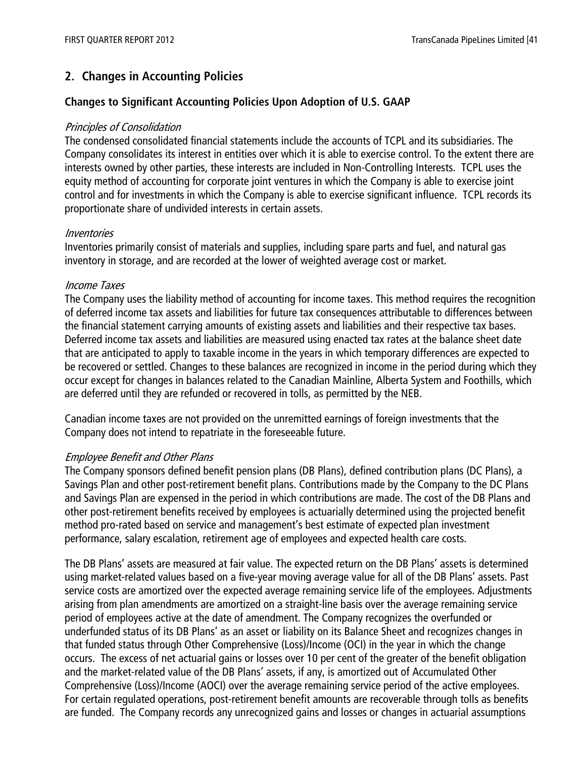## 2. Changes in Accounting Policies

### Changes to Significant Accounting Policies Upon Adoption of U.S. GAAP

*Principles of Consolidation*

The condensed consolidated financial statements include the accounts of TCPL and its subsidiaries. The Company consolidates its interest in entities over which it is able to exercise control. To the extent there are interests owned by other parties, these interests are included in Non-Controlling Interests. TCPL uses the equity method of accounting for corporate joint ventures in which the Company is able to exercise joint control and for investments in which the Company is able to exercise significant influence. TCPL records its proportionate share of undivided interests in certain assets.

*Inventories*

Inventories primarily consist of materials and supplies, including spare parts and fuel, and natural gas inventory in storage, and are recorded at the lower of weighted average cost or market.

*Income Taxes*

The Company uses the liability method of accounting for income taxes. This method requires the recognition of deferred income tax assets and liabilities for future tax consequences attributable to differences between the financial statement carrying amounts of existing assets and liabilities and their respective tax bases. Deferred income tax assets and liabilities are measured using enacted tax rates at the balance sheet date that are anticipated to apply to taxable income in the years in which temporary differences are expected to be recovered or settled. Changes to these balances are recognized in income in the period during which they occur except for changes in balances related to the Canadian Mainline, Alberta System and Foothills, which are deferred until they are refunded or recovered in tolls, as permitted by the NEB.

Canadian income taxes are not provided on the unremitted earnings of foreign investments that the Company does not intend to repatriate in the foreseeable future.

*Employee Benefit and Other Plans*

The Company sponsors defined benefit pension plans (DB Plans), defined contribution plans (DC Plans), a Savings Plan and other post-retirement benefit plans. Contributions made by the Company to the DC Plans and Savings Plan are expensed in the period in which contributions are made. The cost of the DB Plans and other post-retirement benefits received by employees is actuarially determined using the projected benefit method pro-rated based on service and management's best estimate of expected plan investment performance, salary escalation, retirement age of employees and expected health care costs.

The DB Plans' assets are measured at fair value. The expected return on the DB Plans' assets is determined using market-related values based on a five-year moving average value for all of the DB Plans' assets. Past service costs are amortized over the expected average remaining service life of the employees. Adjustments arising from plan amendments are amortized on a straight-line basis over the average remaining service period of employees active at the date of amendment. The Company recognizes the overfunded or underfunded status of its DB Plans' as an asset or liability on its Balance Sheet and recognizes changes in that funded status through Other Comprehensive (Loss)/Income (OCI) in the year in which the change occurs. The excess of net actuarial gains or losses over 10 per cent of the greater of the benefit obligation and the market-related value of the DB Plans' assets, if any, is amortized out of Accumulated Other Comprehensive (Loss)/Income (AOCI) over the average remaining service period of the active employees. For certain regulated operations, post-retirement benefit amounts are recoverable through tolls as benefits are funded. The Company records any unrecognized gains and losses or changes in actuarial assumptions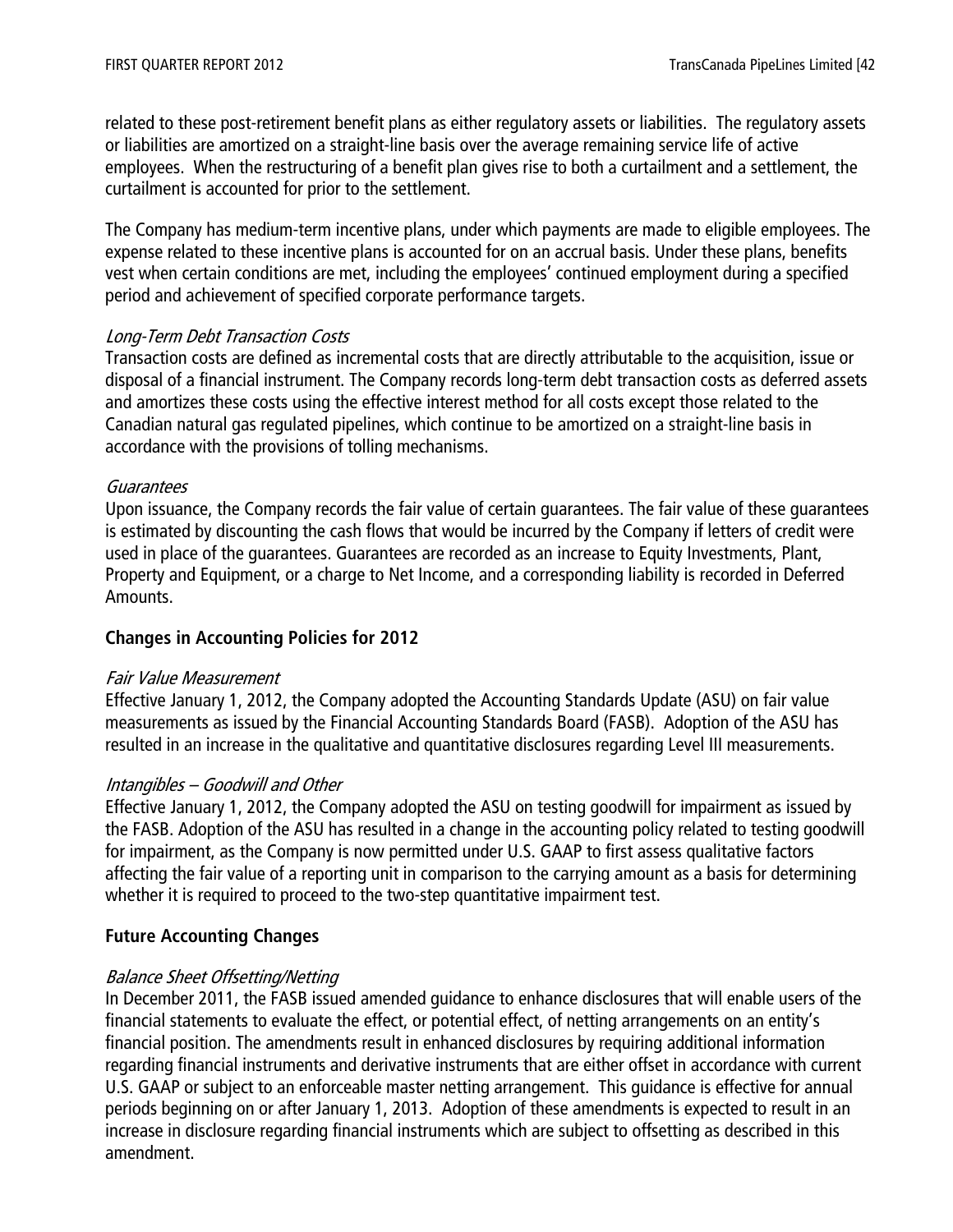related to these post-retirement benefit plans as either regulatory assets or liabilities. The regulatory assets or liabilities are amortized on a straight-line basis over the average remaining service life of active employees. When the restructuring of a benefit plan gives rise to both a curtailment and a settlement, the curtailment is accounted for prior to the settlement.

The Company has medium-term incentive plans, under which payments are made to eligible employees. The expense related to these incentive plans is accounted for on an accrual basis. Under these plans, benefits vest when certain conditions are met, including the employees' continued employment during a specified period and achievement of specified corporate performance targets.

*Long-Term Debt Transaction Costs*

Transaction costs are defined as incremental costs that are directly attributable to the acquisition, issue or disposal of a financial instrument. The Company records long-term debt transaction costs as deferred assets and amortizes these costs using the effective interest method for all costs except those related to the Canadian natural gas regulated pipelines, which continue to be amortized on a straight-line basis in accordance with the provisions of tolling mechanisms.

*Guarantees*

Upon issuance, the Company records the fair value of certain guarantees. The fair value of these guarantees is estimated by discounting the cash flows that would be incurred by the Company if letters of credit were used in place of the guarantees. Guarantees are recorded as an increase to Equity Investments, Plant, Property and Equipment, or a charge to Net Income, and a corresponding liability is recorded in Deferred Amounts.

## Changes in Accounting Policies for 2012

*Fair Value Measurement*

Effective January 1, 2012, the Company adopted the Accounting Standards Update (ASU) on fair value measurements as issued by the Financial Accounting Standards Board (FASB). Adoption of the ASU has resulted in an increase in the qualitative and quantitative disclosures regarding Level III measurements.

*Intangibles – Goodwill and Other*

Effective January 1, 2012, the Company adopted the ASU on testing goodwill for impairment as issued by the FASB. Adoption of the ASU has resulted in a change in the accounting policy related to testing goodwill for impairment, as the Company is now permitted under U.S. GAAP to first assess qualitative factors affecting the fair value of a reporting unit in comparison to the carrying amount as a basis for determining whether it is required to proceed to the two-step quantitative impairment test.

## Future Accounting Changes

*Balance Sheet Offsetting/Netting*

In December 2011, the FASB issued amended guidance to enhance disclosures that will enable users of the financial statements to evaluate the effect, or potential effect, of netting arrangements on an entity's financial position. The amendments result in enhanced disclosures by requiring additional information regarding financial instruments and derivative instruments that are either offset in accordance with current U.S. GAAP or subject to an enforceable master netting arrangement. This guidance is effective for annual periods beginning on or after January 1, 2013. Adoption of these amendments is expected to result in an increase in disclosure regarding financial instruments which are subject to offsetting as described in this amendment.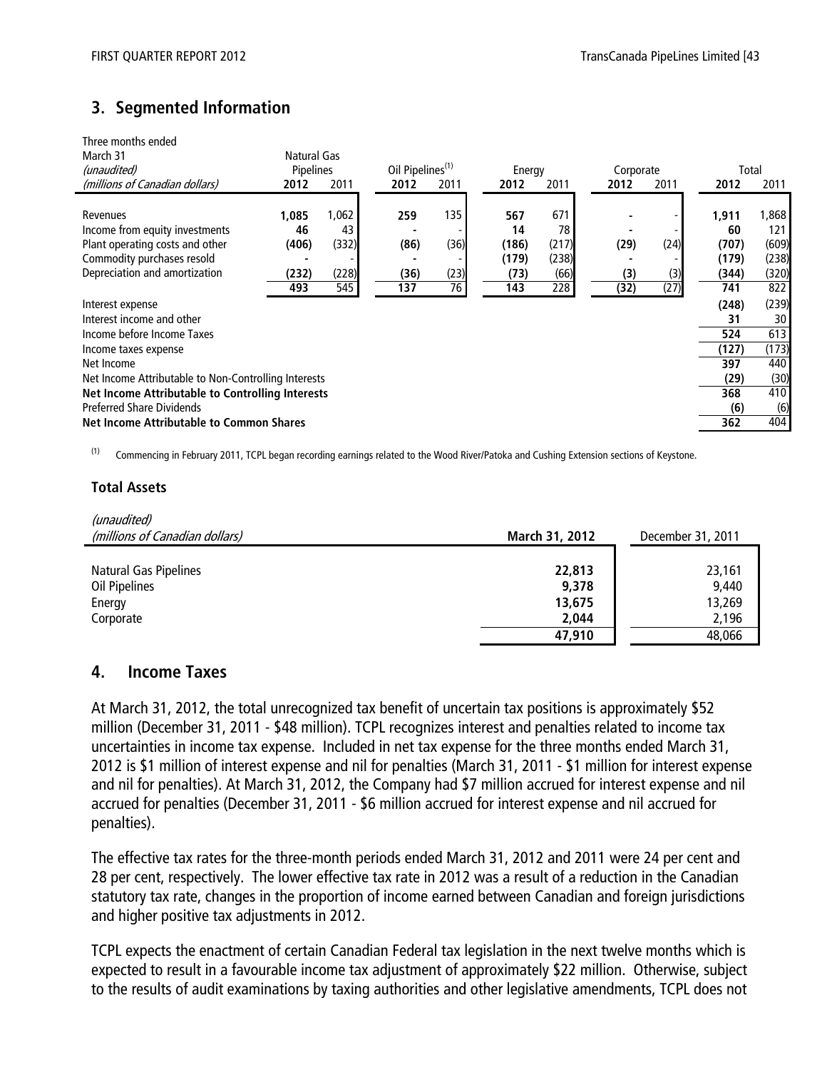## 3. Segmented Information

| Three months ended March 31 (unaudited) (millions of Canadian dollars) | Natural Gas Pipelines | | Oil Pipelines[(1)] | | Energy | | Corporate | | Total | |
|---|---|---|---|---|---|---|---|---|---|---|
| | **2012** | 2011 | **2012** | 2011 | **2012** | 2011 | **2012** | 2011 | **2012** | 2011 |
| Revenues | **1,085** | 1,062 | **259** | 135 | **567** | 671 | **-** | - | **1,911** | 1,868 |
| Income from equity investments | **46** | 43 | **-** | - | **14** | 78 | **-** | - | **60** | 121 |
| Plant operating costs and other | **(406)** | (332) | **(86)** | (36) | **(186)** | (217) | **(29)** | (24) | **(707)** | (609) |
| Commodity purchases resold | **-** | - | **-** | - | **(179)** | (238) | **-** | - | **(179)** | (238) |
| Depreciation and amortization | **(232)** | (228) | **(36)** | (23) | **(73)** | (66) | **(3)** | (3) | **(344)** | (320) |
| | **493** | 545 | **137** | 76 | **143** | 228 | **(32)** | (27) | **741** | 822 |
| Interest expense | | | | | | | | | **(248)** | (239) |
| Interest income and other | | | | | | | | | **31** | 30 |
| Income before Income Taxes | | | | | | | | | **524** | 613 |
| Income taxes expense | | | | | | | | | **(127)** | (173) |
| Net Income | | | | | | | | | **397** | 440 |
| Net Income Attributable to Non-Controlling Interests | | | | | | | | | **(29)** | (30) |
| **Net Income Attributable to Controlling Interests** | | | | | | | | | **368** | 410 |
| Preferred Share Dividends | | | | | | | | | **(6)** | (6) |
| **Net Income Attributable to Common Shares** | | | | | | | | | **362** | 404 |

(1) Commencing in February 2011, TCPL began recording earnings related to the Wood River/Patoka and Cushing Extension sections of Keystone.

### Total Assets

| *(unaudited)* *(millions of Canadian dollars)* | **March 31, 2012** | December 31, 2011 |
|---|---|---|
| Natural Gas Pipelines | **22,813** | 23,161 |
| Oil Pipelines | **9,378** | 9,440 |
| Energy | **13,675** | 13,269 |
| Corporate | **2,044** | 2,196 |
| | **47,910** | 48,066 |

## 4. Income Taxes

At March 31, 2012, the total unrecognized tax benefit of uncertain tax positions is approximately $52 million (December 31, 2011 - $48 million). TCPL recognizes interest and penalties related to income tax uncertainties in income tax expense. Included in net tax expense for the three months ended March 31, 2012 is $1 million of interest expense and nil for penalties (March 31, 2011 - $1 million for interest expense and nil for penalties). At March 31, 2012, the Company had $7 million accrued for interest expense and nil accrued for penalties (December 31, 2011 - $6 million accrued for interest expense and nil accrued for penalties).

The effective tax rates for the three-month periods ended March 31, 2012 and 2011 were 24 per cent and 28 per cent, respectively. The lower effective tax rate in 2012 was a result of a reduction in the Canadian statutory tax rate, changes in the proportion of income earned between Canadian and foreign jurisdictions and higher positive tax adjustments in 2012.

TCPL expects the enactment of certain Canadian Federal tax legislation in the next twelve months which is expected to result in a favourable income tax adjustment of approximately $22 million. Otherwise, subject to the results of audit examinations by taxing authorities and other legislative amendments, TCPL does not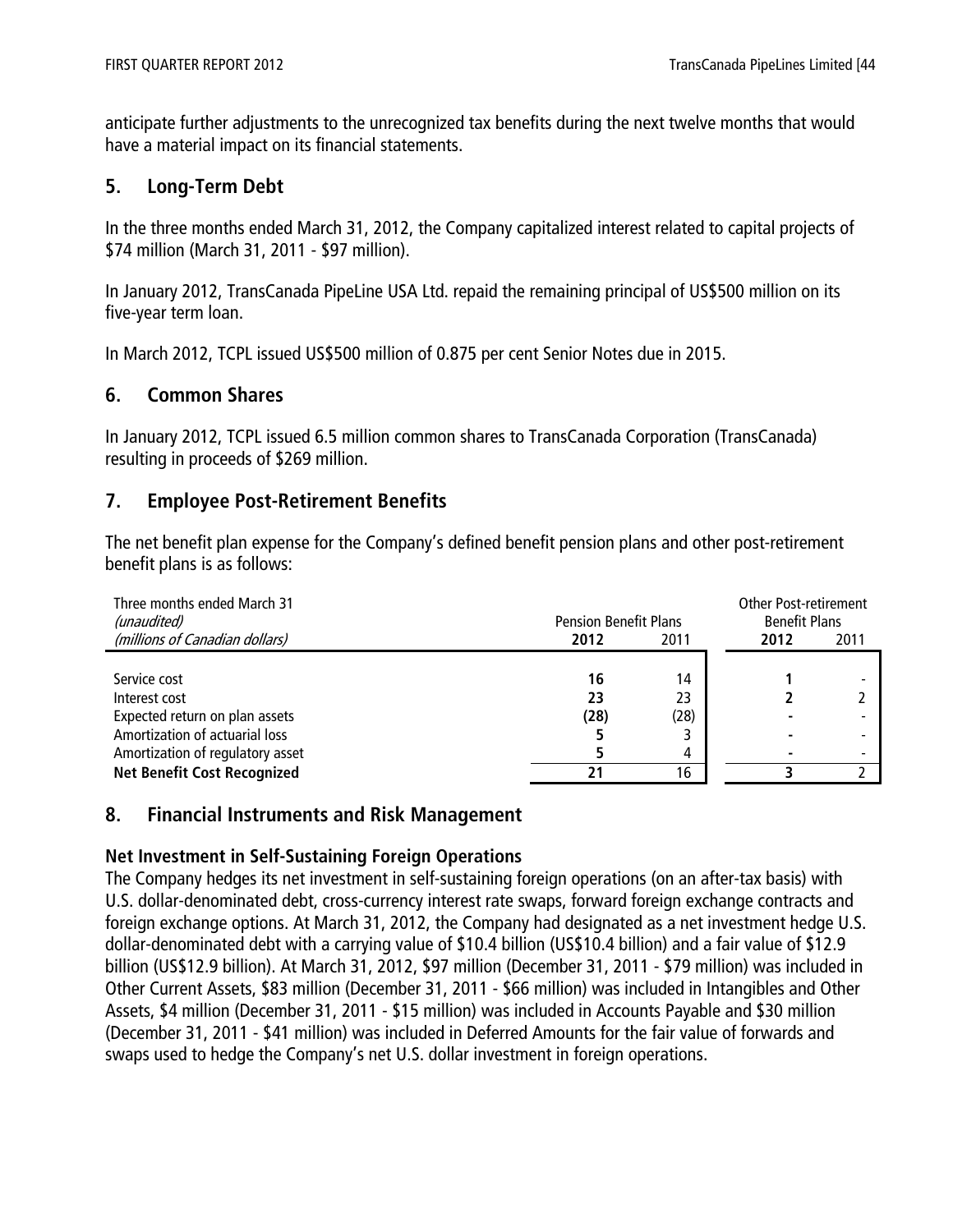anticipate further adjustments to the unrecognized tax benefits during the next twelve months that would have a material impact on its financial statements.

## 5. Long-Term Debt

In the three months ended March 31, 2012, the Company capitalized interest related to capital projects of $74 million (March 31, 2011 - $97 million).

In January 2012, TransCanada PipeLine USA Ltd. repaid the remaining principal of US$500 million on its five-year term loan.

In March 2012, TCPL issued US$500 million of 0.875 per cent Senior Notes due in 2015.

## 6. Common Shares

In January 2012, TCPL issued 6.5 million common shares to TransCanada Corporation (TransCanada) resulting in proceeds of $269 million.

## 7. Employee Post-Retirement Benefits

The net benefit plan expense for the Company's defined benefit pension plans and other post-retirement benefit plans is as follows:

| Three months ended March 31 *(unaudited)* *(millions of Canadian dollars)* | Pension Benefit Plans | | Other Post-retirement Benefit Plans | |
|---|---|---|---|---|
| | **2012** | 2011 | **2012** | 2011 |
| Service cost | **16** | 14 | **1** | - |
| Interest cost | **23** | 23 | **2** | 2 |
| Expected return on plan assets | **(28)** | (28) | **-** | - |
| Amortization of actuarial loss | **5** | 3 | **-** | - |
| Amortization of regulatory asset | **5** | 4 | **-** | - |
| **Net Benefit Cost Recognized** | **21** | 16 | **3** | 2 |

## 8. Financial Instruments and Risk Management

### Net Investment in Self-Sustaining Foreign Operations

The Company hedges its net investment in self-sustaining foreign operations (on an after-tax basis) with U.S. dollar-denominated debt, cross-currency interest rate swaps, forward foreign exchange contracts and foreign exchange options. At March 31, 2012, the Company had designated as a net investment hedge U.S. dollar-denominated debt with a carrying value of $10.4 billion (US$10.4 billion) and a fair value of $12.9 billion (US$12.9 billion). At March 31, 2012, $97 million (December 31, 2011 - $79 million) was included in Other Current Assets, $83 million (December 31, 2011 - $66 million) was included in Intangibles and Other Assets, $4 million (December 31, 2011 - $15 million) was included in Accounts Payable and $30 million (December 31, 2011 - $41 million) was included in Deferred Amounts for the fair value of forwards and swaps used to hedge the Company's net U.S. dollar investment in foreign operations.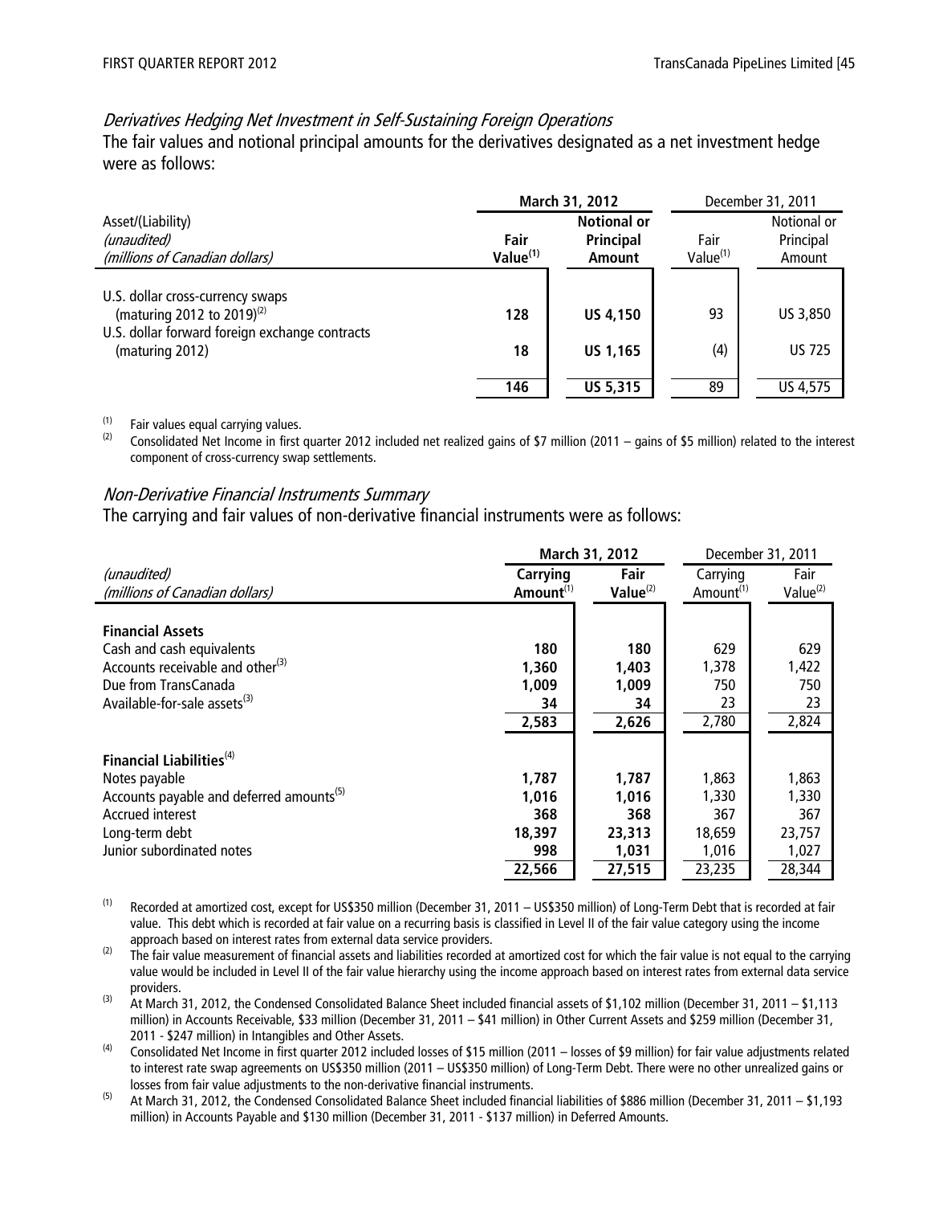### *Derivatives Hedging Net Investment in Self-Sustaining Foreign Operations*

The fair values and notional principal amounts for the derivatives designated as a net investment hedge were as follows:

| Asset/(Liability) *(unaudited)* *(millions of Canadian dollars)* | **March 31, 2012** | | December 31, 2011 | |
|---|---|---|---|---|
| | **Fair Value[(1)]** | **Notional or Principal Amount** | Fair Value[(1)] | Notional or Principal Amount |
| U.S. dollar cross-currency swaps (maturing 2012 to 2019)[(2)] | **128** | **US 4,150** | 93 | US 3,850 |
| U.S. dollar forward foreign exchange contracts (maturing 2012) | **18** | **US 1,165** | (4) | US 725 |
| | **146** | **US 5,315** | 89 | US 4,575 |

(1) Fair values equal carrying values.

(2) Consolidated Net Income in first quarter 2012 included net realized gains of $7 million (2011 – gains of $5 million) related to the interest component of cross-currency swap settlements.

### *Non-Derivative Financial Instruments Summary*

The carrying and fair values of non-derivative financial instruments were as follows:

| *(unaudited)* *(millions of Canadian dollars)* | **March 31, 2012** | | December 31, 2011 | |
|---|---|---|---|---|
| | **Carrying Amount[(1)]** | **Fair Value[(2)]** | Carrying Amount[(1)] | Fair Value[(2)] |
| **Financial Assets** | | | | |
| Cash and cash equivalents | **180** | **180** | 629 | 629 |
| Accounts receivable and other[(3)] | **1,360** | **1,403** | 1,378 | 1,422 |
| Due from TransCanada | **1,009** | **1,009** | 750 | 750 |
| Available-for-sale assets[(3)] | **34** | **34** | 23 | 23 |
| | **2,583** | **2,626** | 2,780 | 2,824 |
| **Financial Liabilities[(4)]** | | | | |
| Notes payable | **1,787** | **1,787** | 1,863 | 1,863 |
| Accounts payable and deferred amounts[(5)] | **1,016** | **1,016** | 1,330 | 1,330 |
| Accrued interest | **368** | **368** | 367 | 367 |
| Long-term debt | **18,397** | **23,313** | 18,659 | 23,757 |
| Junior subordinated notes | **998** | **1,031** | 1,016 | 1,027 |
| | **22,566** | **27,515** | 23,235 | 28,344 |

(1) Recorded at amortized cost, except for US$350 million (December 31, 2011 – US$350 million) of Long-Term Debt that is recorded at fair value. This debt which is recorded at fair value on a recurring basis is classified in Level II of the fair value category using the income approach based on interest rates from external data service providers.

(2) The fair value measurement of financial assets and liabilities recorded at amortized cost for which the fair value is not equal to the carrying value would be included in Level II of the fair value hierarchy using the income approach based on interest rates from external data service providers.

(3) At March 31, 2012, the Condensed Consolidated Balance Sheet included financial assets of $1,102 million (December 31, 2011 – $1,113 million) in Accounts Receivable, $33 million (December 31, 2011 – $41 million) in Other Current Assets and $259 million (December 31, 2011 - $247 million) in Intangibles and Other Assets.

(4) Consolidated Net Income in first quarter 2012 included losses of $15 million (2011 – losses of $9 million) for fair value adjustments related to interest rate swap agreements on US$350 million (2011 – US$350 million) of Long-Term Debt. There were no other unrealized gains or losses from fair value adjustments to the non-derivative financial instruments.

(5) At March 31, 2012, the Condensed Consolidated Balance Sheet included financial liabilities of $886 million (December 31, 2011 – $1,193 million) in Accounts Payable and $130 million (December 31, 2011 - $137 million) in Deferred Amounts.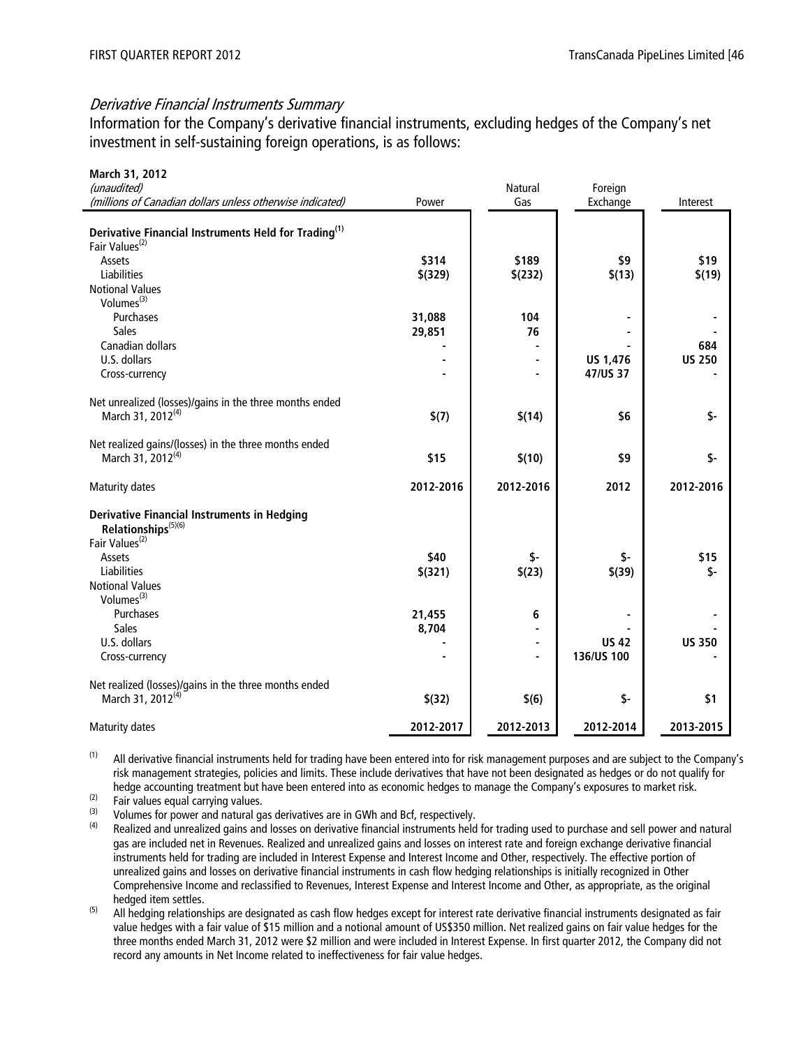### *Derivative Financial Instruments Summary*

Information for the Company's derivative financial instruments, excluding hedges of the Company's net investment in self-sustaining foreign operations, is as follows:

| **March 31, 2012**<br>*(unaudited)*<br>*(millions of Canadian dollars unless otherwise indicated)* | Power | Natural Gas | Foreign Exchange | Interest |
|---|---|---|---|---|
| **Derivative Financial Instruments Held for Trading**[(1)] | | | | |
| Fair Values[(2)] | | | | |
| Assets | **\$314** | **\$189** | **\$9** | **\$19** |
| Liabilities | **\$(329)** | **\$(232)** | **\$(13)** | **\$(19)** |
| Notional Values | | | | |
| Volumes[(3)] | | | | |
| Purchases | **31,088** | **104** | **-** | **-** |
| Sales | **29,851** | **76** | **-** | **-** |
| Canadian dollars | **-** | **-** | **-** | **684** |
| U.S. dollars | **-** | **-** | **US 1,476** | **US 250** |
| Cross-currency | **-** | **-** | **47/US 37** | **-** |
| Net unrealized (losses)/gains in the three months ended March 31, 2012[(4)] | **\$(7)** | **\$(14)** | **\$6** | **\$-** |
| Net realized gains/(losses) in the three months ended March 31, 2012[(4)] | **\$15** | **\$(10)** | **\$9** | **\$-** |
| Maturity dates | **2012-2016** | **2012-2016** | **2012** | **2012-2016** |
| **Derivative Financial Instruments in Hedging Relationships**[(5)(6)] | | | | |
| Fair Values[(2)] | | | | |
| Assets | **\$40** | **\$-** | **\$-** | **\$15** |
| Liabilities | **\$(321)** | **\$(23)** | **\$(39)** | **\$-** |
| Notional Values | | | | |
| Volumes[(3)] | | | | |
| Purchases | **21,455** | **6** | **-** | **-** |
| Sales | **8,704** | **-** | **-** | **-** |
| U.S. dollars | **-** | **-** | **US 42** | **US 350** |
| Cross-currency | **-** | **-** | **136/US 100** | **-** |
| Net realized (losses)/gains in the three months ended March 31, 2012[(4)] | **\$(32)** | **\$(6)** | **\$-** | **\$1** |
| Maturity dates | **2012-2017** | **2012-2013** | **2012-2014** | **2013-2015** |

(1) All derivative financial instruments held for trading have been entered into for risk management purposes and are subject to the Company's risk management strategies, policies and limits. These include derivatives that have not been designated as hedges or do not qualify for hedge accounting treatment but have been entered into as economic hedges to manage the Company's exposures to market risk.

(2) Fair values equal carrying values.

(3) Volumes for power and natural gas derivatives are in GWh and Bcf, respectively.

(4) Realized and unrealized gains and losses on derivative financial instruments held for trading used to purchase and sell power and natural gas are included net in Revenues. Realized and unrealized gains and losses on interest rate and foreign exchange derivative financial instruments held for trading are included in Interest Expense and Interest Income and Other, respectively. The effective portion of unrealized gains and losses on derivative financial instruments in cash flow hedging relationships is initially recognized in Other Comprehensive Income and reclassified to Revenues, Interest Expense and Interest Income and Other, as appropriate, as the original hedged item settles.

(5) All hedging relationships are designated as cash flow hedges except for interest rate derivative financial instruments designated as fair value hedges with a fair value of \$15 million and a notional amount of US\$350 million. Net realized gains on fair value hedges for the three months ended March 31, 2012 were \$2 million and were included in Interest Expense. In first quarter 2012, the Company did not record any amounts in Net Income related to ineffectiveness for fair value hedges.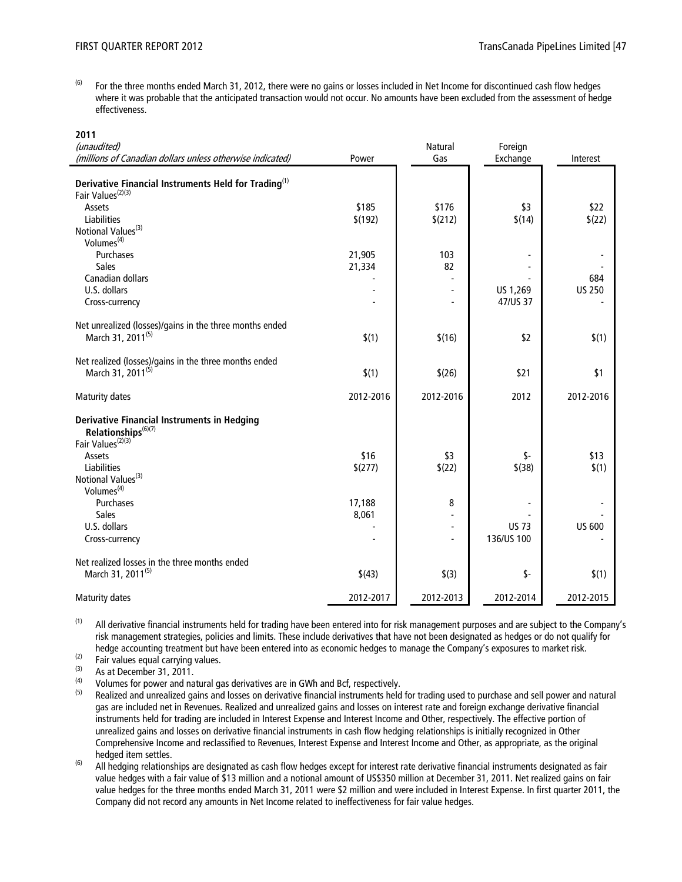[6] For the three months ended March 31, 2012, there were no gains or losses included in Net Income for discontinued cash flow hedges where it was probable that the anticipated transaction would not occur. No amounts have been excluded from the assessment of hedge effectiveness.

**2011**

| *(unaudited)* *(millions of Canadian dollars unless otherwise indicated)* | Power | Natural Gas | Foreign Exchange | Interest |
|---|---|---|---|---|
| **Derivative Financial Instruments Held for Trading**[1] | | | | |
| Fair Values[2][3] | | | | |
| Assets | $185 | $176 | $3 | $22 |
| Liabilities | $(192) | $(212) | $(14) | $(22) |
| Notional Values[3] | | | | |
| Volumes[4] | | | | |
| Purchases | 21,905 | 103 | - | - |
| Sales | 21,334 | 82 | - | - |
| Canadian dollars | - | - | - | 684 |
| U.S. dollars | - | - | US 1,269 | US 250 |
| Cross-currency | - | - | 47/US 37 | - |
| Net unrealized (losses)/gains in the three months ended March 31, 2011[5] | $(1) | $(16) | $2 | $(1) |
| Net realized (losses)/gains in the three months ended March 31, 2011[5] | $(1) | $(26) | $21 | $1 |
| Maturity dates | 2012-2016 | 2012-2016 | 2012 | 2012-2016 |
| **Derivative Financial Instruments in Hedging Relationships**[6][7] | | | | |
| Fair Values[2][3] | | | | |
| Assets | $16 | $3 | $- | $13 |
| Liabilities | $(277) | $(22) | $(38) | $(1) |
| Notional Values[3] | | | | |
| Volumes[4] | | | | |
| Purchases | 17,188 | 8 | - | - |
| Sales | 8,061 | - | - | - |
| U.S. dollars | - | - | US 73 | US 600 |
| Cross-currency | - | - | 136/US 100 | - |
| Net realized losses in the three months ended March 31, 2011[5] | $(43) | $(3) | $- | $(1) |
| Maturity dates | 2012-2017 | 2012-2013 | 2012-2014 | 2012-2015 |

[1] All derivative financial instruments held for trading have been entered into for risk management purposes and are subject to the Company's risk management strategies, policies and limits. These include derivatives that have not been designated as hedges or do not qualify for hedge accounting treatment but have been entered into as economic hedges to manage the Company's exposures to market risk.

[2] Fair values equal carrying values.

[3] As at December 31, 2011.

[4] Volumes for power and natural gas derivatives are in GWh and Bcf, respectively.

[5] Realized and unrealized gains and losses on derivative financial instruments held for trading used to purchase and sell power and natural gas are included net in Revenues. Realized and unrealized gains and losses on interest rate and foreign exchange derivative financial instruments held for trading are included in Interest Expense and Interest Income and Other, respectively. The effective portion of unrealized gains and losses on derivative financial instruments in cash flow hedging relationships is initially recognized in Other Comprehensive Income and reclassified to Revenues, Interest Expense and Interest Income and Other, as appropriate, as the original hedged item settles.

[6] All hedging relationships are designated as cash flow hedges except for interest rate derivative financial instruments designated as fair value hedges with a fair value of $13 million and a notional amount of US$350 million at December 31, 2011. Net realized gains on fair value hedges for the three months ended March 31, 2011 were $2 million and were included in Interest Expense. In first quarter 2011, the Company did not record any amounts in Net Income related to ineffectiveness for fair value hedges.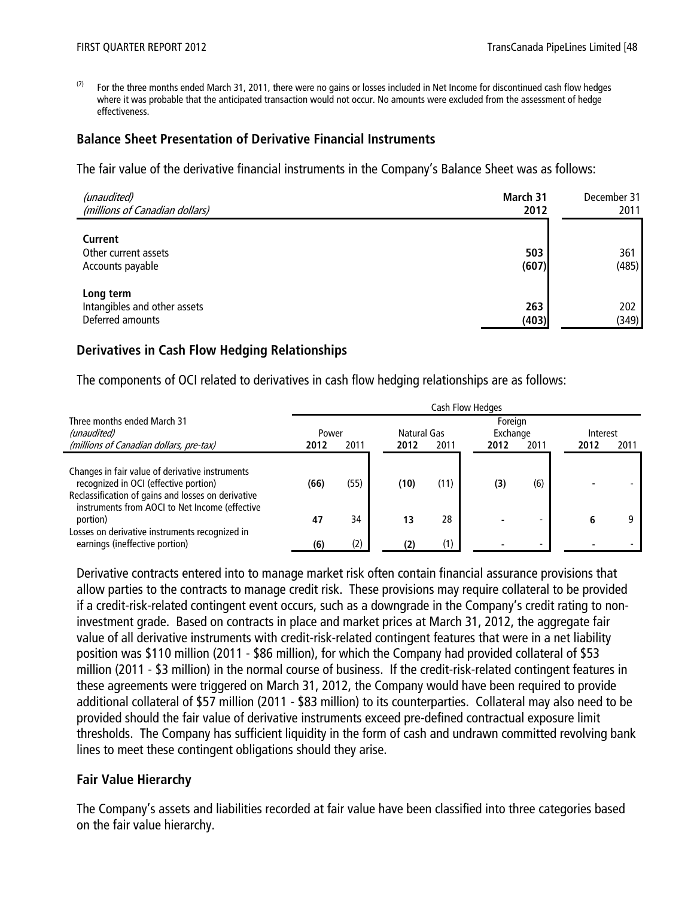(7) For the three months ended March 31, 2011, there were no gains or losses included in Net Income for discontinued cash flow hedges where it was probable that the anticipated transaction would not occur. No amounts were excluded from the assessment of hedge effectiveness.

## Balance Sheet Presentation of Derivative Financial Instruments

The fair value of the derivative financial instruments in the Company's Balance Sheet was as follows:

| *(unaudited)* *(millions of Canadian dollars)* | **March 31 2012** | December 31 2011 |
|---|---|---|
| **Current** | | |
| Other current assets | **503** | 361 |
| Accounts payable | **(607)** | (485) |
| **Long term** | | |
| Intangibles and other assets | **263** | 202 |
| Deferred amounts | **(403)** | (349) |

## Derivatives in Cash Flow Hedging Relationships

The components of OCI related to derivatives in cash flow hedging relationships are as follows:

| Three months ended March 31 *(unaudited)* *(millions of Canadian dollars, pre-tax)* | Cash Flow Hedges | | | | | | | |
|---|---|---|---|---|---|---|---|---|
| | Power | | Natural Gas | | Foreign Exchange | | Interest | |
| | **2012** | 2011 | **2012** | 2011 | **2012** | 2011 | **2012** | 2011 |
| Changes in fair value of derivative instruments recognized in OCI (effective portion) | **(66)** | (55) | **(10)** | (11) | **(3)** | (6) | **-** | - |
| Reclassification of gains and losses on derivative instruments from AOCI to Net Income (effective portion) | **47** | 34 | **13** | 28 | **-** | - | **6** | 9 |
| Losses on derivative instruments recognized in earnings (ineffective portion) | **(6)** | (2) | **(2)** | (1) | **-** | - | **-** | - |

Derivative contracts entered into to manage market risk often contain financial assurance provisions that allow parties to the contracts to manage credit risk. These provisions may require collateral to be provided if a credit-risk-related contingent event occurs, such as a downgrade in the Company's credit rating to non-investment grade. Based on contracts in place and market prices at March 31, 2012, the aggregate fair value of all derivative instruments with credit-risk-related contingent features that were in a net liability position was $110 million (2011 - $86 million), for which the Company had provided collateral of $53 million (2011 - $3 million) in the normal course of business. If the credit-risk-related contingent features in these agreements were triggered on March 31, 2012, the Company would have been required to provide additional collateral of $57 million (2011 - $83 million) to its counterparties. Collateral may also need to be provided should the fair value of derivative instruments exceed pre-defined contractual exposure limit thresholds. The Company has sufficient liquidity in the form of cash and undrawn committed revolving bank lines to meet these contingent obligations should they arise.

## Fair Value Hierarchy

The Company's assets and liabilities recorded at fair value have been classified into three categories based on the fair value hierarchy.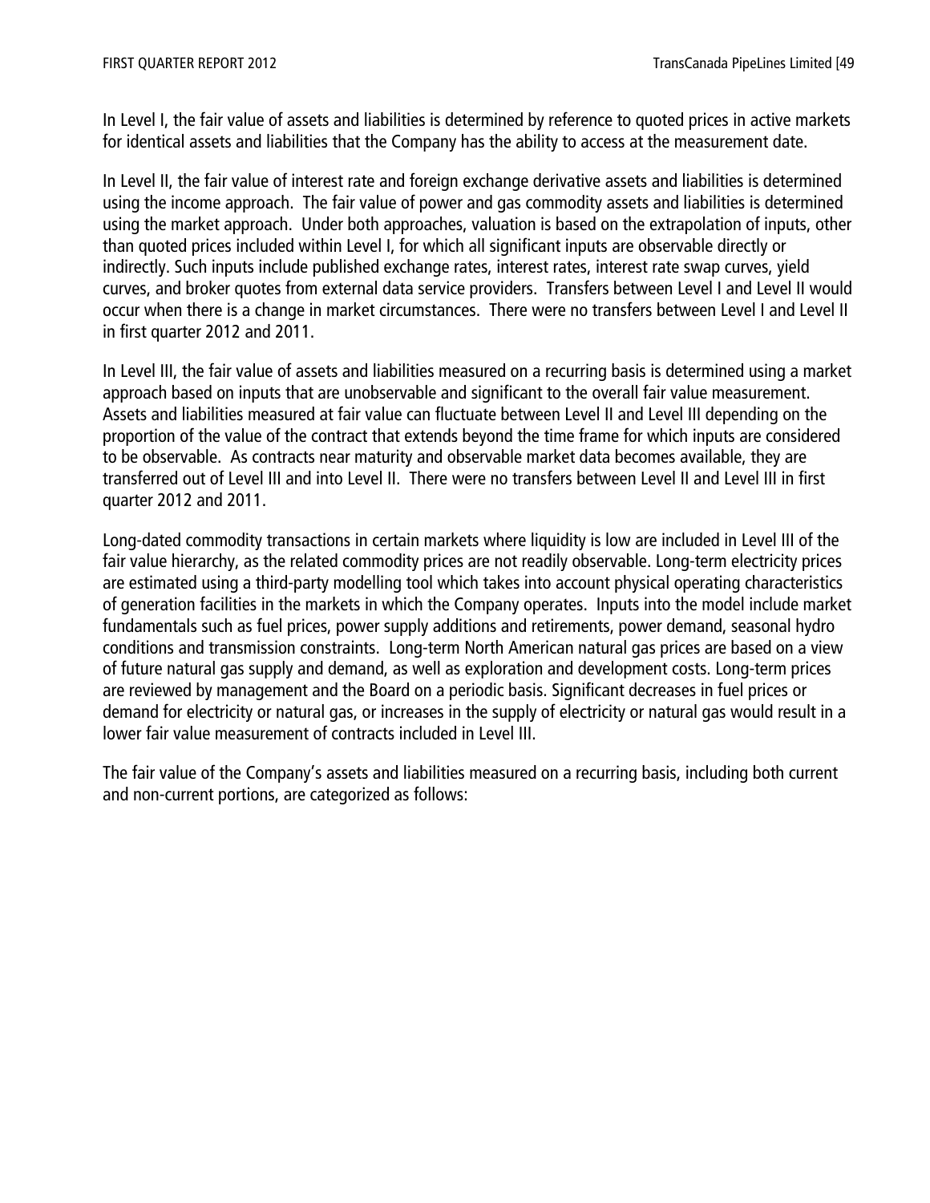In Level I, the fair value of assets and liabilities is determined by reference to quoted prices in active markets for identical assets and liabilities that the Company has the ability to access at the measurement date.

In Level II, the fair value of interest rate and foreign exchange derivative assets and liabilities is determined using the income approach. The fair value of power and gas commodity assets and liabilities is determined using the market approach. Under both approaches, valuation is based on the extrapolation of inputs, other than quoted prices included within Level I, for which all significant inputs are observable directly or indirectly. Such inputs include published exchange rates, interest rates, interest rate swap curves, yield curves, and broker quotes from external data service providers. Transfers between Level I and Level II would occur when there is a change in market circumstances. There were no transfers between Level I and Level II in first quarter 2012 and 2011.

In Level III, the fair value of assets and liabilities measured on a recurring basis is determined using a market approach based on inputs that are unobservable and significant to the overall fair value measurement. Assets and liabilities measured at fair value can fluctuate between Level II and Level III depending on the proportion of the value of the contract that extends beyond the time frame for which inputs are considered to be observable. As contracts near maturity and observable market data becomes available, they are transferred out of Level III and into Level II. There were no transfers between Level II and Level III in first quarter 2012 and 2011.

Long-dated commodity transactions in certain markets where liquidity is low are included in Level III of the fair value hierarchy, as the related commodity prices are not readily observable. Long-term electricity prices are estimated using a third-party modelling tool which takes into account physical operating characteristics of generation facilities in the markets in which the Company operates. Inputs into the model include market fundamentals such as fuel prices, power supply additions and retirements, power demand, seasonal hydro conditions and transmission constraints. Long-term North American natural gas prices are based on a view of future natural gas supply and demand, as well as exploration and development costs. Long-term prices are reviewed by management and the Board on a periodic basis. Significant decreases in fuel prices or demand for electricity or natural gas, or increases in the supply of electricity or natural gas would result in a lower fair value measurement of contracts included in Level III.

The fair value of the Company's assets and liabilities measured on a recurring basis, including both current and non-current portions, are categorized as follows: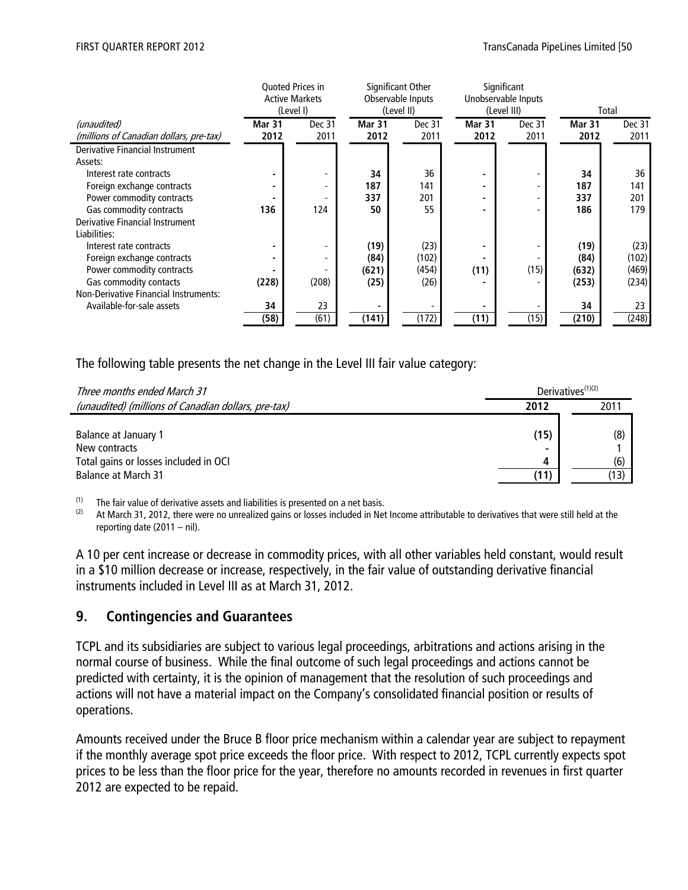| (unaudited) (millions of Canadian dollars, pre-tax) | Quoted Prices in Active Markets (Level I) | | Significant Other Observable Inputs (Level II) | | Significant Unobservable Inputs (Level III) | | Total | |
|---|---|---|---|---|---|---|---|---|
| | **Mar 31 2012** | Dec 31 2011 | **Mar 31 2012** | Dec 31 2011 | **Mar 31 2012** | Dec 31 2011 | **Mar 31 2012** | Dec 31 2011 |
| Derivative Financial Instrument Assets: | | | | | | | | |
| Interest rate contracts | **-** | - | **34** | 36 | **-** | - | **34** | 36 |
| Foreign exchange contracts | **-** | - | **187** | 141 | **-** | - | **187** | 141 |
| Power commodity contracts | **-** | - | **337** | 201 | **-** | - | **337** | 201 |
| Gas commodity contracts | **136** | 124 | **50** | 55 | **-** | - | **186** | 179 |
| Derivative Financial Instrument Liabilities: | | | | | | | | |
| Interest rate contracts | **-** | - | **(19)** | (23) | **-** | - | **(19)** | (23) |
| Foreign exchange contracts | **-** | - | **(84)** | (102) | **-** | - | **(84)** | (102) |
| Power commodity contracts | **-** | - | **(621)** | (454) | **(11)** | (15) | **(632)** | (469) |
| Gas commodity contacts | **(228)** | (208) | **(25)** | (26) | **-** | - | **(253)** | (234) |
| Non-Derivative Financial Instruments: | | | | | | | | |
| Available-for-sale assets | **34** | 23 | **-** | - | **-** | - | **34** | 23 |
| | **(58)** | (61) | **(141)** | (172) | **(11)** | (15) | **(210)** | (248) |

The following table presents the net change in the Level III fair value category:

| *Three months ended March 31* *(unaudited) (millions of Canadian dollars, pre-tax)* | Derivatives[(1)(2)] | |
|---|---|---|
| | **2012** | 2011 |
| Balance at January 1 | **(15)** | (8) |
| New contracts | **-** | 1 |
| Total gains or losses included in OCI | **4** | (6) |
| Balance at March 31 | **(11)** | (13) |

(1) The fair value of derivative assets and liabilities is presented on a net basis.
(2) At March 31, 2012, there were no unrealized gains or losses included in Net Income attributable to derivatives that were still held at the reporting date (2011 – nil).

A 10 per cent increase or decrease in commodity prices, with all other variables held constant, would result in a $10 million decrease or increase, respectively, in the fair value of outstanding derivative financial instruments included in Level III as at March 31, 2012.

## 9. Contingencies and Guarantees

TCPL and its subsidiaries are subject to various legal proceedings, arbitrations and actions arising in the normal course of business. While the final outcome of such legal proceedings and actions cannot be predicted with certainty, it is the opinion of management that the resolution of such proceedings and actions will not have a material impact on the Company's consolidated financial position or results of operations.

Amounts received under the Bruce B floor price mechanism within a calendar year are subject to repayment if the monthly average spot price exceeds the floor price. With respect to 2012, TCPL currently expects spot prices to be less than the floor price for the year, therefore no amounts recorded in revenues in first quarter 2012 are expected to be repaid.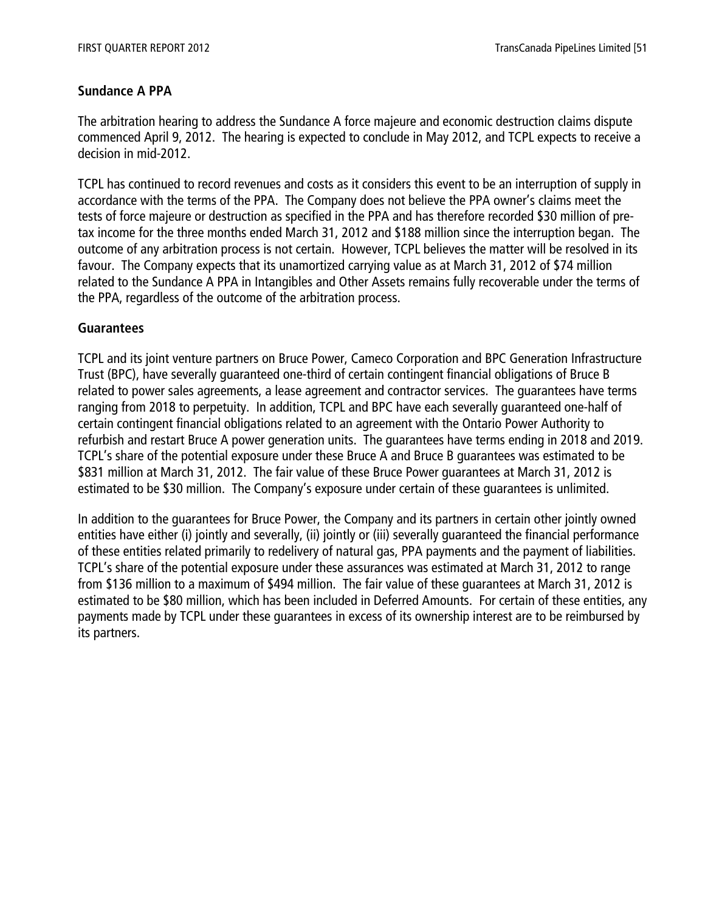**Sundance A PPA**

The arbitration hearing to address the Sundance A force majeure and economic destruction claims dispute commenced April 9, 2012. The hearing is expected to conclude in May 2012, and TCPL expects to receive a decision in mid-2012.

TCPL has continued to record revenues and costs as it considers this event to be an interruption of supply in accordance with the terms of the PPA. The Company does not believe the PPA owner's claims meet the tests of force majeure or destruction as specified in the PPA and has therefore recorded $30 million of pre-tax income for the three months ended March 31, 2012 and $188 million since the interruption began. The outcome of any arbitration process is not certain. However, TCPL believes the matter will be resolved in its favour. The Company expects that its unamortized carrying value as at March 31, 2012 of $74 million related to the Sundance A PPA in Intangibles and Other Assets remains fully recoverable under the terms of the PPA, regardless of the outcome of the arbitration process.

**Guarantees**

TCPL and its joint venture partners on Bruce Power, Cameco Corporation and BPC Generation Infrastructure Trust (BPC), have severally guaranteed one-third of certain contingent financial obligations of Bruce B related to power sales agreements, a lease agreement and contractor services. The guarantees have terms ranging from 2018 to perpetuity. In addition, TCPL and BPC have each severally guaranteed one-half of certain contingent financial obligations related to an agreement with the Ontario Power Authority to refurbish and restart Bruce A power generation units. The guarantees have terms ending in 2018 and 2019. TCPL's share of the potential exposure under these Bruce A and Bruce B guarantees was estimated to be $831 million at March 31, 2012. The fair value of these Bruce Power guarantees at March 31, 2012 is estimated to be $30 million. The Company's exposure under certain of these guarantees is unlimited.

In addition to the guarantees for Bruce Power, the Company and its partners in certain other jointly owned entities have either (i) jointly and severally, (ii) jointly or (iii) severally guaranteed the financial performance of these entities related primarily to redelivery of natural gas, PPA payments and the payment of liabilities. TCPL's share of the potential exposure under these assurances was estimated at March 31, 2012 to range from $136 million to a maximum of $494 million. The fair value of these guarantees at March 31, 2012 is estimated to be $80 million, which has been included in Deferred Amounts. For certain of these entities, any payments made by TCPL under these guarantees in excess of its ownership interest are to be reimbursed by its partners.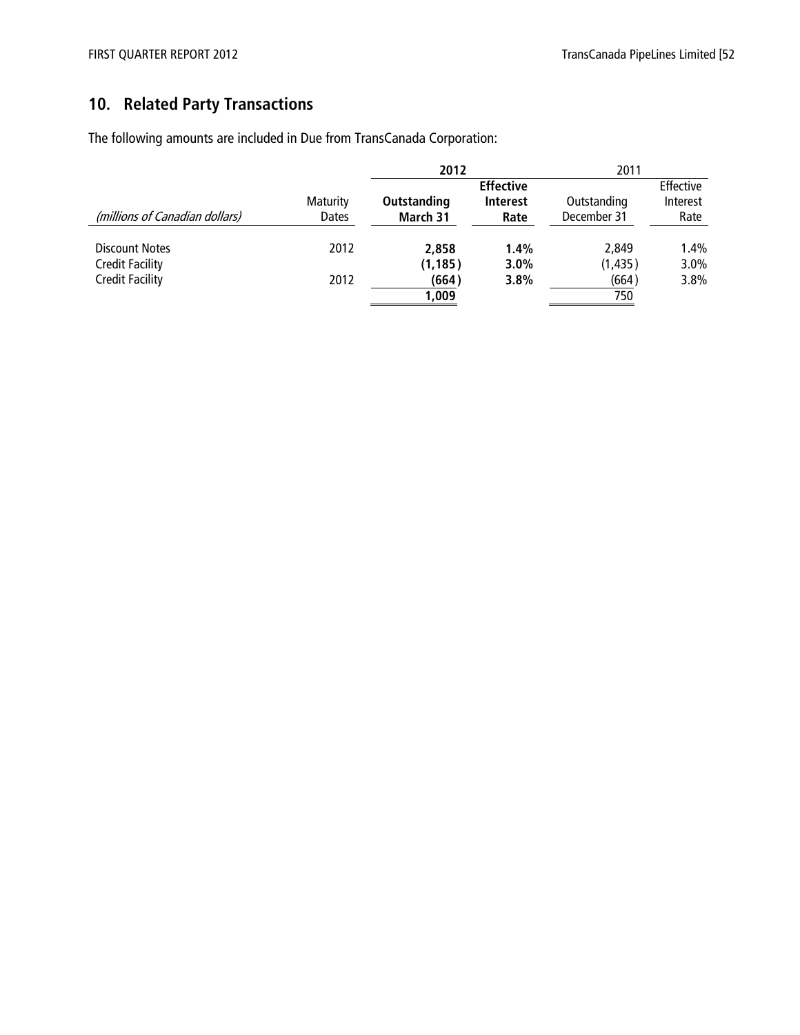## 10. Related Party Transactions

The following amounts are included in Due from TransCanada Corporation:

| | | 2012 | | 2011 | |
|---|---|---|---|---|---|
| *(millions of Canadian dollars)* | Maturity Dates | **Outstanding March 31** | **Effective Interest Rate** | Outstanding December 31 | Effective Interest Rate |
| Discount Notes | 2012 | **2,858** | **1.4%** | 2,849 | 1.4% |
| Credit Facility | | **(1,185)** | **3.0%** | (1,435) | 3.0% |
| Credit Facility | 2012 | **(664)** | **3.8%** | (664) | 3.8% |
| | | **1,009** | | 750 | |